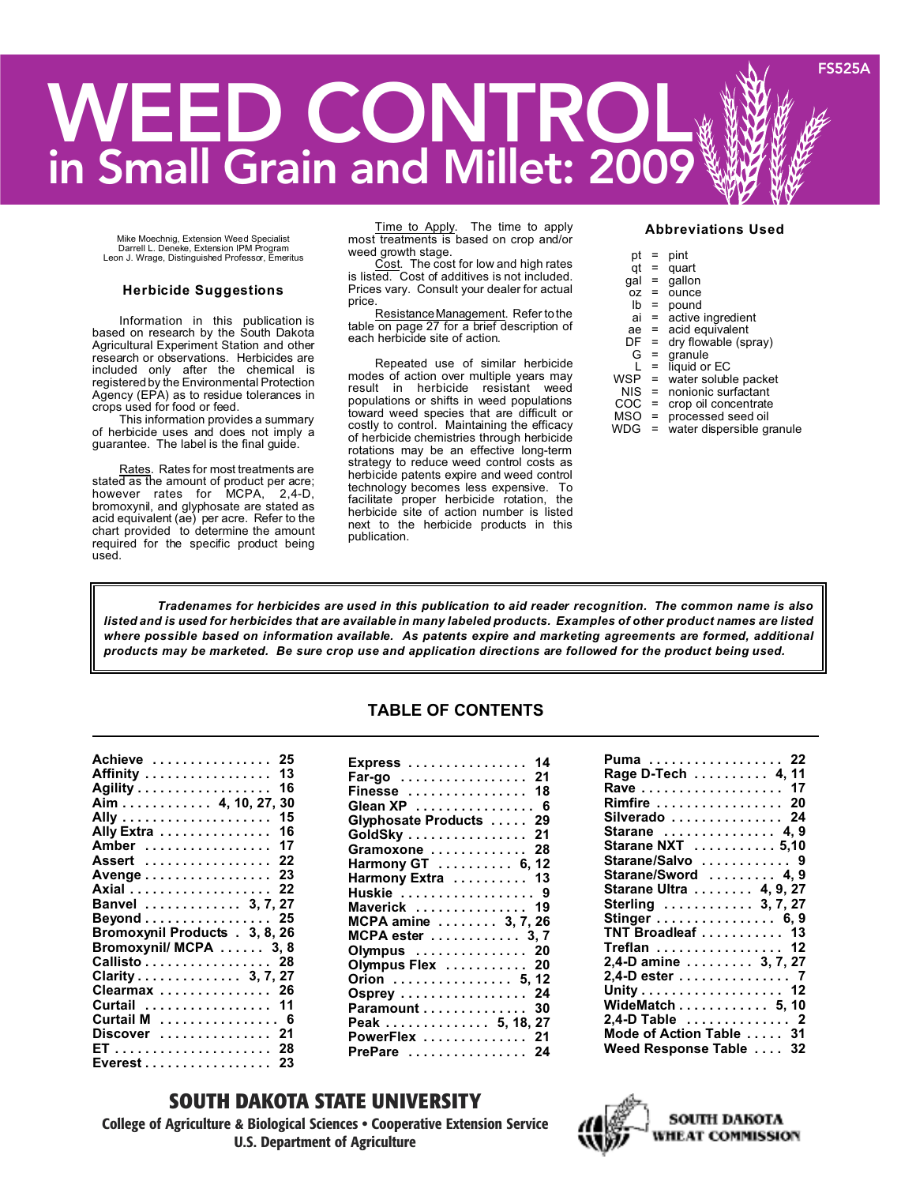FS525A

# WEED CONTROL in Small Grain and Millet: 2009

Mike Moechnig, Extension Weed Specialist
Darrell L. Deneke, Extension IPM Program
Leon J. Wrage, Distinguished Professor, Emeritus

## Herbicide Suggestions

Information in this publication is based on research by the South Dakota Agricultural Experiment Station and other research or observations. Herbicides are included only after the chemical is registered by the Environmental Protection Agency (EPA) as to residue tolerances in crops used for food or feed.

This information provides a summary of herbicide uses and does not imply a guarantee. The label is the final guide.

Rates. Rates for most treatments are stated as the amount of product per acre; however rates for MCPA, 2,4-D, bromoxynil, and glyphosate are stated as acid equivalent (ae) per acre. Refer to the chart provided to determine the amount required for the specific product being used.

Time to Apply. The time to apply most treatments is based on crop and/or weed growth stage.

Cost. The cost for low and high rates is listed. Cost of additives is not included. Prices vary. Consult your dealer for actual price.

Resistance Management. Refer to the table on page 27 for a brief description of each herbicide site of action.

Repeated use of similar herbicide modes of action over multiple years may result in herbicide resistant weed populations or shifts in weed populations toward weed species that are difficult or costly to control. Maintaining the efficacy of herbicide chemistries through herbicide rotations may be an effective long-term strategy to reduce weed control costs as herbicide patents expire and weed control technology becomes less expensive. To facilitate proper herbicide rotation, the herbicide site of action number is listed next to the herbicide products in this publication.

## Abbreviations Used

- pt = pint
- qt = quart
- gal = gallon
- oz = ounce
- lb = pound
- ai = active ingredient
- ae = acid equivalent
- DF = dry flowable (spray)
- G = granule
- L = liquid or EC
- WSP = water soluble packet
- NIS = nonionic surfactant
- COC = crop oil concentrate
- MSO = processed seed oil
- WDG = water dispersible granule

***Tradenames for herbicides are used in this publication to aid reader recognition. The common name is also listed and is used for herbicides that are available in many labeled products. Examples of other product names are listed where possible based on information available. As patents expire and marketing agreements are formed, additional products may be marketed. Be sure crop use and application directions are followed for the product being used.***

## TABLE OF CONTENTS

| Product | Page |
|---|---|
| Achieve | 25 |
| Affinity | 13 |
| Agility | 16 |
| Aim | 4, 10, 27, 30 |
| Ally | 15 |
| Ally Extra | 16 |
| Amber | 17 |
| Assert | 22 |
| Avenge | 23 |
| Axial | 22 |
| Banvel | 3, 7, 27 |
| Beyond | 25 |
| Bromoxynil Products | 3, 8, 26 |
| Bromoxynil/ MCPA | 3, 8 |
| Callisto | 28 |
| Clarity | 3, 7, 27 |
| Clearmax | 26 |
| Curtail | 11 |
| Curtail M | 6 |
| Discover | 21 |
| ET | 28 |
| Everest | 23 |
| Express | 14 |
| Far-go | 21 |
| Finesse | 18 |
| Glean XP | 6 |
| Glyphosate Products | 29 |
| GoldSky | 21 |
| Gramoxone | 28 |
| Harmony GT | 6, 12 |
| Harmony Extra | 13 |
| Huskie | 9 |
| Maverick | 19 |
| MCPA amine | 3, 7, 26 |
| MCPA ester | 3, 7 |
| Olympus | 20 |
| Olympus Flex | 20 |
| Orion | 5, 12 |
| Osprey | 24 |
| Paramount | 30 |
| Peak | 5, 18, 27 |
| PowerFlex | 21 |
| PrePare | 24 |
| Puma | 22 |
| Rage D-Tech | 4, 11 |
| Rave | 17 |
| Rimfire | 20 |
| Silverado | 24 |
| Starane | 4, 9 |
| Starane NXT | 5,10 |
| Starane/Salvo | 9 |
| Starane/Sword | 4, 9 |
| Starane Ultra | 4, 9, 27 |
| Sterling | 3, 7, 27 |
| Stinger | 6, 9 |
| TNT Broadleaf | 13 |
| Treflan | 12 |
| 2,4-D amine | 3, 7, 27 |
| 2,4-D ester | 7 |
| Unity | 12 |
| WideMatch | 5, 10 |
| 2,4-D Table | 2 |
| Mode of Action Table | 31 |
| Weed Response Table | 32 |

**SOUTH DAKOTA STATE UNIVERSITY**
College of Agriculture & Biological Sciences • Cooperative Extension Service
U.S. Department of Agriculture

SOUTH DAKOTA WHEAT COMMISSION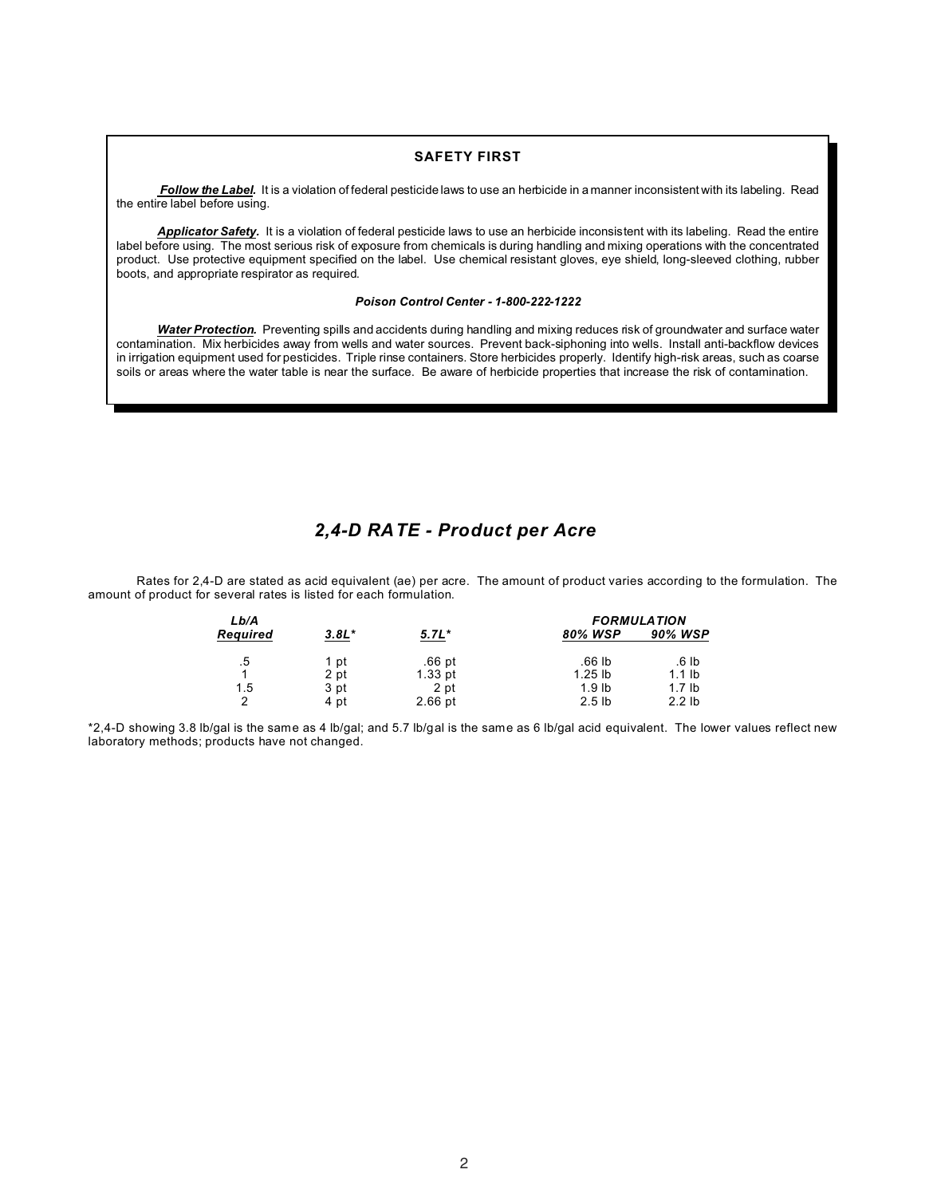## SAFETY FIRST

***Follow the Label.*** It is a violation of federal pesticide laws to use an herbicide in a manner inconsistent with its labeling. Read the entire label before using.

***Applicator Safety.*** It is a violation of federal pesticide laws to use an herbicide inconsistent with its labeling. Read the entire label before using. The most serious risk of exposure from chemicals is during handling and mixing operations with the concentrated product. Use protective equipment specified on the label. Use chemical resistant gloves, eye shield, long-sleeved clothing, rubber boots, and appropriate respirator as required.

***Poison Control Center - 1-800-222-1222***

***Water Protection.*** Preventing spills and accidents during handling and mixing reduces risk of groundwater and surface water contamination. Mix herbicides away from wells and water sources. Prevent back-siphoning into wells. Install anti-backflow devices in irrigation equipment used for pesticides. Triple rinse containers. Store herbicides properly. Identify high-risk areas, such as coarse soils or areas where the water table is near the surface. Be aware of herbicide properties that increase the risk of contamination.

## *2,4-D RATE - Product per Acre*

Rates for 2,4-D are stated as acid equivalent (ae) per acre. The amount of product varies according to the formulation. The amount of product for several rates is listed for each formulation.

| *Lb/A Required* | *3.8L** | *5.7L** | *FORMULATION 80% WSP* | *90% WSP* |
|---|---|---|---|---|
| .5 | 1 pt | .66 pt | .66 lb | .6 lb |
| 1 | 2 pt | 1.33 pt | 1.25 lb | 1.1 lb |
| 1.5 | 3 pt | 2 pt | 1.9 lb | 1.7 lb |
| 2 | 4 pt | 2.66 pt | 2.5 lb | 2.2 lb |

*2,4-D showing 3.8 lb/gal is the same as 4 lb/gal; and 5.7 lb/gal is the same as 6 lb/gal acid equivalent. The lower values reflect new laboratory methods; products have not changed.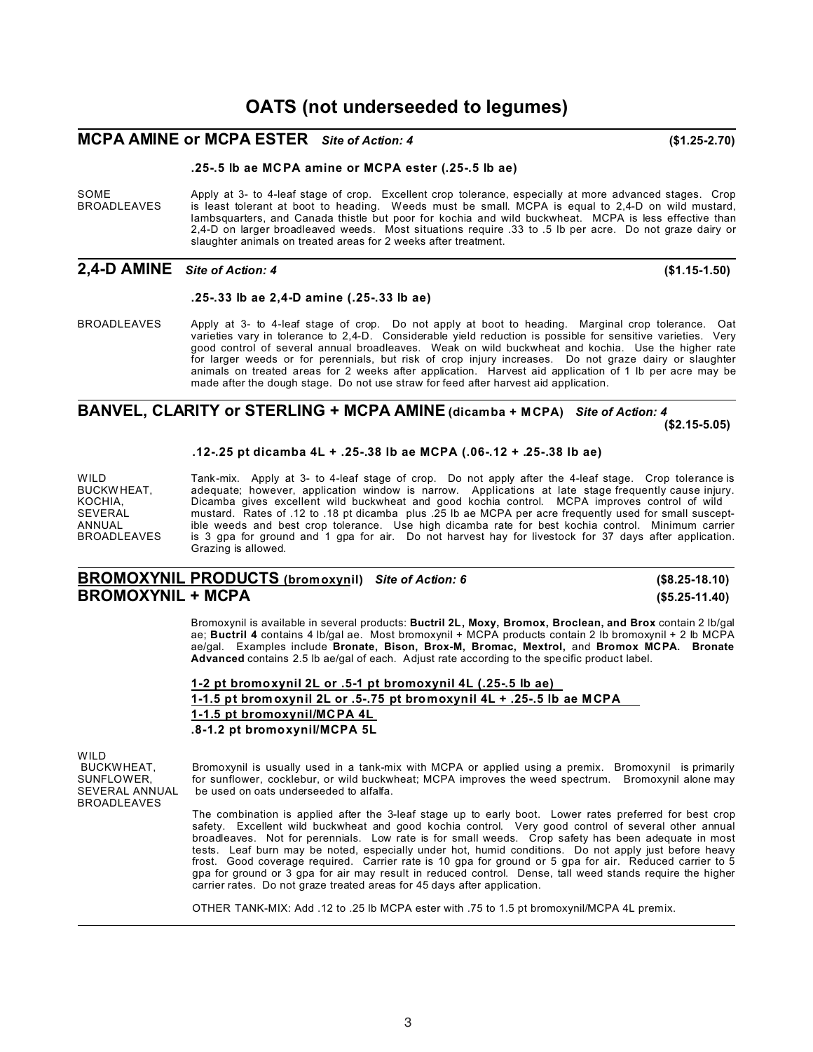# OATS (not underseeded to legumes)

## MCPA AMINE or MCPA ESTER *Site of Action: 4* **($1.25-2.70)**

**.25-.5 lb ae MCPA amine or MCPA ester (.25-.5 lb ae)**

SOME BROADLEAVES

Apply at 3- to 4-leaf stage of crop. Excellent crop tolerance, especially at more advanced stages. Crop is least tolerant at boot to heading. Weeds must be small. MCPA is equal to 2,4-D on wild mustard, lambsquarters, and Canada thistle but poor for kochia and wild buckwheat. MCPA is less effective than 2,4-D on larger broadleaved weeds. Most situations require .33 to .5 lb per acre. Do not graze dairy or slaughter animals on treated areas for 2 weeks after treatment.

## 2,4-D AMINE *Site of Action: 4* **($1.15-1.50)**

**.25-.33 lb ae 2,4-D amine (.25-.33 lb ae)**

BROADLEAVES

Apply at 3- to 4-leaf stage of crop. Do not apply at boot to heading. Marginal crop tolerance. Oat varieties vary in tolerance to 2,4-D. Considerable yield reduction is possible for sensitive varieties. Very good control of several annual broadleaves. Weak on wild buckwheat and kochia. Use the higher rate for larger weeds or for perennials, but risk of crop injury increases. Do not graze dairy or slaughter animals on treated areas for 2 weeks after application. Harvest aid application of 1 lb per acre may be made after the dough stage. Do not use straw for feed after harvest aid application.

## BANVEL, CLARITY or STERLING + MCPA AMINE (dicamba + MCPA) *Site of Action: 4* **($2.15-5.05)**

**.12-.25 pt dicamba 4L + .25-.38 lb ae MCPA (.06-.12 + .25-.38 lb ae)**

WILD BUCKWHEAT, KOCHIA, SEVERAL ANNUAL BROADLEAVES

Tank-mix. Apply at 3- to 4-leaf stage of crop. Do not apply after the 4-leaf stage. Crop tolerance is adequate; however, application window is narrow. Applications at late stage frequently cause injury. Dicamba gives excellent wild buckwheat and good kochia control. MCPA improves control of wild mustard. Rates of .12 to .18 pt dicamba plus .25 lb ae MCPA per acre frequently used for small susceptible weeds and best crop tolerance. Use high dicamba rate for best kochia control. Minimum carrier is 3 gpa for ground and 1 gpa for air. Do not harvest hay for livestock for 37 days after application. Grazing is allowed.

## BROMOXYNIL PRODUCTS (bromoxynil) *Site of Action: 6* **($8.25-18.10)**
## BROMOXYNIL + MCPA **($5.25-11.40)**

Bromoxynil is available in several products: **Buctril 2L, Moxy, Bromox, Broclean, and Brox** contain 2 lb/gal ae; **Buctril 4** contains 4 lb/gal ae. Most bromoxynil + MCPA products contain 2 lb bromoxynil + 2 lb MCPA ae/gal. Examples include **Bronate, Bison, Brox-M, Bromac, Mextrol,** and **Bromox MCPA. Bronate Advanced** contains 2.5 lb ae/gal of each. Adjust rate according to the specific product label.

**1-2 pt bromoxynil 2L or .5-1 pt bromoxynil 4L (.25-.5 lb ae)**
**1-1.5 pt bromoxynil 2L or .5-.75 pt bromoxynil 4L + .25-.5 lb ae MCPA**
**1-1.5 pt bromoxynil/MCPA 4L**
**.8-1.2 pt bromoxynil/MCPA 5L**

WILD BUCKWHEAT, SUNFLOWER, SEVERAL ANNUAL BROADLEAVES

Bromoxynil is usually used in a tank-mix with MCPA or applied using a premix. Bromoxynil is primarily for sunflower, cocklebur, or wild buckwheat; MCPA improves the weed spectrum. Bromoxynil alone may be used on oats underseeded to alfalfa.

The combination is applied after the 3-leaf stage up to early boot. Lower rates preferred for best crop safety. Excellent wild buckwheat and good kochia control. Very good control of several other annual broadleaves. Not for perennials. Low rate is for small weeds. Crop safety has been adequate in most tests. Leaf burn may be noted, especially under hot, humid conditions. Do not apply just before heavy frost. Good coverage required. Carrier rate is 10 gpa for ground or 5 gpa for air. Reduced carrier to 5 gpa for ground or 3 gpa for air may result in reduced control. Dense, tall weed stands require the higher carrier rates. Do not graze treated areas for 45 days after application.

OTHER TANK-MIX: Add .12 to .25 lb MCPA ester with .75 to 1.5 pt bromoxynil/MCPA 4L premix.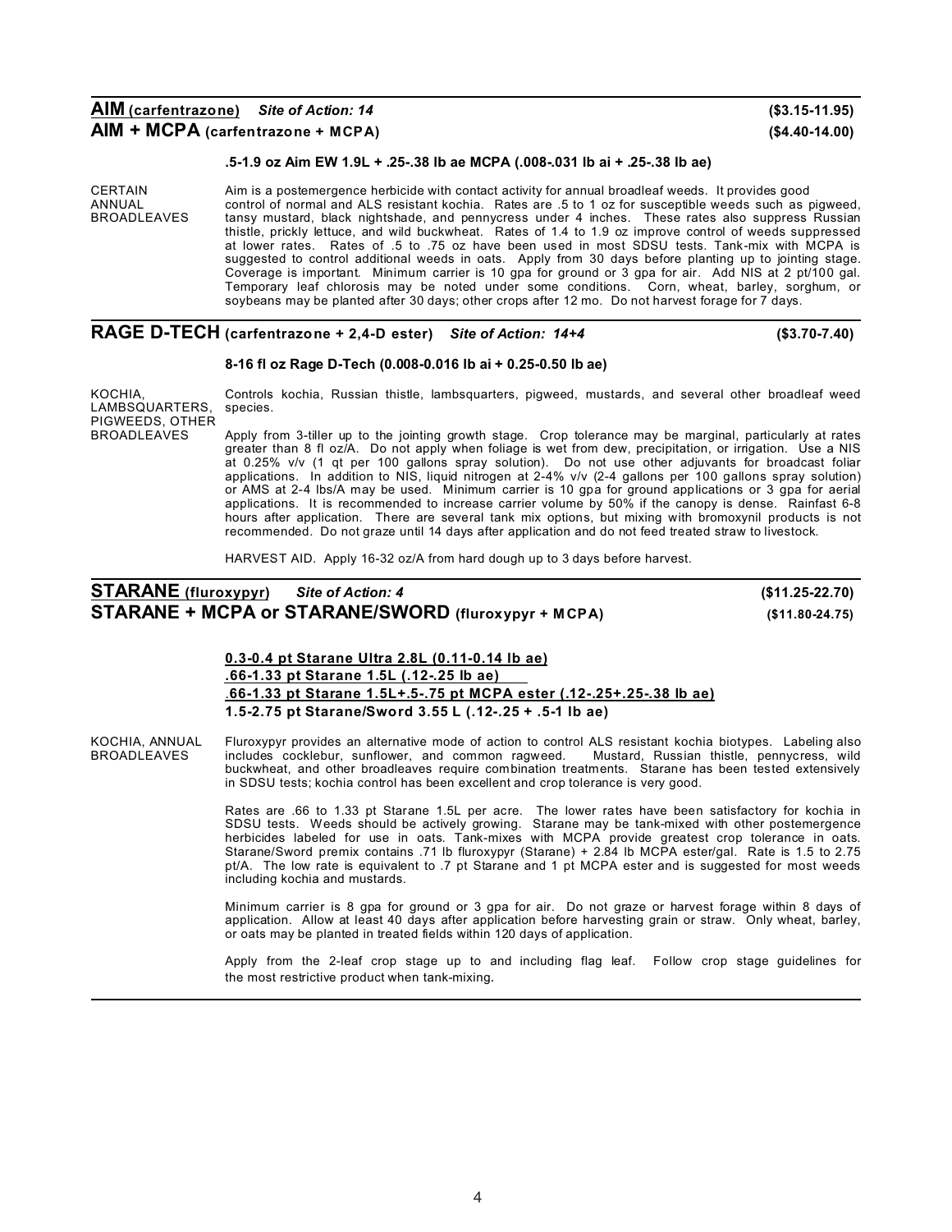## **AIM** (carfentrazone) *Site of Action: 14* ($3.15-11.95)
## **AIM + MCPA** (carfentrazone + MCPA) ($4.40-14.00)

**.5-1.9 oz Aim EW 1.9L + .25-.38 lb ae MCPA (.008-.031 lb ai + .25-.38 lb ae)**

CERTAIN ANNUAL BROADLEAVES

Aim is a postemergence herbicide with contact activity for annual broadleaf weeds. It provides good control of normal and ALS resistant kochia. Rates are .5 to 1 oz for susceptible weeds such as pigweed, tansy mustard, black nightshade, and pennycress under 4 inches. These rates also suppress Russian thistle, prickly lettuce, and wild buckwheat. Rates of 1.4 to 1.9 oz improve control of weeds suppressed at lower rates. Rates of .5 to .75 oz have been used in most SDSU tests. Tank-mix with MCPA is suggested to control additional weeds in oats. Apply from 30 days before planting up to jointing stage. Coverage is important. Minimum carrier is 10 gpa for ground or 3 gpa for air. Add NIS at 2 pt/100 gal. Temporary leaf chlorosis may be noted under some conditions. Corn, wheat, barley, sorghum, or soybeans may be planted after 30 days; other crops after 12 mo. Do not harvest forage for 7 days.

## **RAGE D-TECH** (carfentrazone + 2,4-D ester) *Site of Action: 14+4* ($3.70-7.40)

**8-16 fl oz Rage D-Tech (0.008-0.016 lb ai + 0.25-0.50 lb ae)**

KOCHIA, LAMBSQUARTERS, PIGWEEDS, OTHER BROADLEAVES

Controls kochia, Russian thistle, lambsquarters, pigweed, mustards, and several other broadleaf weed species.

Apply from 3-tiller up to the jointing growth stage. Crop tolerance may be marginal, particularly at rates greater than 8 fl oz/A. Do not apply when foliage is wet from dew, precipitation, or irrigation. Use a NIS at 0.25% v/v (1 qt per 100 gallons spray solution). Do not use other adjuvants for broadcast foliar applications. In addition to NIS, liquid nitrogen at 2-4% v/v (2-4 gallons per 100 gallons spray solution) or AMS at 2-4 lbs/A may be used. Minimum carrier is 10 gpa for ground applications or 3 gpa for aerial applications. It is recommended to increase carrier volume by 50% if the canopy is dense. Rainfast 6-8 hours after application. There are several tank mix options, but mixing with bromoxynil products is not recommended. Do not graze until 14 days after application and do not feed treated straw to livestock.

HARVEST AID. Apply 16-32 oz/A from hard dough up to 3 days before harvest.

## **STARANE** (fluroxypyr) *Site of Action: 4* ($11.25-22.70)
## **STARANE + MCPA or STARANE/SWORD** (fluroxypyr + MCPA) ($11.80-24.75)

**0.3-0.4 pt Starane Ultra 2.8L (0.11-0.14 lb ae)**
**.66-1.33 pt Starane 1.5L (.12-.25 lb ae)**
**.66-1.33 pt Starane 1.5L+.5-.75 pt MCPA ester (.12-.25+.25-.38 lb ae)**
**1.5-2.75 pt Starane/Sword 3.55 L (.12-.25 + .5-1 lb ae)**

KOCHIA, ANNUAL BROADLEAVES

Fluroxypyr provides an alternative mode of action to control ALS resistant kochia biotypes. Labeling also includes cocklebur, sunflower, and common ragweed. Mustard, Russian thistle, pennycress, wild buckwheat, and other broadleaves require combination treatments. Starane has been tested extensively in SDSU tests; kochia control has been excellent and crop tolerance is very good.

Rates are .66 to 1.33 pt Starane 1.5L per acre. The lower rates have been satisfactory for kochia in SDSU tests. Weeds should be actively growing. Starane may be tank-mixed with other postemergence herbicides labeled for use in oats. Tank-mixes with MCPA provide greatest crop tolerance in oats. Starane/Sword premix contains .71 lb fluroxypyr (Starane) + 2.84 lb MCPA ester/gal. Rate is 1.5 to 2.75 pt/A. The low rate is equivalent to .7 pt Starane and 1 pt MCPA ester and is suggested for most weeds including kochia and mustards.

Minimum carrier is 8 gpa for ground or 3 gpa for air. Do not graze or harvest forage within 8 days of application. Allow at least 40 days after application before harvesting grain or straw. Only wheat, barley, or oats may be planted in treated fields within 120 days of application.

Apply from the 2-leaf crop stage up to and including flag leaf. Follow crop stage guidelines for the most restrictive product when tank-mixing.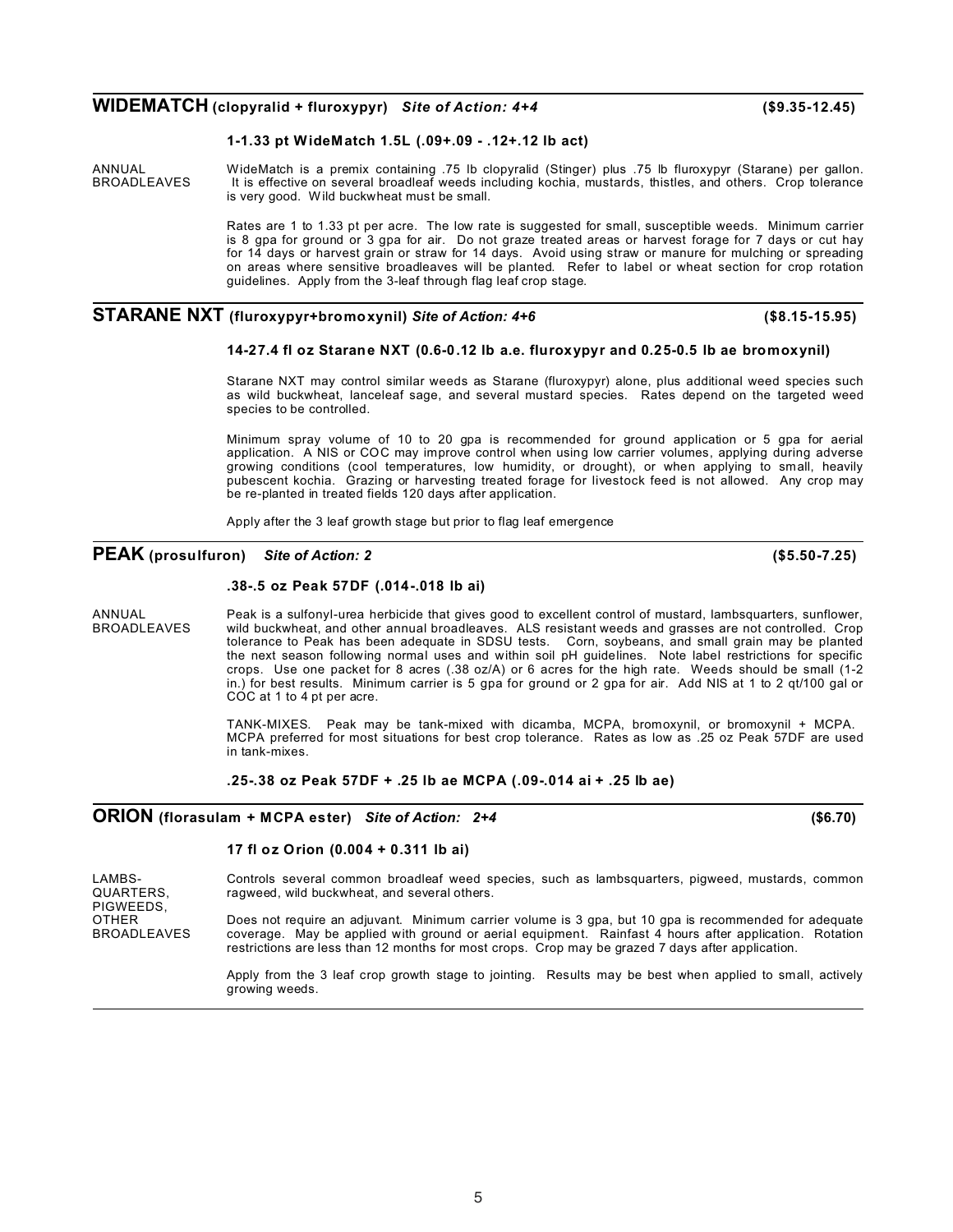## WIDEMATCH (clopyralid + fluroxypyr) *Site of Action: 4+4* ($9.35-12.45)

**1-1.33 pt WideMatch 1.5L (.09+.09 - .12+.12 lb act)**

ANNUAL BROADLEAVES

WideMatch is a premix containing .75 lb clopyralid (Stinger) plus .75 lb fluroxypyr (Starane) per gallon. It is effective on several broadleaf weeds including kochia, mustards, thistles, and others. Crop tolerance is very good. Wild buckwheat must be small.

Rates are 1 to 1.33 pt per acre. The low rate is suggested for small, susceptible weeds. Minimum carrier is 8 gpa for ground or 3 gpa for air. Do not graze treated areas or harvest forage for 7 days or cut hay for 14 days or harvest grain or straw for 14 days. Avoid using straw or manure for mulching or spreading on areas where sensitive broadleaves will be planted. Refer to label or wheat section for crop rotation guidelines. Apply from the 3-leaf through flag leaf crop stage.

## STARANE NXT (fluroxypyr+bromoxynil) *Site of Action: 4+6* ($8.15-15.95)

**14-27.4 fl oz Starane NXT (0.6-0.12 lb a.e. fluroxypyr and 0.25-0.5 lb ae bromoxynil)**

Starane NXT may control similar weeds as Starane (fluroxypyr) alone, plus additional weed species such as wild buckwheat, lanceleaf sage, and several mustard species. Rates depend on the targeted weed species to be controlled.

Minimum spray volume of 10 to 20 gpa is recommended for ground application or 5 gpa for aerial application. A NIS or COC may improve control when using low carrier volumes, applying during adverse growing conditions (cool temperatures, low humidity, or drought), or when applying to small, heavily pubescent kochia. Grazing or harvesting treated forage for livestock feed is not allowed. Any crop may be re-planted in treated fields 120 days after application.

Apply after the 3 leaf growth stage but prior to flag leaf emergence

## PEAK (prosulfuron) *Site of Action: 2* ($5.50-7.25)

**.38-.5 oz Peak 57DF (.014-.018 lb ai)**

ANNUAL BROADLEAVES

Peak is a sulfonyl-urea herbicide that gives good to excellent control of mustard, lambsquarters, sunflower, wild buckwheat, and other annual broadleaves. ALS resistant weeds and grasses are not controlled. Crop tolerance to Peak has been adequate in SDSU tests. Corn, soybeans, and small grain may be planted the next season following normal uses and within soil pH guidelines. Note label restrictions for specific crops. Use one packet for 8 acres (.38 oz/A) or 6 acres for the high rate. Weeds should be small (1-2 in.) for best results. Minimum carrier is 5 gpa for ground or 2 gpa for air. Add NIS at 1 to 2 qt/100 gal or COC at 1 to 4 pt per acre.

TANK-MIXES. Peak may be tank-mixed with dicamba, MCPA, bromoxynil, or bromoxynil + MCPA. MCPA preferred for most situations for best crop tolerance. Rates as low as .25 oz Peak 57DF are used in tank-mixes.

**.25-.38 oz Peak 57DF + .25 lb ae MCPA (.09-.014 ai + .25 lb ae)**

## ORION (florasulam + MCPA ester) *Site of Action: 2+4* ($6.70)

**17 fl oz Orion (0.004 + 0.311 lb ai)**

LAMBSQUARTERS, PIGWEEDS, OTHER BROADLEAVES

Controls several common broadleaf weed species, such as lambsquarters, pigweed, mustards, common ragweed, wild buckwheat, and several others.

Does not require an adjuvant. Minimum carrier volume is 3 gpa, but 10 gpa is recommended for adequate coverage. May be applied with ground or aerial equipment. Rainfast 4 hours after application. Rotation restrictions are less than 12 months for most crops. Crop may be grazed 7 days after application.

Apply from the 3 leaf crop growth stage to jointing. Results may be best when applied to small, actively growing weeds.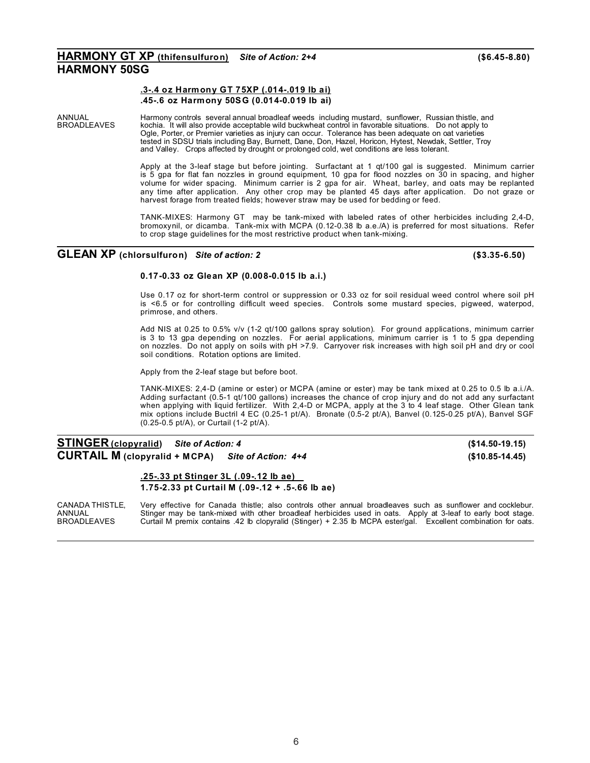## HARMONY GT XP (thifensulfuron) *Site of Action: 2+4* ($6.45-8.80)
## HARMONY 50SG

**.3-.4 oz Harmony GT 75XP (.014-.019 lb ai)**
**.45-.6 oz Harmony 50SG (0.014-0.019 lb ai)**

ANNUAL BROADLEAVES

Harmony controls several annual broadleaf weeds including mustard, sunflower, Russian thistle, and kochia. It will also provide acceptable wild buckwheat control in favorable situations. Do not apply to Ogle, Porter, or Premier varieties as injury can occur. Tolerance has been adequate on oat varieties tested in SDSU trials including Bay, Burnett, Dane, Don, Hazel, Horicon, Hytest, Newdak, Settler, Troy and Valley. Crops affected by drought or prolonged cold, wet conditions are less tolerant.

Apply at the 3-leaf stage but before jointing. Surfactant at 1 qt/100 gal is suggested. Minimum carrier is 5 gpa for flat fan nozzles in ground equipment, 10 gpa for flood nozzles on 30 in spacing, and higher volume for wider spacing. Minimum carrier is 2 gpa for air. Wheat, barley, and oats may be replanted any time after application. Any other crop may be planted 45 days after application. Do not graze or harvest forage from treated fields; however straw may be used for bedding or feed.

TANK-MIXES: Harmony GT may be tank-mixed with labeled rates of other herbicides including 2,4-D, bromoxynil, or dicamba. Tank-mix with MCPA (0.12-0.38 lb a.e./A) is preferred for most situations. Refer to crop stage guidelines for the most restrictive product when tank-mixing.

## GLEAN XP (chlorsulfuron) *Site of action: 2* ($3.35-6.50)

**0.17-0.33 oz Glean XP (0.008-0.015 lb a.i.)**

Use 0.17 oz for short-term control or suppression or 0.33 oz for soil residual weed control where soil pH is <6.5 or for controlling difficult weed species. Controls some mustard species, pigweed, waterpod, primrose, and others.

Add NIS at 0.25 to 0.5% v/v (1-2 qt/100 gallons spray solution). For ground applications, minimum carrier is 3 to 13 gpa depending on nozzles. For aerial applications, minimum carrier is 1 to 5 gpa depending on nozzles. Do not apply on soils with pH >7.9. Carryover risk increases with high soil pH and dry or cool soil conditions. Rotation options are limited.

Apply from the 2-leaf stage but before boot.

TANK-MIXES: 2,4-D (amine or ester) or MCPA (amine or ester) may be tank mixed at 0.25 to 0.5 lb a.i./A. Adding surfactant (0.5-1 qt/100 gallons) increases the chance of crop injury and do not add any surfactant when applying with liquid fertilizer. With 2,4-D or MCPA, apply at the 3 to 4 leaf stage. Other Glean tank mix options include Buctril 4 EC (0.25-1 pt/A). Bronate (0.5-2 pt/A), Banvel (0.125-0.25 pt/A), Banvel SGF (0.25-0.5 pt/A), or Curtail (1-2 pt/A).

## STINGER (clopyralid) *Site of Action: 4* ($14.50-19.15)
## CURTAIL M (clopyralid + MCPA) *Site of Action: 4+4* ($10.85-14.45)

**.25-.33 pt Stinger 3L (.09-.12 lb ae)**
**1.75-2.33 pt Curtail M (.09-.12 + .5-.66 lb ae)**

CANADA THISTLE, ANNUAL BROADLEAVES

Very effective for Canada thistle; also controls other annual broadleaves such as sunflower and cocklebur. Stinger may be tank-mixed with other broadleaf herbicides used in oats. Apply at 3-leaf to early boot stage. Curtail M premix contains .42 lb clopyralid (Stinger) + 2.35 lb MCPA ester/gal. Excellent combination for oats.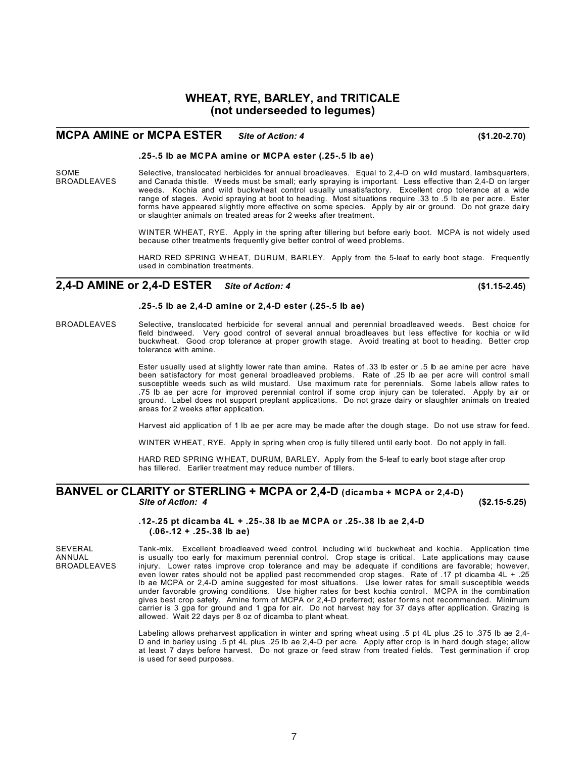# WHEAT, RYE, BARLEY, and TRITICALE (not underseeded to legumes)

## MCPA AMINE or MCPA ESTER *Site of Action: 4* ($1.20-2.70)

**.25-.5 lb ae MCPA amine or MCPA ester (.25-.5 lb ae)**

SOME BROADLEAVES

Selective, translocated herbicides for annual broadleaves. Equal to 2,4-D on wild mustard, lambsquarters, and Canada thistle. Weeds must be small; early spraying is important. Less effective than 2,4-D on larger weeds. Kochia and wild buckwheat control usually unsatisfactory. Excellent crop tolerance at a wide range of stages. Avoid spraying at boot to heading. Most situations require .33 to .5 lb ae per acre. Ester forms have appeared slightly more effective on some species. Apply by air or ground. Do not graze dairy or slaughter animals on treated areas for 2 weeks after treatment.

WINTER WHEAT, RYE. Apply in the spring after tillering but before early boot. MCPA is not widely used because other treatments frequently give better control of weed problems.

HARD RED SPRING WHEAT, DURUM, BARLEY. Apply from the 5-leaf to early boot stage. Frequently used in combination treatments.

## 2,4-D AMINE or 2,4-D ESTER *Site of Action: 4* ($1.15-2.45)

**.25-.5 lb ae 2,4-D amine or 2,4-D ester (.25-.5 lb ae)**

BROADLEAVES

Selective, translocated herbicide for several annual and perennial broadleaved weeds. Best choice for field bindweed. Very good control of several annual broadleaves but less effective for kochia or wild buckwheat. Good crop tolerance at proper growth stage. Avoid treating at boot to heading. Better crop tolerance with amine.

Ester usually used at slightly lower rate than amine. Rates of .33 lb ester or .5 lb ae amine per acre have been satisfactory for most general broadleaved problems. Rate of .25 lb ae per acre will control small susceptible weeds such as wild mustard. Use maximum rate for perennials. Some labels allow rates to .75 lb ae per acre for improved perennial control if some crop injury can be tolerated. Apply by air or ground. Label does not support preplant applications. Do not graze dairy or slaughter animals on treated areas for 2 weeks after application.

Harvest aid application of 1 lb ae per acre may be made after the dough stage. Do not use straw for feed.

WINTER WHEAT, RYE. Apply in spring when crop is fully tillered until early boot. Do not apply in fall.

HARD RED SPRING WHEAT, DURUM, BARLEY. Apply from the 5-leaf to early boot stage after crop has tillered. Earlier treatment may reduce number of tillers.

## BANVEL or CLARITY or STERLING + MCPA or 2,4-D (dicamba + MCPA or 2,4-D) *Site of Action: 4* ($2.15-5.25)

**.12-.25 pt dicamba 4L + .25-.38 lb ae MCPA or .25-.38 lb ae 2,4-D (.06-.12 + .25-.38 lb ae)**

SEVERAL ANNUAL BROADLEAVES

Tank-mix. Excellent broadleaved weed control, including wild buckwheat and kochia. Application time is usually too early for maximum perennial control. Crop stage is critical. Late applications may cause injury. Lower rates improve crop tolerance and may be adequate if conditions are favorable; however, even lower rates should not be applied past recommended crop stages. Rate of .17 pt dicamba 4L + .25 lb ae MCPA or 2,4-D amine suggested for most situations. Use lower rates for small susceptible weeds under favorable growing conditions. Use higher rates for best kochia control. MCPA in the combination gives best crop safety. Amine form of MCPA or 2,4-D preferred; ester forms not recommended. Minimum carrier is 3 gpa for ground and 1 gpa for air. Do not harvest hay for 37 days after application. Grazing is allowed. Wait 22 days per 8 oz of dicamba to plant wheat.

Labeling allows preharvest application in winter and spring wheat using .5 pt 4L plus .25 to .375 lb ae 2,4-D and in barley using .5 pt 4L plus .25 lb ae 2,4-D per acre. Apply after crop is in hard dough stage; allow at least 7 days before harvest. Do not graze or feed straw from treated fields. Test germination if crop is used for seed purposes.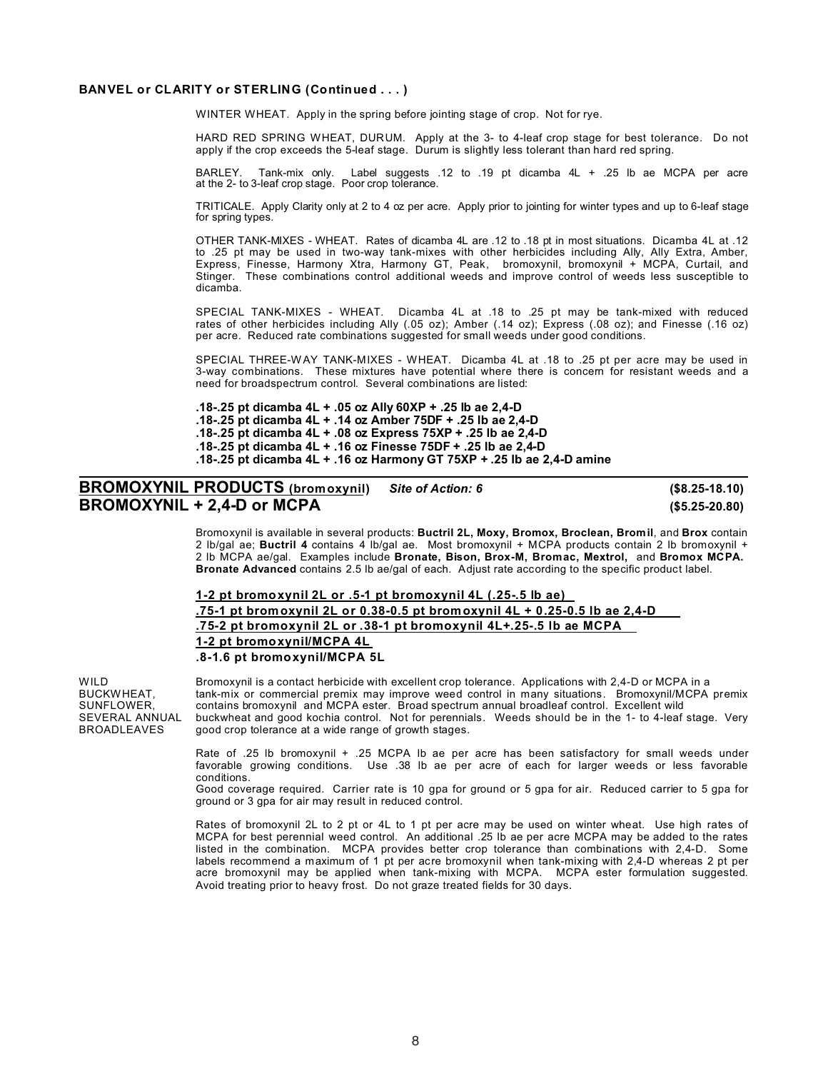**BANVEL or CLARITY or STERLING (Continued . . . )**

WINTER WHEAT. Apply in the spring before jointing stage of crop. Not for rye.

HARD RED SPRING WHEAT, DURUM. Apply at the 3- to 4-leaf crop stage for best tolerance. Do not apply if the crop exceeds the 5-leaf stage. Durum is slightly less tolerant than hard red spring.

BARLEY. Tank-mix only. Label suggests .12 to .19 pt dicamba 4L + .25 lb ae MCPA per acre at the 2- to 3-leaf crop stage. Poor crop tolerance.

TRITICALE. Apply Clarity only at 2 to 4 oz per acre. Apply prior to jointing for winter types and up to 6-leaf stage for spring types.

OTHER TANK-MIXES - WHEAT. Rates of dicamba 4L are .12 to .18 pt in most situations. Dicamba 4L at .12 to .25 pt may be used in two-way tank-mixes with other herbicides including Ally, Ally Extra, Amber, Express, Finesse, Harmony Xtra, Harmony GT, Peak, bromoxynil, bromoxynil + MCPA, Curtail, and Stinger. These combinations control additional weeds and improve control of weeds less susceptible to dicamba.

SPECIAL TANK-MIXES - WHEAT. Dicamba 4L at .18 to .25 pt may be tank-mixed with reduced rates of other herbicides including Ally (.05 oz); Amber (.14 oz); Express (.08 oz); and Finesse (.16 oz) per acre. Reduced rate combinations suggested for small weeds under good conditions.

SPECIAL THREE-WAY TANK-MIXES - WHEAT. Dicamba 4L at .18 to .25 pt per acre may be used in 3-way combinations. These mixtures have potential where there is concern for resistant weeds and a need for broadspectrum control. Several combinations are listed:

**.18-.25 pt dicamba 4L + .05 oz Ally 60XP + .25 lb ae 2,4-D**
**.18-.25 pt dicamba 4L + .14 oz Amber 75DF + .25 lb ae 2,4-D**
**.18-.25 pt dicamba 4L + .08 oz Express 75XP + .25 lb ae 2,4-D**
**.18-.25 pt dicamba 4L + .16 oz Finesse 75DF + .25 lb ae 2,4-D**
**.18-.25 pt dicamba 4L + .16 oz Harmony GT 75XP + .25 lb ae 2,4-D amine**

## BROMOXYNIL PRODUCTS (bromoxynil) *Site of Action: 6* ($8.25-18.10)
## BROMOXYNIL + 2,4-D or MCPA ($5.25-20.80)

Bromoxynil is available in several products: **Buctril 2L, Moxy, Bromox, Broclean, Bromil**, and **Brox** contain 2 lb/gal ae; **Buctril 4** contains 4 lb/gal ae. Most bromoxynil + MCPA products contain 2 lb bromoxynil + 2 lb MCPA ae/gal. Examples include **Bronate, Bison, Brox-M, Bromac, Mextrol,** and **Bromox MCPA. Bronate Advanced** contains 2.5 lb ae/gal of each. Adjust rate according to the specific product label.

**1-2 pt bromoxynil 2L or .5-1 pt bromoxynil 4L (.25-.5 lb ae)**
**.75-1 pt bromoxynil 2L or 0.38-0.5 pt bromoxynil 4L + 0.25-0.5 lb ae 2,4-D**
**.75-2 pt bromoxynil 2L or .38-1 pt bromoxynil 4L+.25-.5 lb ae MCPA**
**1-2 pt bromoxynil/MCPA 4L**
**.8-1.6 pt bromoxynil/MCPA 5L**

WILD BUCKWHEAT, SUNFLOWER, SEVERAL ANNUAL BROADLEAVES

Bromoxynil is a contact herbicide with excellent crop tolerance. Applications with 2,4-D or MCPA in a tank-mix or commercial premix may improve weed control in many situations. Bromoxynil/MCPA premix contains bromoxynil and MCPA ester. Broad spectrum annual broadleaf control. Excellent wild buckwheat and good kochia control. Not for perennials. Weeds should be in the 1- to 4-leaf stage. Very good crop tolerance at a wide range of growth stages.

Rate of .25 lb bromoxynil + .25 MCPA lb ae per acre has been satisfactory for small weeds under favorable growing conditions. Use .38 lb ae per acre of each for larger weeds or less favorable conditions.
Good coverage required. Carrier rate is 10 gpa for ground or 5 gpa for air. Reduced carrier to 5 gpa for ground or 3 gpa for air may result in reduced control.

Rates of bromoxynil 2L to 2 pt or 4L to 1 pt per acre may be used on winter wheat. Use high rates of MCPA for best perennial weed control. An additional .25 lb ae per acre MCPA may be added to the rates listed in the combination. MCPA provides better crop tolerance than combinations with 2,4-D. Some labels recommend a maximum of 1 pt per acre bromoxynil when tank-mixing with 2,4-D whereas 2 pt per acre bromoxynil may be applied when tank-mixing with MCPA. MCPA ester formulation suggested. Avoid treating prior to heavy frost. Do not graze treated fields for 30 days.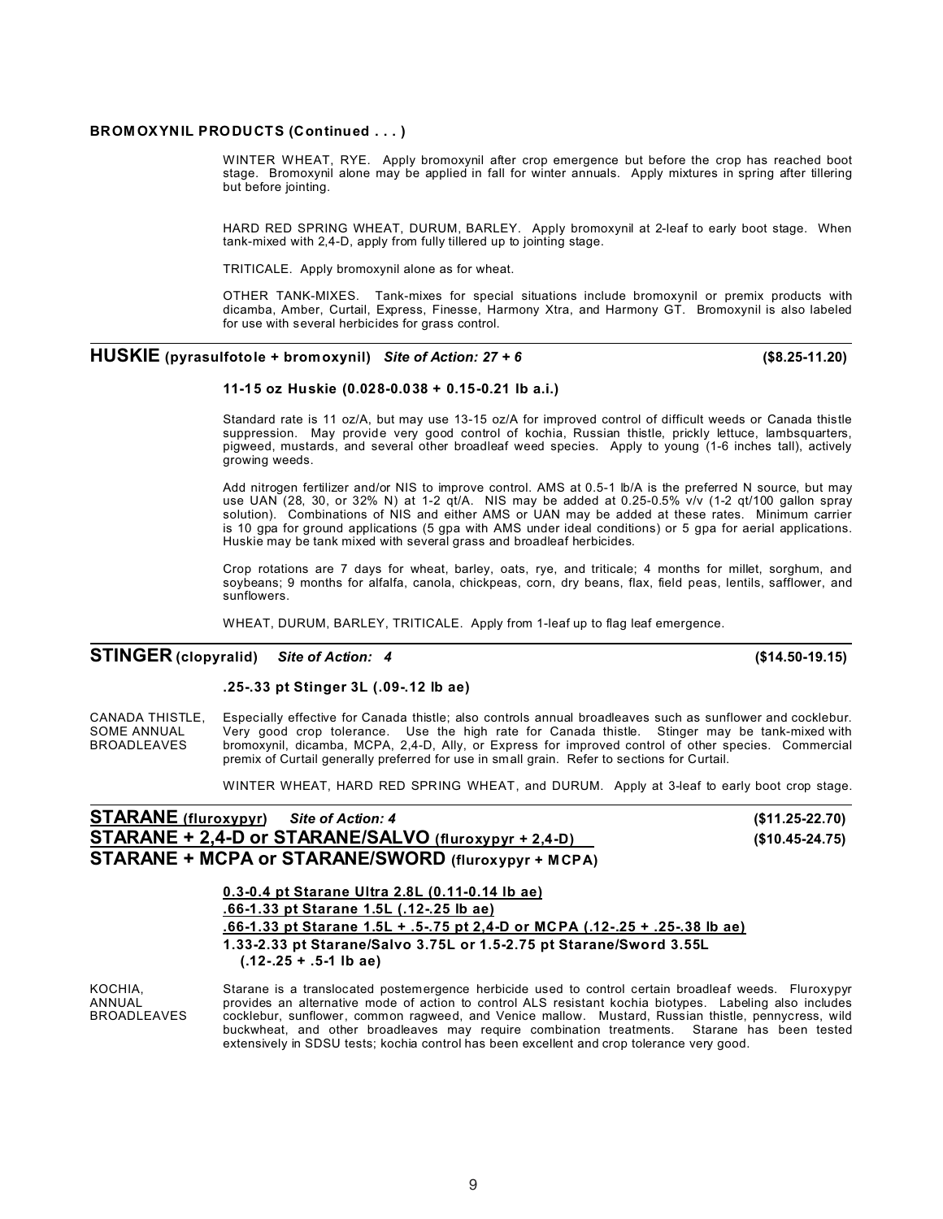**BROMOXYNIL PRODUCTS (Continued . . . )**

WINTER WHEAT, RYE. Apply bromoxynil after crop emergence but before the crop has reached boot stage. Bromoxynil alone may be applied in fall for winter annuals. Apply mixtures in spring after tillering but before jointing.

HARD RED SPRING WHEAT, DURUM, BARLEY. Apply bromoxynil at 2-leaf to early boot stage. When tank-mixed with 2,4-D, apply from fully tillered up to jointing stage.

TRITICALE. Apply bromoxynil alone as for wheat.

OTHER TANK-MIXES. Tank-mixes for special situations include bromoxynil or premix products with dicamba, Amber, Curtail, Express, Finesse, Harmony Xtra, and Harmony GT. Bromoxynil is also labeled for use with several herbicides for grass control.

## HUSKIE (pyrasulfotole + bromoxynil) *Site of Action: 27 + 6* ($8.25-11.20)

**11-15 oz Huskie (0.028-0.038 + 0.15-0.21 lb a.i.)**

Standard rate is 11 oz/A, but may use 13-15 oz/A for improved control of difficult weeds or Canada thistle suppression. May provide very good control of kochia, Russian thistle, prickly lettuce, lambsquarters, pigweed, mustards, and several other broadleaf weed species. Apply to young (1-6 inches tall), actively growing weeds.

Add nitrogen fertilizer and/or NIS to improve control. AMS at 0.5-1 lb/A is the preferred N source, but may use UAN (28, 30, or 32% N) at 1-2 qt/A. NIS may be added at 0.25-0.5% v/v (1-2 qt/100 gallon spray solution). Combinations of NIS and either AMS or UAN may be added at these rates. Minimum carrier is 10 gpa for ground applications (5 gpa with AMS under ideal conditions) or 5 gpa for aerial applications. Huskie may be tank mixed with several grass and broadleaf herbicides.

Crop rotations are 7 days for wheat, barley, oats, rye, and triticale; 4 months for millet, sorghum, and soybeans; 9 months for alfalfa, canola, chickpeas, corn, dry beans, flax, field peas, lentils, safflower, and sunflowers.

WHEAT, DURUM, BARLEY, TRITICALE. Apply from 1-leaf up to flag leaf emergence.

## STINGER (clopyralid) *Site of Action: 4* ($14.50-19.15)

**.25-.33 pt Stinger 3L (.09-.12 lb ae)**

CANADA THISTLE, SOME ANNUAL BROADLEAVES

Especially effective for Canada thistle; also controls annual broadleaves such as sunflower and cocklebur. Very good crop tolerance. Use the high rate for Canada thistle. Stinger may be tank-mixed with bromoxynil, dicamba, MCPA, 2,4-D, Ally, or Express for improved control of other species. Commercial premix of Curtail generally preferred for use in small grain. Refer to sections for Curtail.

WINTER WHEAT, HARD RED SPRING WHEAT, and DURUM. Apply at 3-leaf to early boot crop stage.

## STARANE (fluroxypyr) *Site of Action: 4* ($11.25-22.70)
## STARANE + 2,4-D or STARANE/SALVO (fluroxypyr + 2,4-D) ($10.45-24.75)
## STARANE + MCPA or STARANE/SWORD (fluroxypyr + MCPA)

**0.3-0.4 pt Starane Ultra 2.8L (0.11-0.14 lb ae)**
**.66-1.33 pt Starane 1.5L (.12-.25 lb ae)**
**.66-1.33 pt Starane 1.5L + .5-.75 pt 2,4-D or MCPA (.12-.25 + .25-.38 lb ae)**
**1.33-2.33 pt Starane/Salvo 3.75L or 1.5-2.75 pt Starane/Sword 3.55L (.12-.25 + .5-1 lb ae)**

KOCHIA, ANNUAL BROADLEAVES

Starane is a translocated postemergence herbicide used to control certain broadleaf weeds. Fluroxypyr provides an alternative mode of action to control ALS resistant kochia biotypes. Labeling also includes cocklebur, sunflower, common ragweed, and Venice mallow. Mustard, Russian thistle, pennycress, wild buckwheat, and other broadleaves may require combination treatments. Starane has been tested extensively in SDSU tests; kochia control has been excellent and crop tolerance very good.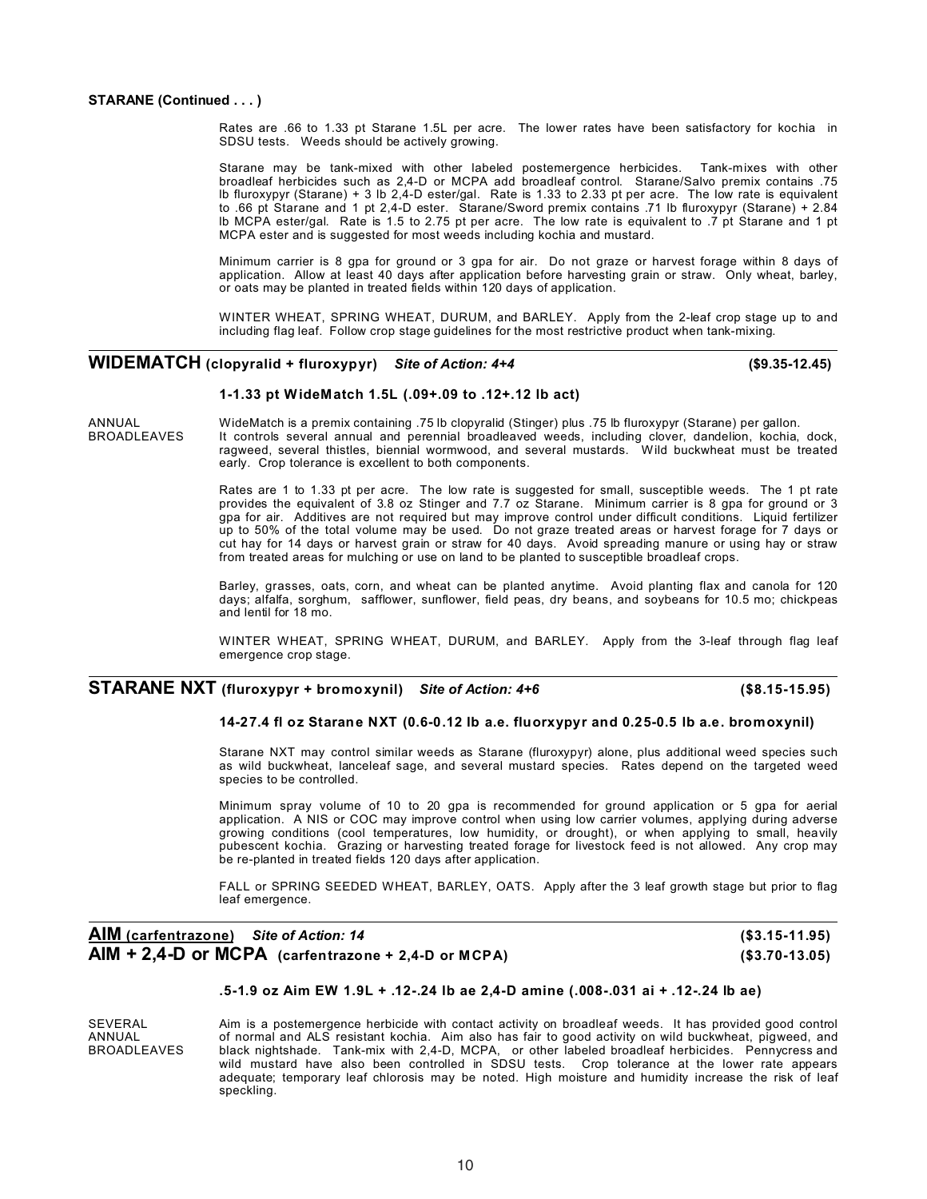**STARANE (Continued . . . )**

Rates are .66 to 1.33 pt Starane 1.5L per acre. The lower rates have been satisfactory for kochia in SDSU tests. Weeds should be actively growing.

Starane may be tank-mixed with other labeled postemergence herbicides. Tank-mixes with other broadleaf herbicides such as 2,4-D or MCPA add broadleaf control. Starane/Salvo premix contains .75 lb fluroxypyr (Starane) + 3 lb 2,4-D ester/gal. Rate is 1.33 to 2.33 pt per acre. The low rate is equivalent to .66 pt Starane and 1 pt 2,4-D ester. Starane/Sword premix contains .71 lb fluroxypyr (Starane) + 2.84 lb MCPA ester/gal. Rate is 1.5 to 2.75 pt per acre. The low rate is equivalent to .7 pt Starane and 1 pt MCPA ester and is suggested for most weeds including kochia and mustard.

Minimum carrier is 8 gpa for ground or 3 gpa for air. Do not graze or harvest forage within 8 days of application. Allow at least 40 days after application before harvesting grain or straw. Only wheat, barley, or oats may be planted in treated fields within 120 days of application.

WINTER WHEAT, SPRING WHEAT, DURUM, and BARLEY. Apply from the 2-leaf crop stage up to and including flag leaf. Follow crop stage guidelines for the most restrictive product when tank-mixing.

## WIDEMATCH (clopyralid + fluroxypyr) *Site of Action: 4+4* ($9.35-12.45)

**1-1.33 pt WideMatch 1.5L (.09+.09 to .12+.12 lb act)**

ANNUAL BROADLEAVES

WideMatch is a premix containing .75 lb clopyralid (Stinger) plus .75 lb fluroxypyr (Starane) per gallon. It controls several annual and perennial broadleaved weeds, including clover, dandelion, kochia, dock, ragweed, several thistles, biennial wormwood, and several mustards. Wild buckwheat must be treated early. Crop tolerance is excellent to both components.

Rates are 1 to 1.33 pt per acre. The low rate is suggested for small, susceptible weeds. The 1 pt rate provides the equivalent of 3.8 oz Stinger and 7.7 oz Starane. Minimum carrier is 8 gpa for ground or 3 gpa for air. Additives are not required but may improve control under difficult conditions. Liquid fertilizer up to 50% of the total volume may be used. Do not graze treated areas or harvest forage for 7 days or cut hay for 14 days or harvest grain or straw for 40 days. Avoid spreading manure or using hay or straw from treated areas for mulching or use on land to be planted to susceptible broadleaf crops.

Barley, grasses, oats, corn, and wheat can be planted anytime. Avoid planting flax and canola for 120 days; alfalfa, sorghum, safflower, sunflower, field peas, dry beans, and soybeans for 10.5 mo; chickpeas and lentil for 18 mo.

WINTER WHEAT, SPRING WHEAT, DURUM, and BARLEY. Apply from the 3-leaf through flag leaf emergence crop stage.

## STARANE NXT (fluroxypyr + bromoxynil) *Site of Action: 4+6* ($8.15-15.95)

**14-27.4 fl oz Starane NXT (0.6-0.12 lb a.e. fluorxypyr and 0.25-0.5 lb a.e. bromoxynil)**

Starane NXT may control similar weeds as Starane (fluroxypyr) alone, plus additional weed species such as wild buckwheat, lanceleaf sage, and several mustard species. Rates depend on the targeted weed species to be controlled.

Minimum spray volume of 10 to 20 gpa is recommended for ground application or 5 gpa for aerial application. A NIS or COC may improve control when using low carrier volumes, applying during adverse growing conditions (cool temperatures, low humidity, or drought), or when applying to small, heavily pubescent kochia. Grazing or harvesting treated forage for livestock feed is not allowed. Any crop may be re-planted in treated fields 120 days after application.

FALL or SPRING SEEDED WHEAT, BARLEY, OATS. Apply after the 3 leaf growth stage but prior to flag leaf emergence.

## AIM (carfentrazone) *Site of Action: 14* ($3.15-11.95)
## AIM + 2,4-D or MCPA (carfentrazone + 2,4-D or MCPA) ($3.70-13.05)

**.5-1.9 oz Aim EW 1.9L + .12-.24 lb ae 2,4-D amine (.008-.031 ai + .12-.24 lb ae)**

SEVERAL ANNUAL BROADLEAVES

Aim is a postemergence herbicide with contact activity on broadleaf weeds. It has provided good control of normal and ALS resistant kochia. Aim also has fair to good activity on wild buckwheat, pigweed, and black nightshade. Tank-mix with 2,4-D, MCPA, or other labeled broadleaf herbicides. Pennycress and wild mustard have also been controlled in SDSU tests. Crop tolerance at the lower rate appears adequate; temporary leaf chlorosis may be noted. High moisture and humidity increase the risk of leaf speckling.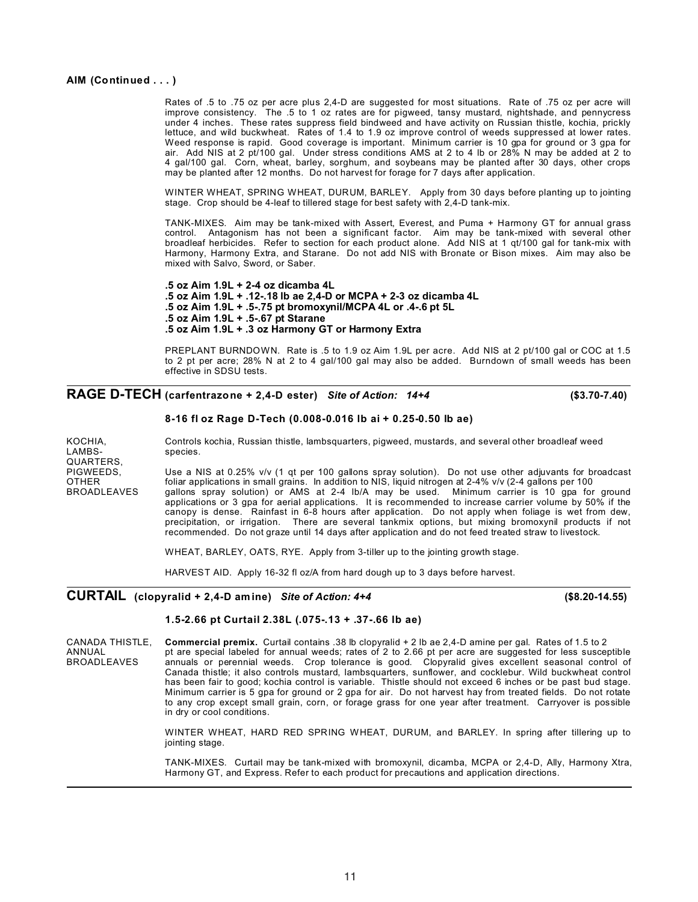**AIM (Continued . . . )**

Rates of .5 to .75 oz per acre plus 2,4-D are suggested for most situations. Rate of .75 oz per acre will improve consistency. The .5 to 1 oz rates are for pigweed, tansy mustard, nightshade, and pennycress under 4 inches. These rates suppress field bindweed and have activity on Russian thistle, kochia, prickly lettuce, and wild buckwheat. Rates of 1.4 to 1.9 oz improve control of weeds suppressed at lower rates. Weed response is rapid. Good coverage is important. Minimum carrier is 10 gpa for ground or 3 gpa for air. Add NIS at 2 pt/100 gal. Under stress conditions AMS at 2 to 4 lb or 28% N may be added at 2 to 4 gal/100 gal. Corn, wheat, barley, sorghum, and soybeans may be planted after 30 days, other crops may be planted after 12 months. Do not harvest for forage for 7 days after application.

WINTER WHEAT, SPRING WHEAT, DURUM, BARLEY. Apply from 30 days before planting up to jointing stage. Crop should be 4-leaf to tillered stage for best safety with 2,4-D tank-mix.

TANK-MIXES. Aim may be tank-mixed with Assert, Everest, and Puma + Harmony GT for annual grass control. Antagonism has not been a significant factor. Aim may be tank-mixed with several other broadleaf herbicides. Refer to section for each product alone. Add NIS at 1 qt/100 gal for tank-mix with Harmony, Harmony Extra, and Starane. Do not add NIS with Bronate or Bison mixes. Aim may also be mixed with Salvo, Sword, or Saber.

**.5 oz Aim 1.9L + 2-4 oz dicamba 4L**
**.5 oz Aim 1.9L + .12-.18 lb ae 2,4-D or MCPA + 2-3 oz dicamba 4L**
**.5 oz Aim 1.9L + .5-.75 pt bromoxynil/MCPA 4L or .4-.6 pt 5L**
**.5 oz Aim 1.9L + .5-.67 pt Starane**
**.5 oz Aim 1.9L + .3 oz Harmony GT or Harmony Extra**

PREPLANT BURNDOWN. Rate is .5 to 1.9 oz Aim 1.9L per acre. Add NIS at 2 pt/100 gal or COC at 1.5 to 2 pt per acre; 28% N at 2 to 4 gal/100 gal may also be added. Burndown of small weeds has been effective in SDSU tests.

## RAGE D-TECH (carfentrazone + 2,4-D ester) *Site of Action: 14+4* ($3.70-7.40)

**8-16 fl oz Rage D-Tech (0.008-0.016 lb ai + 0.25-0.50 lb ae)**

KOCHIA, LAMBSQUARTERS, PIGWEEDS, OTHER BROADLEAVES

Controls kochia, Russian thistle, lambsquarters, pigweed, mustards, and several other broadleaf weed species.

Use a NIS at 0.25% v/v (1 qt per 100 gallons spray solution). Do not use other adjuvants for broadcast foliar applications in small grains. In addition to NIS, liquid nitrogen at 2-4% v/v (2-4 gallons per 100 gallons spray solution) or AMS at 2-4 lb/A may be used. Minimum carrier is 10 gpa for ground applications or 3 gpa for aerial applications. It is recommended to increase carrier volume by 50% if the canopy is dense. Rainfast in 6-8 hours after application. Do not apply when foliage is wet from dew, precipitation, or irrigation. There are several tankmix options, but mixing bromoxynil products if not recommended. Do not graze until 14 days after application and do not feed treated straw to livestock.

WHEAT, BARLEY, OATS, RYE. Apply from 3-tiller up to the jointing growth stage.

HARVEST AID. Apply 16-32 fl oz/A from hard dough up to 3 days before harvest.

## CURTAIL (clopyralid + 2,4-D amine) *Site of Action: 4+4* ($8.20-14.55)

**1.5-2.66 pt Curtail 2.38L (.075-.13 + .37-.66 lb ae)**

CANADA THISTLE, ANNUAL BROADLEAVES

**Commercial premix.** Curtail contains .38 lb clopyralid + 2 lb ae 2,4-D amine per gal. Rates of 1.5 to 2 pt are special labeled for annual weeds; rates of 2 to 2.66 pt per acre are suggested for less susceptible annuals or perennial weeds. Crop tolerance is good. Clopyralid gives excellent seasonal control of Canada thistle; it also controls mustard, lambsquarters, sunflower, and cocklebur. Wild buckwheat control has been fair to good; kochia control is variable. Thistle should not exceed 6 inches or be past bud stage. Minimum carrier is 5 gpa for ground or 2 gpa for air. Do not harvest hay from treated fields. Do not rotate to any crop except small grain, corn, or forage grass for one year after treatment. Carryover is possible in dry or cool conditions.

WINTER WHEAT, HARD RED SPRING WHEAT, DURUM, and BARLEY. In spring after tillering up to jointing stage.

TANK-MIXES. Curtail may be tank-mixed with bromoxynil, dicamba, MCPA or 2,4-D, Ally, Harmony Xtra, Harmony GT, and Express. Refer to each product for precautions and application directions.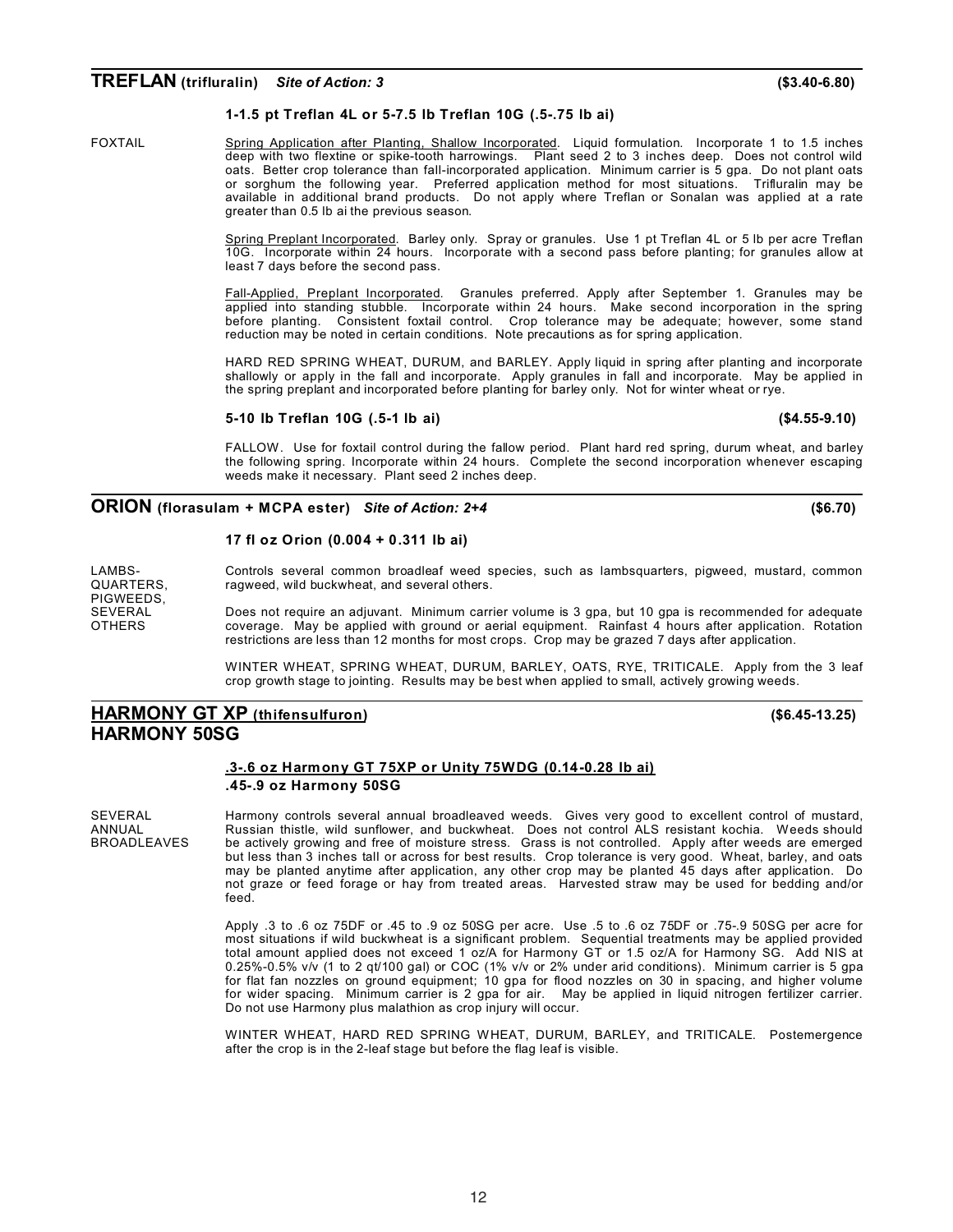## **TREFLAN** (trifluralin) *Site of Action: 3* (\$3.40-6.80)

**1-1.5 pt Treflan 4L or 5-7.5 lb Treflan 10G (.5-.75 lb ai)**

FOXTAIL

Spring Application after Planting, Shallow Incorporated. Liquid formulation. Incorporate 1 to 1.5 inches deep with two flextine or spike-tooth harrowings. Plant seed 2 to 3 inches deep. Does not control wild oats. Better crop tolerance than fall-incorporated application. Minimum carrier is 5 gpa. Do not plant oats or sorghum the following year. Preferred application method for most situations. Trifluralin may be available in additional brand products. Do not apply where Treflan or Sonalan was applied at a rate greater than 0.5 lb ai the previous season.

Spring Preplant Incorporated. Barley only. Spray or granules. Use 1 pt Treflan 4L or 5 lb per acre Treflan 10G. Incorporate within 24 hours. Incorporate with a second pass before planting; for granules allow at least 7 days before the second pass.

Fall-Applied, Preplant Incorporated. Granules preferred. Apply after September 1. Granules may be applied into standing stubble. Incorporate within 24 hours. Make second incorporation in the spring before planting. Consistent foxtail control. Crop tolerance may be adequate; however, some stand reduction may be noted in certain conditions. Note precautions as for spring application.

HARD RED SPRING WHEAT, DURUM, and BARLEY. Apply liquid in spring after planting and incorporate shallowly or apply in the fall and incorporate. Apply granules in fall and incorporate. May be applied in the spring preplant and incorporated before planting for barley only. Not for winter wheat or rye.

**5-10 lb Treflan 10G (.5-1 lb ai)** (\$4.55-9.10)

FALLOW. Use for foxtail control during the fallow period. Plant hard red spring, durum wheat, and barley the following spring. Incorporate within 24 hours. Complete the second incorporation whenever escaping weeds make it necessary. Plant seed 2 inches deep.

## **ORION** (florasulam + MCPA ester) *Site of Action: 2+4* (\$6.70)

**17 fl oz Orion (0.004 + 0.311 lb ai)**

LAMBSQUARTERS, PIGWEEDS, SEVERAL OTHERS

Controls several common broadleaf weed species, such as lambsquarters, pigweed, mustard, common ragweed, wild buckwheat, and several others.

Does not require an adjuvant. Minimum carrier volume is 3 gpa, but 10 gpa is recommended for adequate coverage. May be applied with ground or aerial equipment. Rainfast 4 hours after application. Rotation restrictions are less than 12 months for most crops. Crop may be grazed 7 days after application.

WINTER WHEAT, SPRING WHEAT, DURUM, BARLEY, OATS, RYE, TRITICALE. Apply from the 3 leaf crop growth stage to jointing. Results may be best when applied to small, actively growing weeds.

## **HARMONY GT XP** (thifensulfuron) (\$6.45-13.25)
## **HARMONY 50SG**

**.3-.6 oz Harmony GT 75XP or Unity 75WDG (0.14-0.28 lb ai)**
**.45-.9 oz Harmony 50SG**

SEVERAL ANNUAL BROADLEAVES

Harmony controls several annual broadleaved weeds. Gives very good to excellent control of mustard, Russian thistle, wild sunflower, and buckwheat. Does not control ALS resistant kochia. Weeds should be actively growing and free of moisture stress. Grass is not controlled. Apply after weeds are emerged but less than 3 inches tall or across for best results. Crop tolerance is very good. Wheat, barley, and oats may be planted anytime after application, any other crop may be planted 45 days after application. Do not graze or feed forage or hay from treated areas. Harvested straw may be used for bedding and/or feed.

Apply .3 to .6 oz 75DF or .45 to .9 oz 50SG per acre. Use .5 to .6 oz 75DF or .75-.9 50SG per acre for most situations if wild buckwheat is a significant problem. Sequential treatments may be applied provided total amount applied does not exceed 1 oz/A for Harmony GT or 1.5 oz/A for Harmony SG. Add NIS at 0.25%-0.5% v/v (1 to 2 qt/100 gal) or COC (1% v/v or 2% under arid conditions). Minimum carrier is 5 gpa for flat fan nozzles on ground equipment; 10 gpa for flood nozzles on 30 in spacing, and higher volume for wider spacing. Minimum carrier is 2 gpa for air. May be applied in liquid nitrogen fertilizer carrier. Do not use Harmony plus malathion as crop injury will occur.

WINTER WHEAT, HARD RED SPRING WHEAT, DURUM, BARLEY, and TRITICALE. Postemergence after the crop is in the 2-leaf stage but before the flag leaf is visible.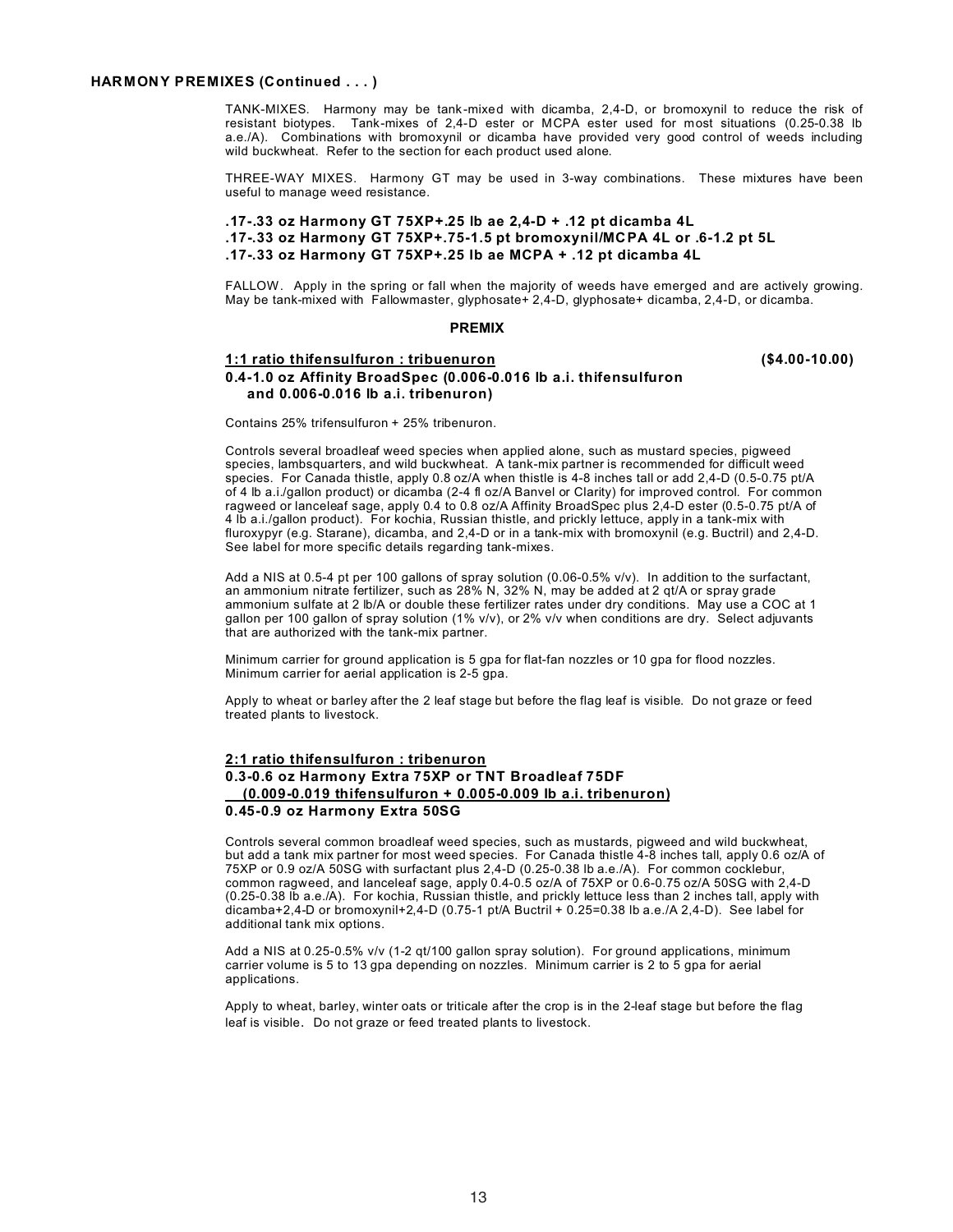**HARMONY PREMIXES (Continued . . . )**

TANK-MIXES. Harmony may be tank-mixed with dicamba, 2,4-D, or bromoxynil to reduce the risk of resistant biotypes. Tank-mixes of 2,4-D ester or MCPA ester used for most situations (0.25-0.38 lb a.e./A). Combinations with bromoxynil or dicamba have provided very good control of weeds including wild buckwheat. Refer to the section for each product used alone.

THREE-WAY MIXES. Harmony GT may be used in 3-way combinations. These mixtures have been useful to manage weed resistance.

**.17-.33 oz Harmony GT 75XP+.25 lb ae 2,4-D + .12 pt dicamba 4L**
**.17-.33 oz Harmony GT 75XP+.75-1.5 pt bromoxynil/MCPA 4L or .6-1.2 pt 5L**
**.17-.33 oz Harmony GT 75XP+.25 lb ae MCPA + .12 pt dicamba 4L**

FALLOW. Apply in the spring or fall when the majority of weeds have emerged and are actively growing. May be tank-mixed with Fallowmaster, glyphosate+ 2,4-D, glyphosate+ dicamba, 2,4-D, or dicamba.

**PREMIX**

**1:1 ratio thifensulfuron : tribuenuron** **($4.00-10.00)**
**0.4-1.0 oz Affinity BroadSpec (0.006-0.016 lb a.i. thifensulfuron and 0.006-0.016 lb a.i. tribenuron)**

Contains 25% trifensulfuron + 25% tribenuron.

Controls several broadleaf weed species when applied alone, such as mustard species, pigweed species, lambsquarters, and wild buckwheat. A tank-mix partner is recommended for difficult weed species. For Canada thistle, apply 0.8 oz/A when thistle is 4-8 inches tall or add 2,4-D (0.5-0.75 pt/A of 4 lb a.i./gallon product) or dicamba (2-4 fl oz/A Banvel or Clarity) for improved control. For common ragweed or lanceleaf sage, apply 0.4 to 0.8 oz/A Affinity BroadSpec plus 2,4-D ester (0.5-0.75 pt/A of 4 lb a.i./gallon product). For kochia, Russian thistle, and prickly lettuce, apply in a tank-mix with fluroxypyr (e.g. Starane), dicamba, and 2,4-D or in a tank-mix with bromoxynil (e.g. Buctril) and 2,4-D. See label for more specific details regarding tank-mixes.

Add a NIS at 0.5-4 pt per 100 gallons of spray solution (0.06-0.5% v/v). In addition to the surfactant, an ammonium nitrate fertilizer, such as 28% N, 32% N, may be added at 2 qt/A or spray grade ammonium sulfate at 2 lb/A or double these fertilizer rates under dry conditions. May use a COC at 1 gallon per 100 gallon of spray solution (1% v/v), or 2% v/v when conditions are dry. Select adjuvants that are authorized with the tank-mix partner.

Minimum carrier for ground application is 5 gpa for flat-fan nozzles or 10 gpa for flood nozzles. Minimum carrier for aerial application is 2-5 gpa.

Apply to wheat or barley after the 2 leaf stage but before the flag leaf is visible. Do not graze or feed treated plants to livestock.

**2:1 ratio thifensulfuron : tribenuron**
**0.3-0.6 oz Harmony Extra 75XP or TNT Broadleaf 75DF (0.009-0.019 thifensulfuron + 0.005-0.009 lb a.i. tribenuron)**
**0.45-0.9 oz Harmony Extra 50SG**

Controls several common broadleaf weed species, such as mustards, pigweed and wild buckwheat, but add a tank mix partner for most weed species. For Canada thistle 4-8 inches tall, apply 0.6 oz/A of 75XP or 0.9 oz/A 50SG with surfactant plus 2,4-D (0.25-0.38 lb a.e./A). For common cocklebur, common ragweed, and lanceleaf sage, apply 0.4-0.5 oz/A of 75XP or 0.6-0.75 oz/A 50SG with 2,4-D (0.25-0.38 lb a.e./A). For kochia, Russian thistle, and prickly lettuce less than 2 inches tall, apply with dicamba+2,4-D or bromoxynil+2,4-D (0.75-1 pt/A Buctril + 0.25=0.38 lb a.e./A 2,4-D). See label for additional tank mix options.

Add a NIS at 0.25-0.5% v/v (1-2 qt/100 gallon spray solution). For ground applications, minimum carrier volume is 5 to 13 gpa depending on nozzles. Minimum carrier is 2 to 5 gpa for aerial applications.

Apply to wheat, barley, winter oats or triticale after the crop is in the 2-leaf stage but before the flag leaf is visible. Do not graze or feed treated plants to livestock.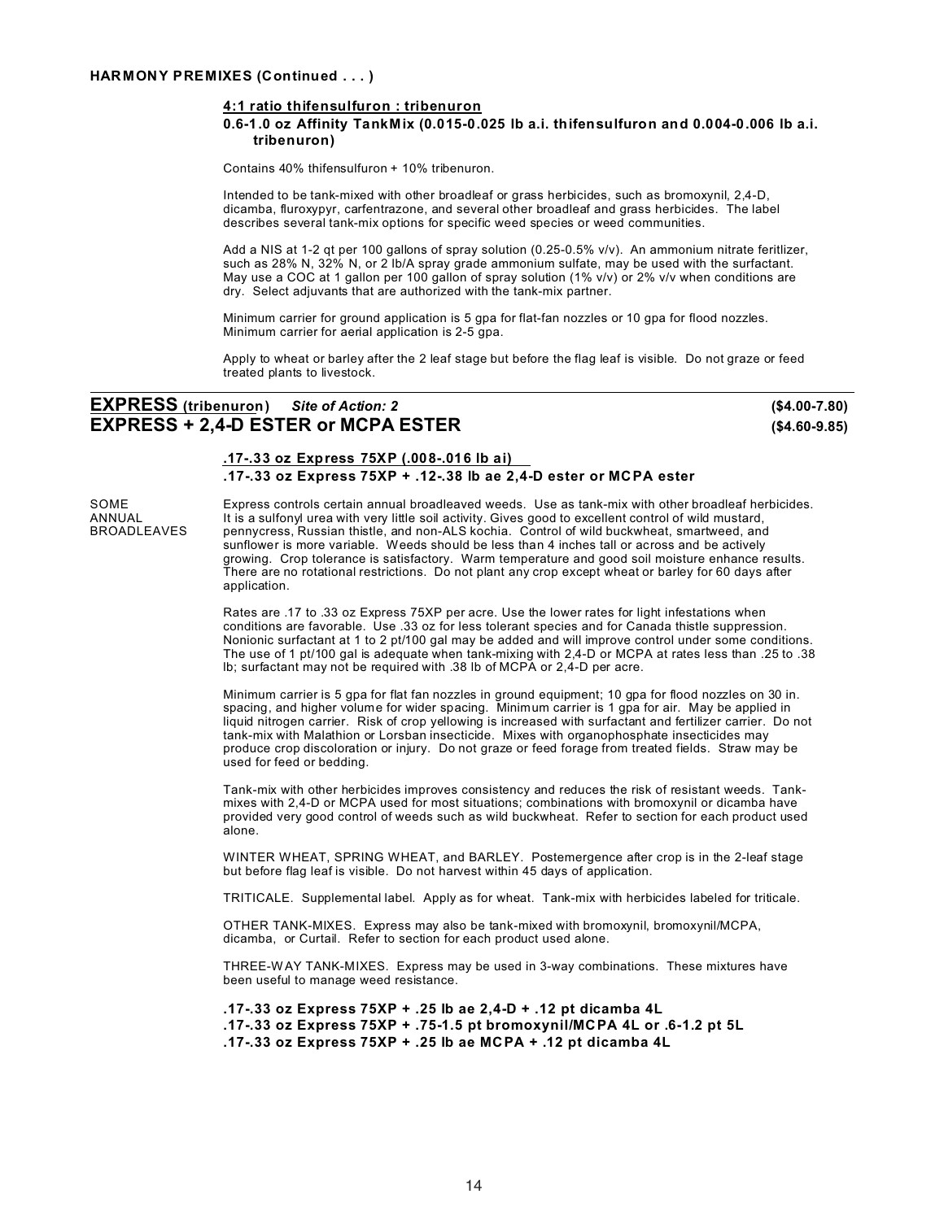**HARMONY PREMIXES (Continued . . . )**

**4:1 ratio thifensulfuron : tribenuron**

**0.6-1.0 oz Affinity TankMix (0.015-0.025 lb a.i. thifensulfuron and 0.004-0.006 lb a.i. tribenuron)**

Contains 40% thifensulfuron + 10% tribenuron.

Intended to be tank-mixed with other broadleaf or grass herbicides, such as bromoxynil, 2,4-D, dicamba, fluroxypyr, carfentrazone, and several other broadleaf and grass herbicides. The label describes several tank-mix options for specific weed species or weed communities.

Add a NIS at 1-2 qt per 100 gallons of spray solution (0.25-0.5% v/v). An ammonium nitrate feritlizer, such as 28% N, 32% N, or 2 lb/A spray grade ammonium sulfate, may be used with the surfactant. May use a COC at 1 gallon per 100 gallon of spray solution (1% v/v) or 2% v/v when conditions are dry. Select adjuvants that are authorized with the tank-mix partner.

Minimum carrier for ground application is 5 gpa for flat-fan nozzles or 10 gpa for flood nozzles. Minimum carrier for aerial application is 2-5 gpa.

Apply to wheat or barley after the 2 leaf stage but before the flag leaf is visible. Do not graze or feed treated plants to livestock.

## EXPRESS (tribenuron) *Site of Action: 2* ($4.00-7.80)
## EXPRESS + 2,4-D ESTER or MCPA ESTER ($4.60-9.85)

**.17-.33 oz Express 75XP (.008-.016 lb ai)**

**.17-.33 oz Express 75XP + .12-.38 lb ae 2,4-D ester or MCPA ester**

SOME ANNUAL BROADLEAVES

Express controls certain annual broadleaved weeds. Use as tank-mix with other broadleaf herbicides. It is a sulfonyl urea with very little soil activity. Gives good to excellent control of wild mustard, pennycress, Russian thistle, and non-ALS kochia. Control of wild buckwheat, smartweed, and sunflower is more variable. Weeds should be less than 4 inches tall or across and be actively growing. Crop tolerance is satisfactory. Warm temperature and good soil moisture enhance results. There are no rotational restrictions. Do not plant any crop except wheat or barley for 60 days after application.

Rates are .17 to .33 oz Express 75XP per acre. Use the lower rates for light infestations when conditions are favorable. Use .33 oz for less tolerant species and for Canada thistle suppression. Nonionic surfactant at 1 to 2 pt/100 gal may be added and will improve control under some conditions. The use of 1 pt/100 gal is adequate when tank-mixing with 2,4-D or MCPA at rates less than .25 to .38 lb; surfactant may not be required with .38 lb of MCPA or 2,4-D per acre.

Minimum carrier is 5 gpa for flat fan nozzles in ground equipment; 10 gpa for flood nozzles on 30 in. spacing, and higher volume for wider spacing. Minimum carrier is 1 gpa for air. May be applied in liquid nitrogen carrier. Risk of crop yellowing is increased with surfactant and fertilizer carrier. Do not tank-mix with Malathion or Lorsban insecticide. Mixes with organophosphate insecticides may produce crop discoloration or injury. Do not graze or feed forage from treated fields. Straw may be used for feed or bedding.

Tank-mix with other herbicides improves consistency and reduces the risk of resistant weeds. Tank-mixes with 2,4-D or MCPA used for most situations; combinations with bromoxynil or dicamba have provided very good control of weeds such as wild buckwheat. Refer to section for each product used alone.

WINTER WHEAT, SPRING WHEAT, and BARLEY. Postemergence after crop is in the 2-leaf stage but before flag leaf is visible. Do not harvest within 45 days of application.

TRITICALE. Supplemental label. Apply as for wheat. Tank-mix with herbicides labeled for triticale.

OTHER TANK-MIXES. Express may also be tank-mixed with bromoxynil, bromoxynil/MCPA, dicamba, or Curtail. Refer to section for each product used alone.

THREE-WAY TANK-MIXES. Express may be used in 3-way combinations. These mixtures have been useful to manage weed resistance.

**.17-.33 oz Express 75XP + .25 lb ae 2,4-D + .12 pt dicamba 4L**

**.17-.33 oz Express 75XP + .75-1.5 pt bromoxynil/MCPA 4L or .6-1.2 pt 5L**

**.17-.33 oz Express 75XP + .25 lb ae MCPA + .12 pt dicamba 4L**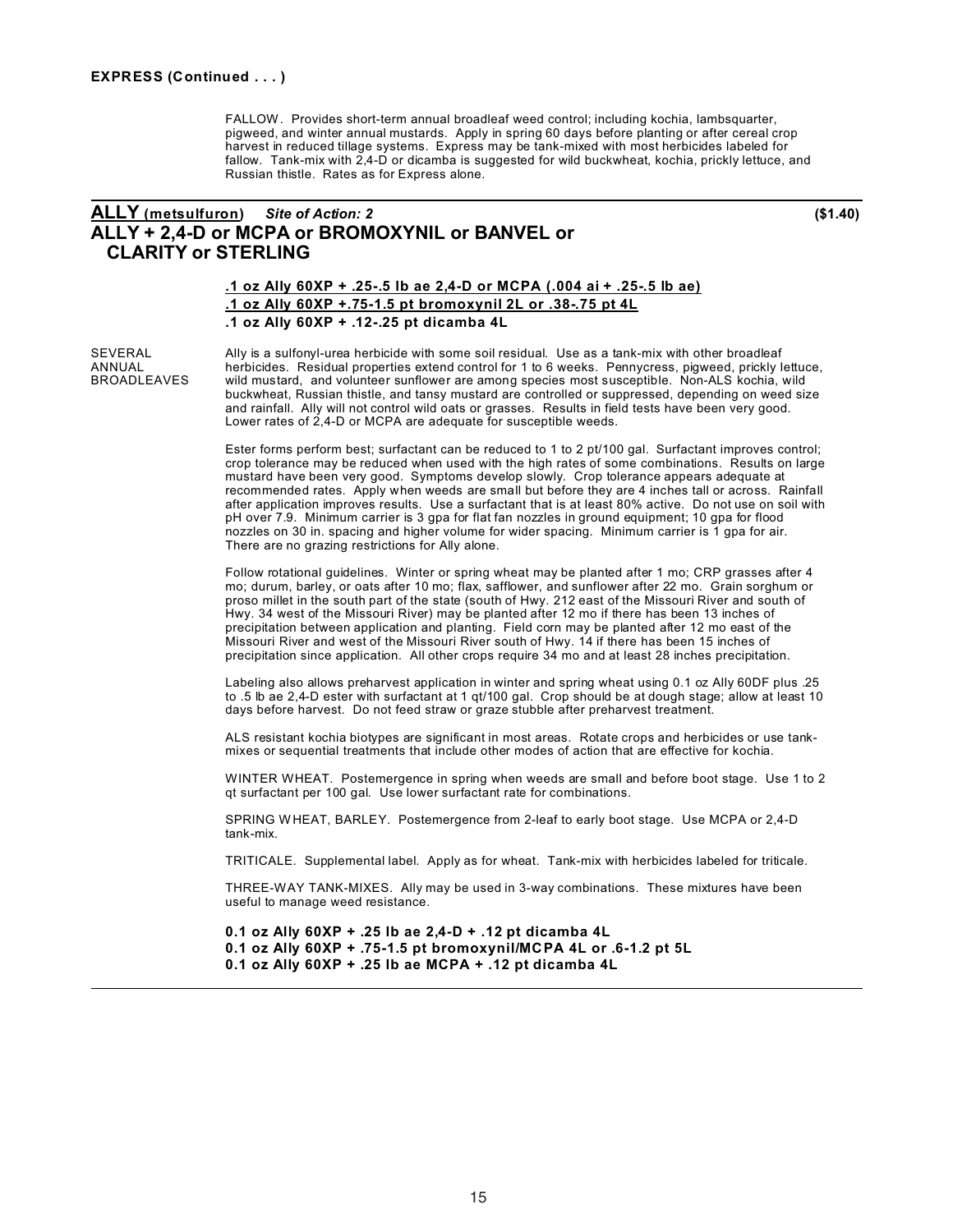**EXPRESS (Continued . . . )**

FALLOW. Provides short-term annual broadleaf weed control; including kochia, lambsquarter, pigweed, and winter annual mustards. Apply in spring 60 days before planting or after cereal crop harvest in reduced tillage systems. Express may be tank-mixed with most herbicides labeled for fallow. Tank-mix with 2,4-D or dicamba is suggested for wild buckwheat, kochia, prickly lettuce, and Russian thistle. Rates as for Express alone.

---

## ALLY (metsulfuron) *Site of Action: 2* (\$1.40)
## ALLY + 2,4-D or MCPA or BROMOXYNIL or BANVEL or CLARITY or STERLING

**.1 oz Ally 60XP + .25-.5 lb ae 2,4-D or MCPA (.004 ai + .25-.5 lb ae)**
**.1 oz Ally 60XP +.75-1.5 pt bromoxynil 2L or .38-.75 pt 4L**
**.1 oz Ally 60XP + .12-.25 pt dicamba 4L**

SEVERAL ANNUAL BROADLEAVES

Ally is a sulfonyl-urea herbicide with some soil residual. Use as a tank-mix with other broadleaf herbicides. Residual properties extend control for 1 to 6 weeks. Pennycress, pigweed, prickly lettuce, wild mustard, and volunteer sunflower are among species most susceptible. Non-ALS kochia, wild buckwheat, Russian thistle, and tansy mustard are controlled or suppressed, depending on weed size and rainfall. Ally will not control wild oats or grasses. Results in field tests have been very good. Lower rates of 2,4-D or MCPA are adequate for susceptible weeds.

Ester forms perform best; surfactant can be reduced to 1 to 2 pt/100 gal. Surfactant improves control; crop tolerance may be reduced when used with the high rates of some combinations. Results on large mustard have been very good. Symptoms develop slowly. Crop tolerance appears adequate at recommended rates. Apply when weeds are small but before they are 4 inches tall or across. Rainfall after application improves results. Use a surfactant that is at least 80% active. Do not use on soil with pH over 7.9. Minimum carrier is 3 gpa for flat fan nozzles in ground equipment; 10 gpa for flood nozzles on 30 in. spacing and higher volume for wider spacing. Minimum carrier is 1 gpa for air. There are no grazing restrictions for Ally alone.

Follow rotational guidelines. Winter or spring wheat may be planted after 1 mo; CRP grasses after 4 mo; durum, barley, or oats after 10 mo; flax, safflower, and sunflower after 22 mo. Grain sorghum or proso millet in the south part of the state (south of Hwy. 212 east of the Missouri River and south of Hwy. 34 west of the Missouri River) may be planted after 12 mo if there has been 13 inches of precipitation between application and planting. Field corn may be planted after 12 mo east of the Missouri River and west of the Missouri River south of Hwy. 14 if there has been 15 inches of precipitation since application. All other crops require 34 mo and at least 28 inches precipitation.

Labeling also allows preharvest application in winter and spring wheat using 0.1 oz Ally 60DF plus .25 to .5 lb ae 2,4-D ester with surfactant at 1 qt/100 gal. Crop should be at dough stage; allow at least 10 days before harvest. Do not feed straw or graze stubble after preharvest treatment.

ALS resistant kochia biotypes are significant in most areas. Rotate crops and herbicides or use tank-mixes or sequential treatments that include other modes of action that are effective for kochia.

WINTER WHEAT. Postemergence in spring when weeds are small and before boot stage. Use 1 to 2 qt surfactant per 100 gal. Use lower surfactant rate for combinations.

SPRING WHEAT, BARLEY. Postemergence from 2-leaf to early boot stage. Use MCPA or 2,4-D tank-mix.

TRITICALE. Supplemental label. Apply as for wheat. Tank-mix with herbicides labeled for triticale.

THREE-WAY TANK-MIXES. Ally may be used in 3-way combinations. These mixtures have been useful to manage weed resistance.

**0.1 oz Ally 60XP + .25 lb ae 2,4-D + .12 pt dicamba 4L**
**0.1 oz Ally 60XP + .75-1.5 pt bromoxynil/MCPA 4L or .6-1.2 pt 5L**
**0.1 oz Ally 60XP + .25 lb ae MCPA + .12 pt dicamba 4L**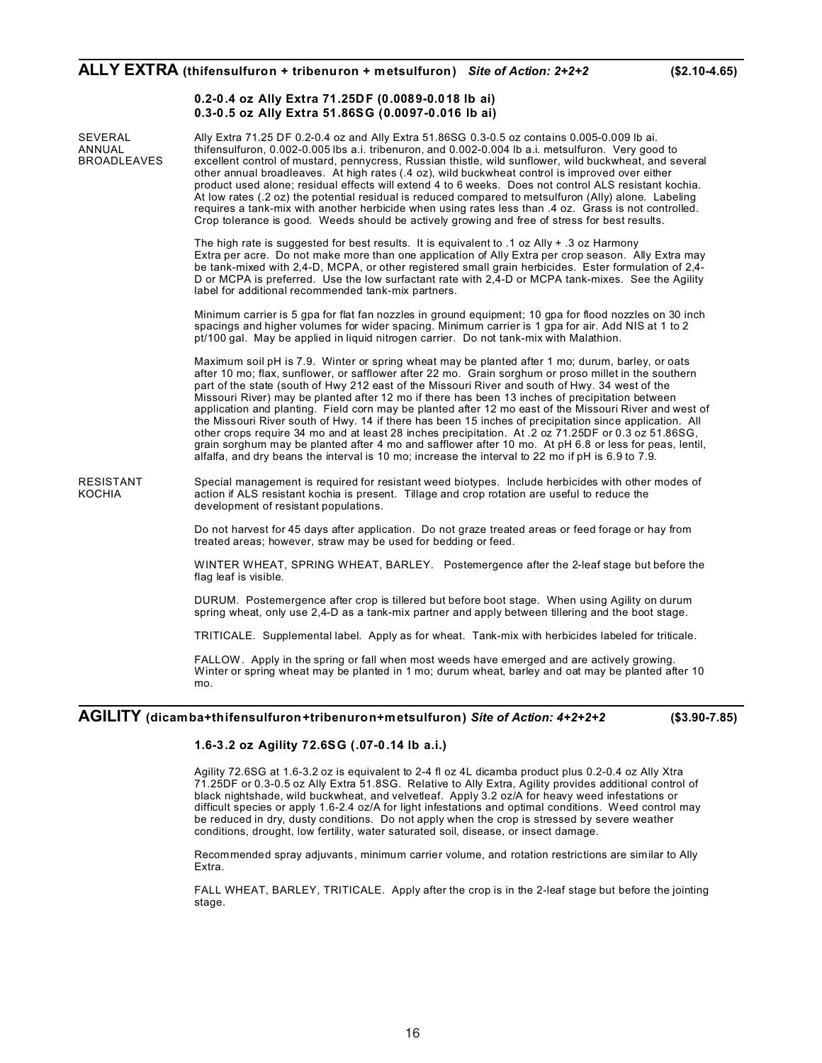## ALLY EXTRA (thifensulfuron + tribenuron + metsulfuron) *Site of Action: 2+2+2* ($2.10-4.65)

**0.2-0.4 oz Ally Extra 71.25DF (0.0089-0.018 lb ai)**
**0.3-0.5 oz Ally Extra 51.86SG (0.0097-0.016 lb ai)**

SEVERAL ANNUAL BROADLEAVES

Ally Extra 71.25 DF 0.2-0.4 oz and Ally Extra 51.86SG 0.3-0.5 oz contains 0.005-0.009 lb ai. thifensulfuron, 0.002-0.005 lbs a.i. tribenuron, and 0.002-0.004 lb a.i. metsulfuron. Very good to excellent control of mustard, pennycress, Russian thistle, wild sunflower, wild buckwheat, and several other annual broadleaves. At high rates (.4 oz), wild buckwheat control is improved over either product used alone; residual effects will extend 4 to 6 weeks. Does not control ALS resistant kochia. At low rates (.2 oz) the potential residual is reduced compared to metsulfuron (Ally) alone. Labeling requires a tank-mix with another herbicide when using rates less than .4 oz. Grass is not controlled. Crop tolerance is good. Weeds should be actively growing and free of stress for best results.

The high rate is suggested for best results. It is equivalent to .1 oz Ally + .3 oz Harmony Extra per acre. Do not make more than one application of Ally Extra per crop season. Ally Extra may be tank-mixed with 2,4-D, MCPA, or other registered small grain herbicides. Ester formulation of 2,4-D or MCPA is preferred. Use the low surfactant rate with 2,4-D or MCPA tank-mixes. See the Agility label for additional recommended tank-mix partners.

Minimum carrier is 5 gpa for flat fan nozzles in ground equipment; 10 gpa for flood nozzles on 30 inch spacings and higher volumes for wider spacing. Minimum carrier is 1 gpa for air. Add NIS at 1 to 2 pt/100 gal. May be applied in liquid nitrogen carrier. Do not tank-mix with Malathion.

Maximum soil pH is 7.9. Winter or spring wheat may be planted after 1 mo; durum, barley, or oats after 10 mo; flax, sunflower, or safflower after 22 mo. Grain sorghum or proso millet in the southern part of the state (south of Hwy 212 east of the Missouri River and south of Hwy. 34 west of the Missouri River) may be planted after 12 mo if there has been 13 inches of precipitation between application and planting. Field corn may be planted after 12 mo east of the Missouri River and west of the Missouri River south of Hwy. 14 if there has been 15 inches of precipitation since application. All other crops require 34 mo and at least 28 inches precipitation. At .2 oz 71.25DF or 0.3 oz 51.86SG, grain sorghum may be planted after 4 mo and safflower after 10 mo. At pH 6.8 or less for peas, lentil, alfalfa, and dry beans the interval is 10 mo; increase the interval to 22 mo if pH is 6.9 to 7.9.

RESISTANT KOCHIA

Special management is required for resistant weed biotypes. Include herbicides with other modes of action if ALS resistant kochia is present. Tillage and crop rotation are useful to reduce the development of resistant populations.

Do not harvest for 45 days after application. Do not graze treated areas or feed forage or hay from treated areas; however, straw may be used for bedding or feed.

WINTER WHEAT, SPRING WHEAT, BARLEY. Postemergence after the 2-leaf stage but before the flag leaf is visible.

DURUM. Postemergence after crop is tillered but before boot stage. When using Agility on durum spring wheat, only use 2,4-D as a tank-mix partner and apply between tillering and the boot stage.

TRITICALE. Supplemental label. Apply as for wheat. Tank-mix with herbicides labeled for triticale.

FALLOW. Apply in the spring or fall when most weeds have emerged and are actively growing. Winter or spring wheat may be planted in 1 mo; durum wheat, barley and oat may be planted after 10 mo.

## AGILITY (dicamba+thifensulfuron+tribenuron+metsulfuron) *Site of Action: 4+2+2+2* ($3.90-7.85)

**1.6-3.2 oz Agility 72.6SG (.07-0.14 lb a.i.)**

Agility 72.6SG at 1.6-3.2 oz is equivalent to 2-4 fl oz 4L dicamba product plus 0.2-0.4 oz Ally Xtra 71.25DF or 0.3-0.5 oz Ally Extra 51.8SG. Relative to Ally Extra, Agility provides additional control of black nightshade, wild buckwheat, and velvetleaf. Apply 3.2 oz/A for heavy weed infestations or difficult species or apply 1.6-2.4 oz/A for light infestations and optimal conditions. Weed control may be reduced in dry, dusty conditions. Do not apply when the crop is stressed by severe weather conditions, drought, low fertility, water saturated soil, disease, or insect damage.

Recommended spray adjuvants, minimum carrier volume, and rotation restrictions are similar to Ally Extra.

FALL WHEAT, BARLEY, TRITICALE. Apply after the crop is in the 2-leaf stage but before the jointing stage.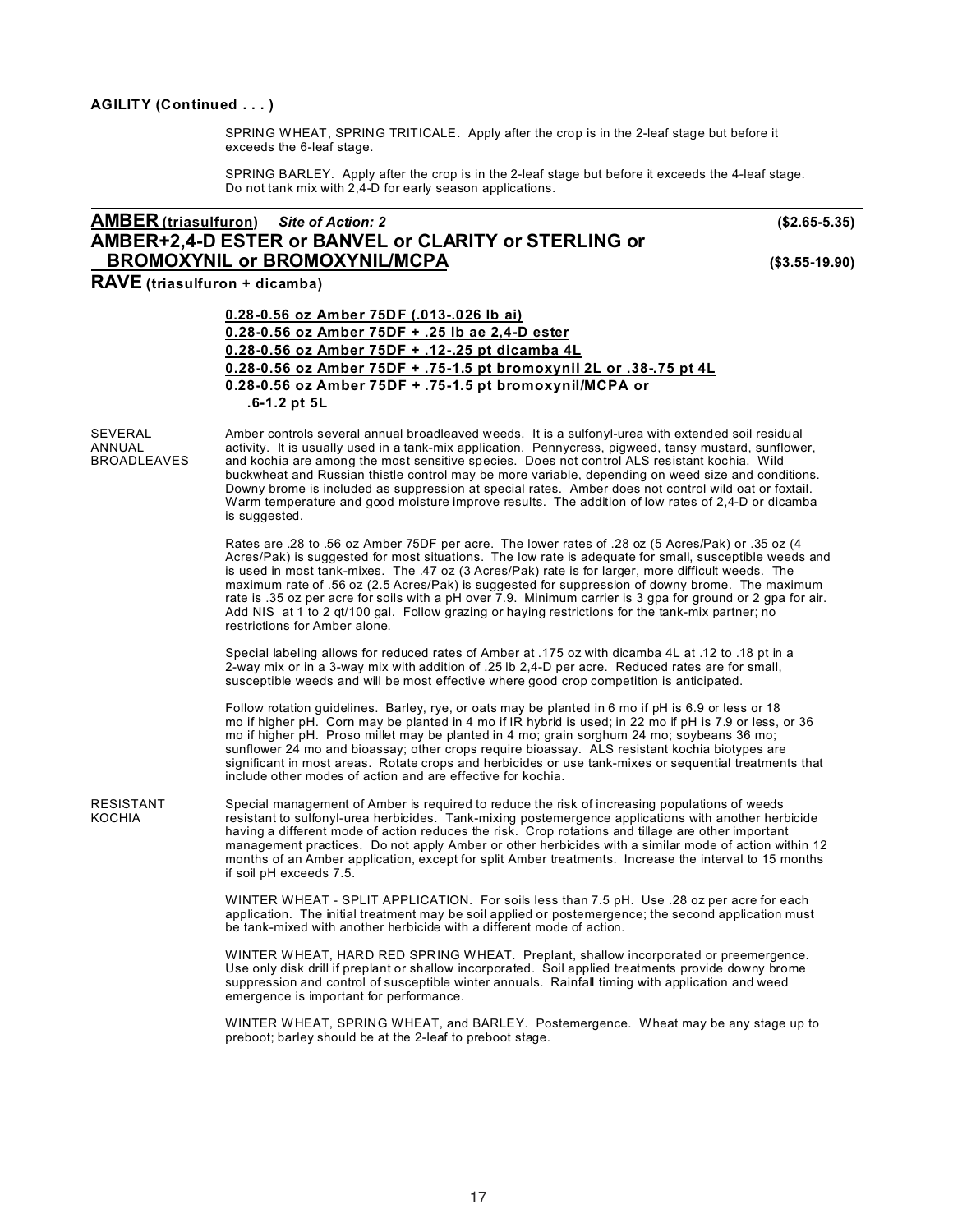**AGILITY (Continued . . . )**

SPRING WHEAT, SPRING TRITICALE. Apply after the crop is in the 2-leaf stage but before it exceeds the 6-leaf stage.

SPRING BARLEY. Apply after the crop is in the 2-leaf stage but before it exceeds the 4-leaf stage. Do not tank mix with 2,4-D for early season applications.

---

## AMBER (triasulfuron) *Site of Action: 2* ($2.65-5.35)
## AMBER+2,4-D ESTER or BANVEL or CLARITY or STERLING or BROMOXYNIL or BROMOXYNIL/MCPA ($3.55-19.90)
## RAVE (triasulfuron + dicamba)

**0.28-0.56 oz Amber 75DF (.013-.026 lb ai)**
**0.28-0.56 oz Amber 75DF + .25 lb ae 2,4-D ester**
**0.28-0.56 oz Amber 75DF + .12-.25 pt dicamba 4L**
**0.28-0.56 oz Amber 75DF + .75-1.5 pt bromoxynil 2L or .38-.75 pt 4L**
**0.28-0.56 oz Amber 75DF + .75-1.5 pt bromoxynil/MCPA or .6-1.2 pt 5L**

SEVERAL ANNUAL BROADLEAVES

Amber controls several annual broadleaved weeds. It is a sulfonyl-urea with extended soil residual activity. It is usually used in a tank-mix application. Pennycress, pigweed, tansy mustard, sunflower, and kochia are among the most sensitive species. Does not control ALS resistant kochia. Wild buckwheat and Russian thistle control may be more variable, depending on weed size and conditions. Downy brome is included as suppression at special rates. Amber does not control wild oat or foxtail. Warm temperature and good moisture improve results. The addition of low rates of 2,4-D or dicamba is suggested.

Rates are .28 to .56 oz Amber 75DF per acre. The lower rates of .28 oz (5 Acres/Pak) or .35 oz (4 Acres/Pak) is suggested for most situations. The low rate is adequate for small, susceptible weeds and is used in most tank-mixes. The .47 oz (3 Acres/Pak) rate is for larger, more difficult weeds. The maximum rate of .56 oz (2.5 Acres/Pak) is suggested for suppression of downy brome. The maximum rate is .35 oz per acre for soils with a pH over 7.9. Minimum carrier is 3 gpa for ground or 2 gpa for air. Add NIS at 1 to 2 qt/100 gal. Follow grazing or haying restrictions for the tank-mix partner; no restrictions for Amber alone.

Special labeling allows for reduced rates of Amber at .175 oz with dicamba 4L at .12 to .18 pt in a 2-way mix or in a 3-way mix with addition of .25 lb 2,4-D per acre. Reduced rates are for small, susceptible weeds and will be most effective where good crop competition is anticipated.

Follow rotation guidelines. Barley, rye, or oats may be planted in 6 mo if pH is 6.9 or less or 18 mo if higher pH. Corn may be planted in 4 mo if IR hybrid is used; in 22 mo if pH is 7.9 or less, or 36 mo if higher pH. Proso millet may be planted in 4 mo; grain sorghum 24 mo; soybeans 36 mo; sunflower 24 mo and bioassay; other crops require bioassay. ALS resistant kochia biotypes are significant in most areas. Rotate crops and herbicides or use tank-mixes or sequential treatments that include other modes of action and are effective for kochia.

RESISTANT KOCHIA

Special management of Amber is required to reduce the risk of increasing populations of weeds resistant to sulfonyl-urea herbicides. Tank-mixing postemergence applications with another herbicide having a different mode of action reduces the risk. Crop rotations and tillage are other important management practices. Do not apply Amber or other herbicides with a similar mode of action within 12 months of an Amber application, except for split Amber treatments. Increase the interval to 15 months if soil pH exceeds 7.5.

WINTER WHEAT - SPLIT APPLICATION. For soils less than 7.5 pH. Use .28 oz per acre for each application. The initial treatment may be soil applied or postemergence; the second application must be tank-mixed with another herbicide with a different mode of action.

WINTER WHEAT, HARD RED SPRING WHEAT. Preplant, shallow incorporated or preemergence. Use only disk drill if preplant or shallow incorporated. Soil applied treatments provide downy brome suppression and control of susceptible winter annuals. Rainfall timing with application and weed emergence is important for performance.

WINTER WHEAT, SPRING WHEAT, and BARLEY. Postemergence. Wheat may be any stage up to preboot; barley should be at the 2-leaf to preboot stage.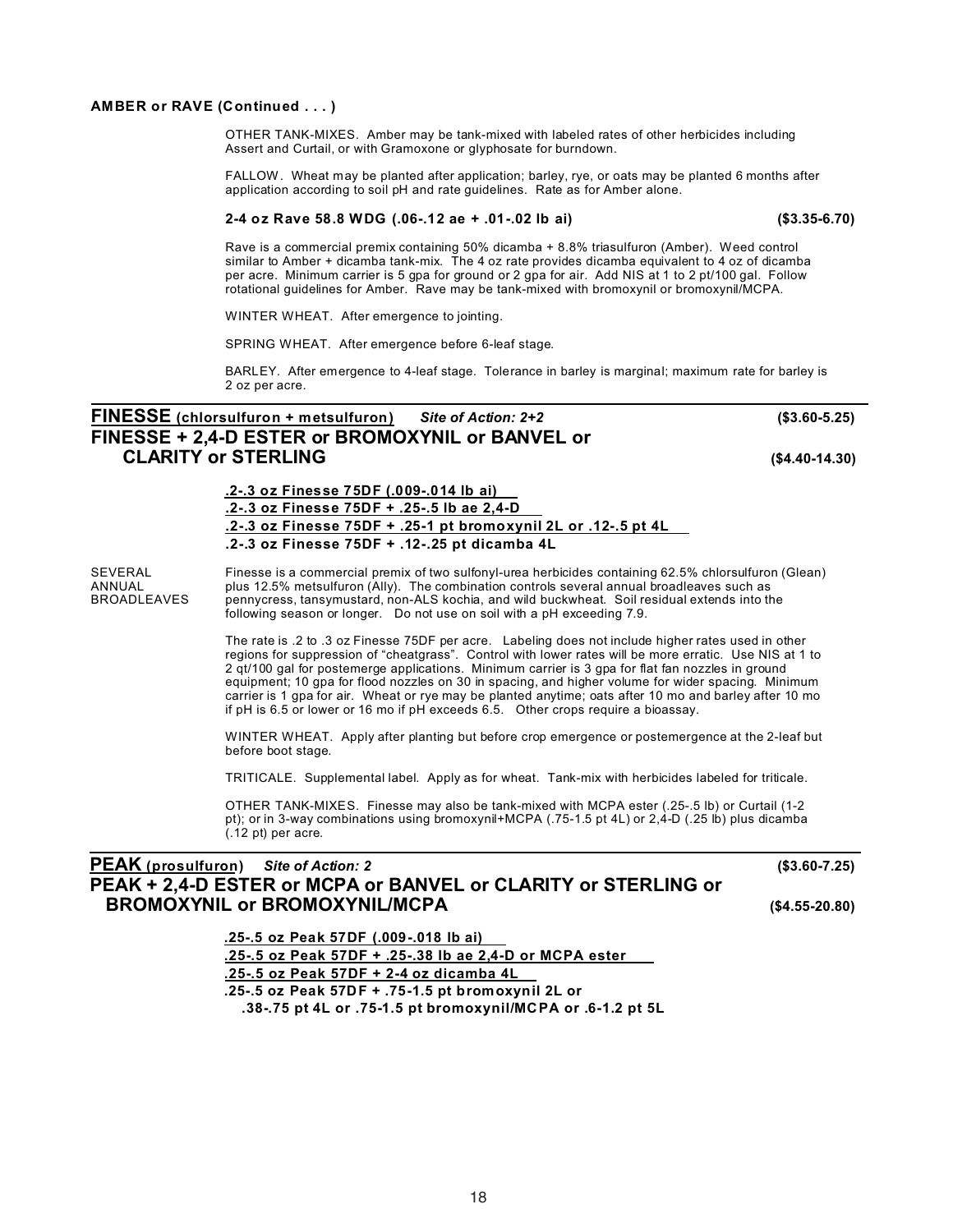**AMBER or RAVE (Continued . . . )**

OTHER TANK-MIXES. Amber may be tank-mixed with labeled rates of other herbicides including Assert and Curtail, or with Gramoxone or glyphosate for burndown.

FALLOW. Wheat may be planted after application; barley, rye, or oats may be planted 6 months after application according to soil pH and rate guidelines. Rate as for Amber alone.

**2-4 oz Rave 58.8 WDG (.06-.12 ae + .01-.02 lb ai)** **($3.35-6.70)**

Rave is a commercial premix containing 50% dicamba + 8.8% triasulfuron (Amber). Weed control similar to Amber + dicamba tank-mix. The 4 oz rate provides dicamba equivalent to 4 oz of dicamba per acre. Minimum carrier is 5 gpa for ground or 2 gpa for air. Add NIS at 1 to 2 pt/100 gal. Follow rotational guidelines for Amber. Rave may be tank-mixed with bromoxynil or bromoxynil/MCPA.

WINTER WHEAT. After emergence to jointing.

SPRING WHEAT. After emergence before 6-leaf stage.

BARLEY. After emergence to 4-leaf stage. Tolerance in barley is marginal; maximum rate for barley is 2 oz per acre.

## FINESSE (chlorsulfuron + metsulfuron) *Site of Action: 2+2* ($3.60-5.25)

## FINESSE + 2,4-D ESTER or BROMOXYNIL or BANVEL or CLARITY or STERLING ($4.40-14.30)

**.2-.3 oz Finesse 75DF (.009-.014 lb ai)**
**.2-.3 oz Finesse 75DF + .25-.5 lb ae 2,4-D**
**.2-.3 oz Finesse 75DF + .25-1 pt bromoxynil 2L or .12-.5 pt 4L**
**.2-.3 oz Finesse 75DF + .12-.25 pt dicamba 4L**

SEVERAL ANNUAL BROADLEAVES

Finesse is a commercial premix of two sulfonyl-urea herbicides containing 62.5% chlorsulfuron (Glean) plus 12.5% metsulfuron (Ally). The combination controls several annual broadleaves such as pennycress, tansymustard, non-ALS kochia, and wild buckwheat. Soil residual extends into the following season or longer. Do not use on soil with a pH exceeding 7.9.

The rate is .2 to .3 oz Finesse 75DF per acre. Labeling does not include higher rates used in other regions for suppression of “cheatgrass”. Control with lower rates will be more erratic. Use NIS at 1 to 2 qt/100 gal for postemerge applications. Minimum carrier is 3 gpa for flat fan nozzles in ground equipment; 10 gpa for flood nozzles on 30 in spacing, and higher volume for wider spacing. Minimum carrier is 1 gpa for air. Wheat or rye may be planted anytime; oats after 10 mo and barley after 10 mo if pH is 6.5 or lower or 16 mo if pH exceeds 6.5. Other crops require a bioassay.

WINTER WHEAT. Apply after planting but before crop emergence or postemergence at the 2-leaf but before boot stage.

TRITICALE. Supplemental label. Apply as for wheat. Tank-mix with herbicides labeled for triticale.

OTHER TANK-MIXES. Finesse may also be tank-mixed with MCPA ester (.25-.5 lb) or Curtail (1-2 pt); or in 3-way combinations using bromoxynil+MCPA (.75-1.5 pt 4L) or 2,4-D (.25 lb) plus dicamba (.12 pt) per acre.

## PEAK (prosulfuron) *Site of Action: 2* ($3.60-7.25)

## PEAK + 2,4-D ESTER or MCPA or BANVEL or CLARITY or STERLING or BROMOXYNIL or BROMOXYNIL/MCPA ($4.55-20.80)

**.25-.5 oz Peak 57DF (.009-.018 lb ai)**
**.25-.5 oz Peak 57DF + .25-.38 lb ae 2,4-D or MCPA ester**
**.25-.5 oz Peak 57DF + 2-4 oz dicamba 4L**
**.25-.5 oz Peak 57DF + .75-1.5 pt bromoxynil 2L or .38-.75 pt 4L or .75-1.5 pt bromoxynil/MCPA or .6-1.2 pt 5L**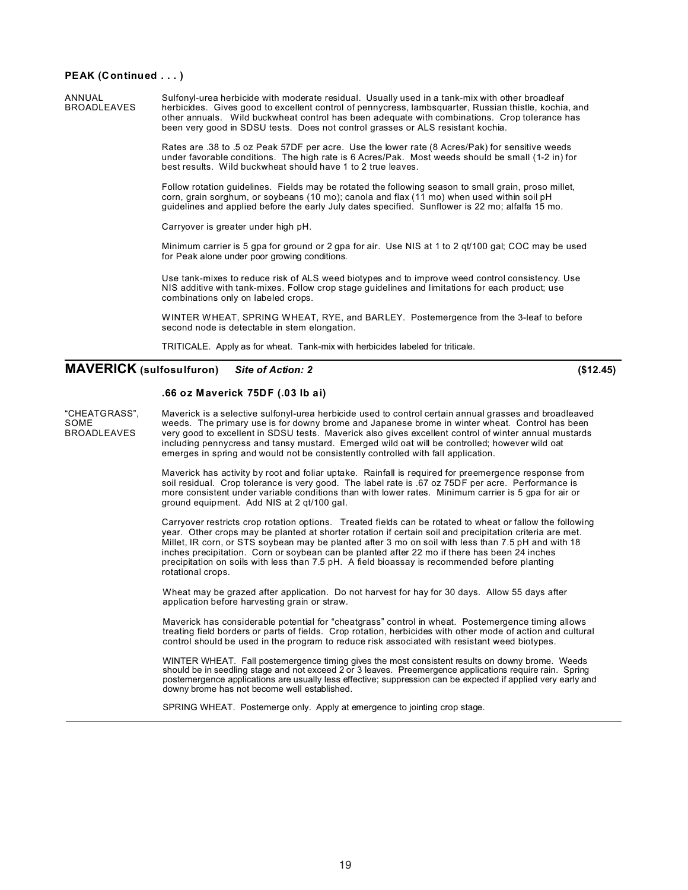**PEAK (Continued . . . )**

ANNUAL BROADLEAVES

Sulfonyl-urea herbicide with moderate residual. Usually used in a tank-mix with other broadleaf herbicides. Gives good to excellent control of pennycress, lambsquarter, Russian thistle, kochia, and other annuals. Wild buckwheat control has been adequate with combinations. Crop tolerance has been very good in SDSU tests. Does not control grasses or ALS resistant kochia.

Rates are .38 to .5 oz Peak 57DF per acre. Use the lower rate (8 Acres/Pak) for sensitive weeds under favorable conditions. The high rate is 6 Acres/Pak. Most weeds should be small (1-2 in) for best results. Wild buckwheat should have 1 to 2 true leaves.

Follow rotation guidelines. Fields may be rotated the following season to small grain, proso millet, corn, grain sorghum, or soybeans (10 mo); canola and flax (11 mo) when used within soil pH guidelines and applied before the early July dates specified. Sunflower is 22 mo; alfalfa 15 mo.

Carryover is greater under high pH.

Minimum carrier is 5 gpa for ground or 2 gpa for air. Use NIS at 1 to 2 qt/100 gal; COC may be used for Peak alone under poor growing conditions.

Use tank-mixes to reduce risk of ALS weed biotypes and to improve weed control consistency. Use NIS additive with tank-mixes. Follow crop stage guidelines and limitations for each product; use combinations only on labeled crops.

WINTER WHEAT, SPRING WHEAT, RYE, and BARLEY. Postemergence from the 3-leaf to before second node is detectable in stem elongation.

TRITICALE. Apply as for wheat. Tank-mix with herbicides labeled for triticale.

## MAVERICK (sulfosulfuron) *Site of Action: 2* ($12.45)

**.66 oz Maverick 75DF (.03 lb ai)**

"CHEATGRASS", SOME BROADLEAVES

Maverick is a selective sulfonyl-urea herbicide used to control certain annual grasses and broadleaved weeds. The primary use is for downy brome and Japanese brome in winter wheat. Control has been very good to excellent in SDSU tests. Maverick also gives excellent control of winter annual mustards including pennycress and tansy mustard. Emerged wild oat will be controlled; however wild oat emerges in spring and would not be consistently controlled with fall application.

Maverick has activity by root and foliar uptake. Rainfall is required for preemergence response from soil residual. Crop tolerance is very good. The label rate is .67 oz 75DF per acre. Performance is more consistent under variable conditions than with lower rates. Minimum carrier is 5 gpa for air or ground equipment. Add NIS at 2 qt/100 gal.

Carryover restricts crop rotation options. Treated fields can be rotated to wheat or fallow the following year. Other crops may be planted at shorter rotation if certain soil and precipitation criteria are met. Millet, IR corn, or STS soybean may be planted after 3 mo on soil with less than 7.5 pH and with 18 inches precipitation. Corn or soybean can be planted after 22 mo if there has been 24 inches precipitation on soils with less than 7.5 pH. A field bioassay is recommended before planting rotational crops.

Wheat may be grazed after application. Do not harvest for hay for 30 days. Allow 55 days after application before harvesting grain or straw.

Maverick has considerable potential for "cheatgrass" control in wheat. Postemergence timing allows treating field borders or parts of fields. Crop rotation, herbicides with other mode of action and cultural control should be used in the program to reduce risk associated with resistant weed biotypes.

WINTER WHEAT. Fall postemergence timing gives the most consistent results on downy brome. Weeds should be in seedling stage and not exceed 2 or 3 leaves. Preemergence applications require rain. Spring postemergence applications are usually less effective; suppression can be expected if applied very early and downy brome has not become well established.

SPRING WHEAT. Postemerge only. Apply at emergence to jointing crop stage.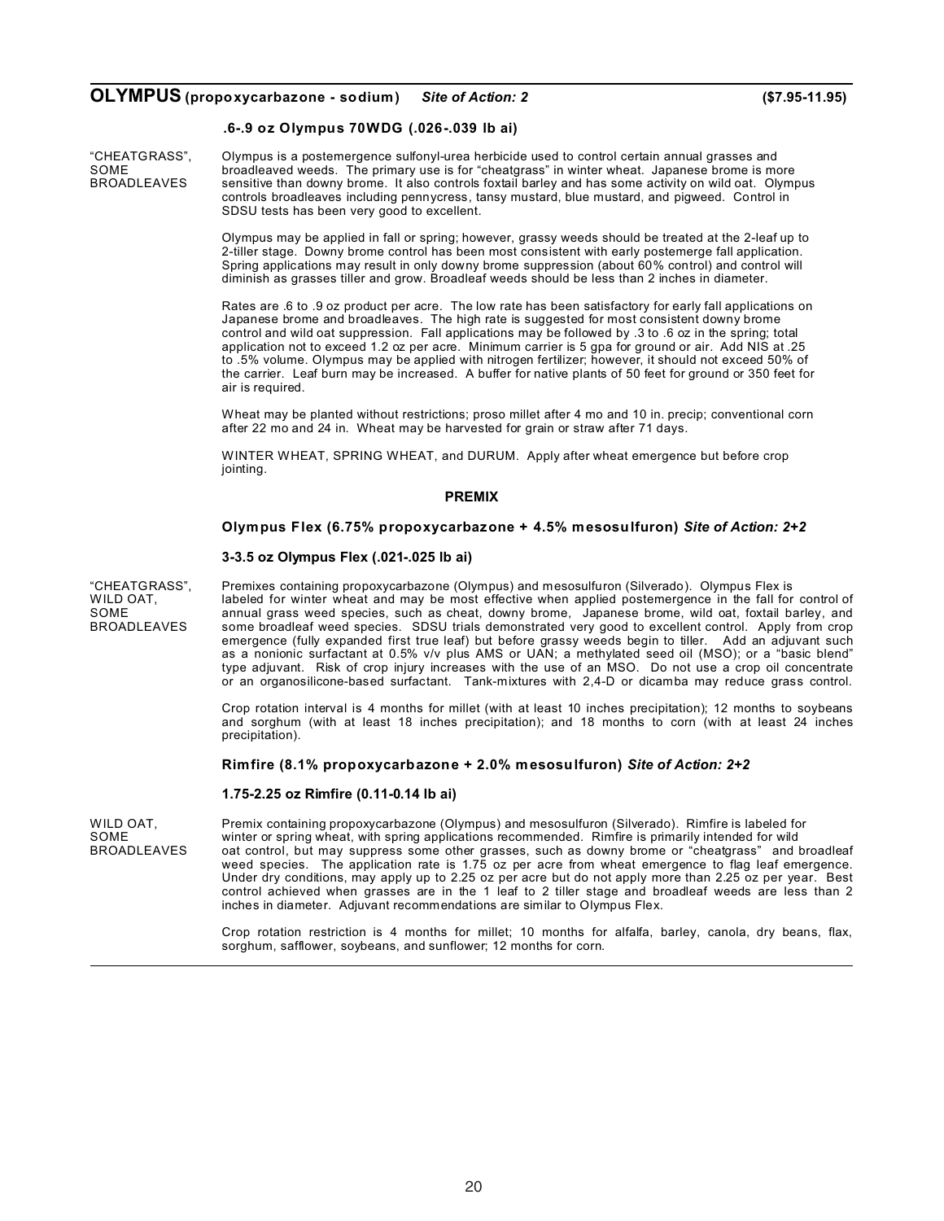## OLYMPUS (propoxycarbazone - sodium) *Site of Action: 2* ($7.95-11.95)

**.6-.9 oz Olympus 70WDG (.026-.039 lb ai)**

"CHEATGRASS", SOME BROADLEAVES

Olympus is a postemergence sulfonyl-urea herbicide used to control certain annual grasses and broadleaved weeds. The primary use is for "cheatgrass" in winter wheat. Japanese brome is more sensitive than downy brome. It also controls foxtail barley and has some activity on wild oat. Olympus controls broadleaves including pennycress, tansy mustard, blue mustard, and pigweed. Control in SDSU tests has been very good to excellent.

Olympus may be applied in fall or spring; however, grassy weeds should be treated at the 2-leaf up to 2-tiller stage. Downy brome control has been most consistent with early postemerge fall application. Spring applications may result in only downy brome suppression (about 60% control) and control will diminish as grasses tiller and grow. Broadleaf weeds should be less than 2 inches in diameter.

Rates are .6 to .9 oz product per acre. The low rate has been satisfactory for early fall applications on Japanese brome and broadleaves. The high rate is suggested for most consistent downy brome control and wild oat suppression. Fall applications may be followed by .3 to .6 oz in the spring; total application not to exceed 1.2 oz per acre. Minimum carrier is 5 gpa for ground or air. Add NIS at .25 to .5% volume. Olympus may be applied with nitrogen fertilizer; however, it should not exceed 50% of the carrier. Leaf burn may be increased. A buffer for native plants of 50 feet for ground or 350 feet for air is required.

Wheat may be planted without restrictions; proso millet after 4 mo and 10 in. precip; conventional corn after 22 mo and 24 in. Wheat may be harvested for grain or straw after 71 days.

WINTER WHEAT, SPRING WHEAT, and DURUM. Apply after wheat emergence but before crop jointing.

### PREMIX

**Olympus Flex (6.75% propoxycarbazone + 4.5% mesosulfuron)** ***Site of Action: 2+2***

**3-3.5 oz Olympus Flex (.021-.025 lb ai)**

"CHEATGRASS", WILD OAT, SOME BROADLEAVES

Premixes containing propoxycarbazone (Olympus) and mesosulfuron (Silverado). Olympus Flex is labeled for winter wheat and may be most effective when applied postemergence in the fall for control of annual grass weed species, such as cheat, downy brome, Japanese brome, wild oat, foxtail barley, and some broadleaf weed species. SDSU trials demonstrated very good to excellent control. Apply from crop emergence (fully expanded first true leaf) but before grassy weeds begin to tiller. Add an adjuvant such as a nonionic surfactant at 0.5% v/v plus AMS or UAN; a methylated seed oil (MSO); or a "basic blend" type adjuvant. Risk of crop injury increases with the use of an MSO. Do not use a crop oil concentrate or an organosilicone-based surfactant. Tank-mixtures with 2,4-D or dicamba may reduce grass control.

Crop rotation interval is 4 months for millet (with at least 10 inches precipitation); 12 months to soybeans and sorghum (with at least 18 inches precipitation); and 18 months to corn (with at least 24 inches precipitation).

**Rimfire (8.1% propoxycarbazone + 2.0% mesosulfuron)** ***Site of Action: 2+2***

**1.75-2.25 oz Rimfire (0.11-0.14 lb ai)**

WILD OAT, SOME BROADLEAVES

Premix containing propoxycarbazone (Olympus) and mesosulfuron (Silverado). Rimfire is labeled for winter or spring wheat, with spring applications recommended. Rimfire is primarily intended for wild oat control, but may suppress some other grasses, such as downy brome or "cheatgrass" and broadleaf weed species. The application rate is 1.75 oz per acre from wheat emergence to flag leaf emergence. Under dry conditions, may apply up to 2.25 oz per acre but do not apply more than 2.25 oz per year. Best control achieved when grasses are in the 1 leaf to 2 tiller stage and broadleaf weeds are less than 2 inches in diameter. Adjuvant recommendations are similar to Olympus Flex.

Crop rotation restriction is 4 months for millet; 10 months for alfalfa, barley, canola, dry beans, flax, sorghum, safflower, soybeans, and sunflower; 12 months for corn.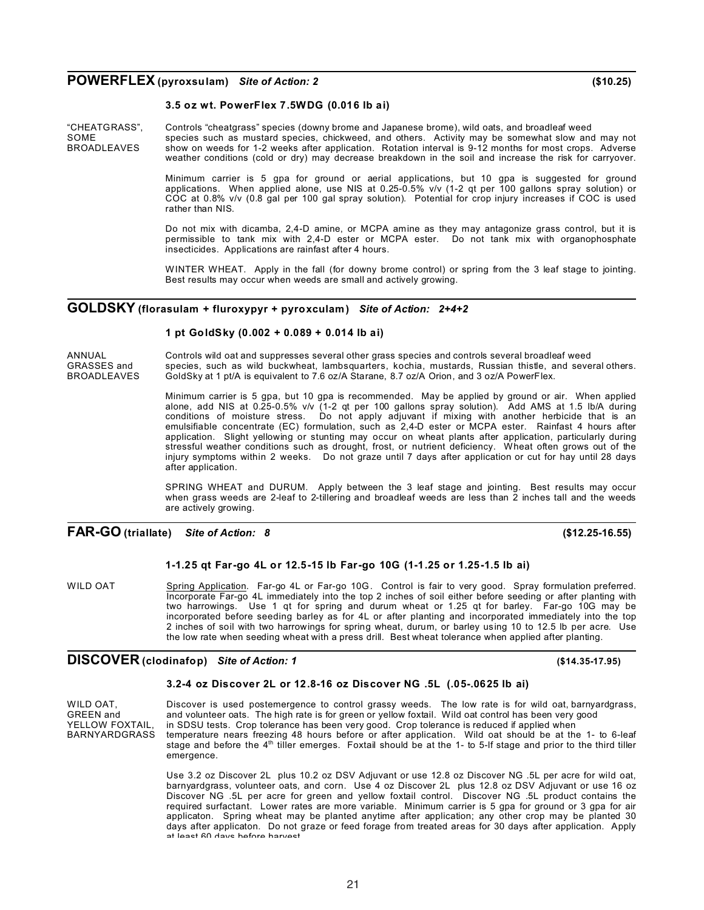## POWERFLEX (pyroxsulam) *Site of Action: 2* (\$10.25)

**3.5 oz wt. PowerFlex 7.5WDG (0.016 lb ai)**

"CHEATGRASS", SOME BROADLEAVES

Controls "cheatgrass" species (downy brome and Japanese brome), wild oats, and broadleaf weed species such as mustard species, chickweed, and others. Activity may be somewhat slow and may not show on weeds for 1-2 weeks after application. Rotation interval is 9-12 months for most crops. Adverse weather conditions (cold or dry) may decrease breakdown in the soil and increase the risk for carryover.

Minimum carrier is 5 gpa for ground or aerial applications, but 10 gpa is suggested for ground applications. When applied alone, use NIS at 0.25-0.5% v/v (1-2 qt per 100 gallons spray solution) or COC at 0.8% v/v (0.8 gal per 100 gal spray solution). Potential for crop injury increases if COC is used rather than NIS.

Do not mix with dicamba, 2,4-D amine, or MCPA amine as they may antagonize grass control, but it is permissible to tank mix with 2,4-D ester or MCPA ester. Do not tank mix with organophosphate insecticides. Applications are rainfast after 4 hours.

WINTER WHEAT. Apply in the fall (for downy brome control) or spring from the 3 leaf stage to jointing. Best results may occur when weeds are small and actively growing.

## GOLDSKY (florasulam + fluroxypyr + pyroxculam) *Site of Action: 2+4+2*

**1 pt GoldSky (0.002 + 0.089 + 0.014 lb ai)**

ANNUAL GRASSES and BROADLEAVES

Controls wild oat and suppresses several other grass species and controls several broadleaf weed species, such as wild buckwheat, lambsquarters, kochia, mustards, Russian thistle, and several others. GoldSky at 1 pt/A is equivalent to 7.6 oz/A Starane, 8.7 oz/A Orion, and 3 oz/A PowerFlex.

Minimum carrier is 5 gpa, but 10 gpa is recommended. May be applied by ground or air. When applied alone, add NIS at 0.25-0.5% v/v (1-2 qt per 100 gallons spray solution). Add AMS at 1.5 lb/A during conditions of moisture stress. Do not apply adjuvant if mixing with another herbicide that is an emulsifiable concentrate (EC) formulation, such as 2,4-D ester or MCPA ester. Rainfast 4 hours after application. Slight yellowing or stunting may occur on wheat plants after application, particularly during stressful weather conditions such as drought, frost, or nutrient deficiency. Wheat often grows out of the injury symptoms within 2 weeks. Do not graze until 7 days after application or cut for hay until 28 days after application.

SPRING WHEAT and DURUM. Apply between the 3 leaf stage and jointing. Best results may occur when grass weeds are 2-leaf to 2-tillering and broadleaf weeds are less than 2 inches tall and the weeds are actively growing.

## FAR-GO (triallate) *Site of Action: 8* (\$12.25-16.55)

**1-1.25 qt Far-go 4L or 12.5-15 lb Far-go 10G (1-1.25 or 1.25-1.5 lb ai)**

WILD OAT

Spring Application. Far-go 4L or Far-go 10G. Control is fair to very good. Spray formulation preferred. Incorporate Far-go 4L immediately into the top 2 inches of soil either before seeding or after planting with two harrowings. Use 1 qt for spring and durum wheat or 1.25 qt for barley. Far-go 10G may be incorporated before seeding barley as for 4L or after planting and incorporated immediately into the top 2 inches of soil with two harrowings for spring wheat, durum, or barley using 10 to 12.5 lb per acre. Use the low rate when seeding wheat with a press drill. Best wheat tolerance when applied after planting.

## DISCOVER (clodinafop) *Site of Action: 1* (\$14.35-17.95)

**3.2-4 oz Discover 2L or 12.8-16 oz Discover NG .5L (.05-.0625 lb ai)**

WILD OAT, GREEN and YELLOW FOXTAIL, BARNYARDGRASS

Discover is used postemergence to control grassy weeds. The low rate is for wild oat, barnyardgrass, and volunteer oats. The high rate is for green or yellow foxtail. Wild oat control has been very good in SDSU tests. Crop tolerance has been very good. Crop tolerance is reduced if applied when temperature nears freezing 48 hours before or after application. Wild oat should be at the 1- to 6-leaf stage and before the 4th tiller emerges. Foxtail should be at the 1- to 5-lf stage and prior to the third tiller emergence.

Use 3.2 oz Discover 2L plus 10.2 oz DSV Adjuvant or use 12.8 oz Discover NG .5L per acre for wild oat, barnyardgrass, volunteer oats, and corn. Use 4 oz Discover 2L plus 12.8 oz DSV Adjuvant or use 16 oz Discover NG .5L per acre for green and yellow foxtail control. Discover NG .5L product contains the required surfactant. Lower rates are more variable. Minimum carrier is 5 gpa for ground or 3 gpa for air applicaton. Spring wheat may be planted anytime after application; any other crop may be planted 30 days after applicaton. Do not graze or feed forage from treated areas for 30 days after application. Apply at least 60 days before harvest.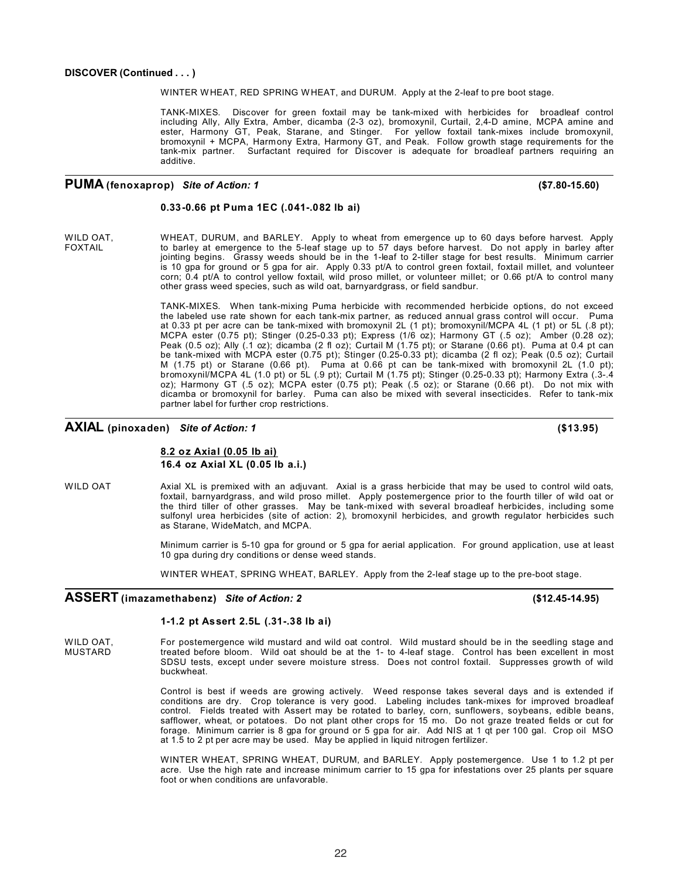**DISCOVER (Continued . . . )**

WINTER WHEAT, RED SPRING WHEAT, and DURUM. Apply at the 2-leaf to pre boot stage.

TANK-MIXES. Discover for green foxtail may be tank-mixed with herbicides for broadleaf control including Ally, Ally Extra, Amber, dicamba (2-3 oz), bromoxynil, Curtail, 2,4-D amine, MCPA amine and ester, Harmony GT, Peak, Starane, and Stinger. For yellow foxtail tank-mixes include bromoxynil, bromoxynil + MCPA, Harmony Extra, Harmony GT, and Peak. Follow growth stage requirements for the tank-mix partner. Surfactant required for Discover is adequate for broadleaf partners requiring an additive.

## PUMA (fenoxaprop) *Site of Action: 1* ($7.80-15.60)

**0.33-0.66 pt Puma 1EC (.041-.082 lb ai)**

WILD OAT, FOXTAIL

WHEAT, DURUM, and BARLEY. Apply to wheat from emergence up to 60 days before harvest. Apply to barley at emergence to the 5-leaf stage up to 57 days before harvest. Do not apply in barley after jointing begins. Grassy weeds should be in the 1-leaf to 2-tiller stage for best results. Minimum carrier is 10 gpa for ground or 5 gpa for air. Apply 0.33 pt/A to control green foxtail, foxtail millet, and volunteer corn; 0.4 pt/A to control yellow foxtail, wild proso millet, or volunteer millet; or 0.66 pt/A to control many other grass weed species, such as wild oat, barnyardgrass, or field sandbur.

TANK-MIXES. When tank-mixing Puma herbicide with recommended herbicide options, do not exceed the labeled use rate shown for each tank-mix partner, as reduced annual grass control will occur. Puma at 0.33 pt per acre can be tank-mixed with bromoxynil 2L (1 pt); bromoxynil/MCPA 4L (1 pt) or 5L (.8 pt); MCPA ester (0.75 pt); Stinger (0.25-0.33 pt); Express (1/6 oz); Harmony GT (.5 oz); Amber (0.28 oz); Peak (0.5 oz); Ally (.1 oz); dicamba (2 fl oz); Curtail M (1.75 pt); or Starane (0.66 pt). Puma at 0.4 pt can be tank-mixed with MCPA ester (0.75 pt); Stinger (0.25-0.33 pt); dicamba (2 fl oz); Peak (0.5 oz); Curtail M (1.75 pt) or Starane (0.66 pt). Puma at 0.66 pt can be tank-mixed with bromoxynil 2L (1.0 pt); bromoxynil/MCPA 4L (1.0 pt) or 5L (.9 pt); Curtail M (1.75 pt); Stinger (0.25-0.33 pt); Harmony Extra (.3-.4 oz); Harmony GT (.5 oz); MCPA ester (0.75 pt); Peak (.5 oz); or Starane (0.66 pt). Do not mix with dicamba or bromoxynil for barley. Puma can also be mixed with several insecticides. Refer to tank-mix partner label for further crop restrictions.

## AXIAL (pinoxaden) *Site of Action: 1* ($13.95)

**8.2 oz Axial (0.05 lb ai)**
**16.4 oz Axial XL (0.05 lb a.i.)**

WILD OAT

Axial XL is premixed with an adjuvant. Axial is a grass herbicide that may be used to control wild oats, foxtail, barnyardgrass, and wild proso millet. Apply postemergence prior to the fourth tiller of wild oat or the third tiller of other grasses. May be tank-mixed with several broadleaf herbicides, including some sulfonyl urea herbicides (site of action: 2), bromoxynil herbicides, and growth regulator herbicides such as Starane, WideMatch, and MCPA.

Minimum carrier is 5-10 gpa for ground or 5 gpa for aerial application. For ground application, use at least 10 gpa during dry conditions or dense weed stands.

WINTER WHEAT, SPRING WHEAT, BARLEY. Apply from the 2-leaf stage up to the pre-boot stage.

## ASSERT (imazamethabenz) *Site of Action: 2* ($12.45-14.95)

**1-1.2 pt Assert 2.5L (.31-.38 lb ai)**

WILD OAT, MUSTARD

For postemergence wild mustard and wild oat control. Wild mustard should be in the seedling stage and treated before bloom. Wild oat should be at the 1- to 4-leaf stage. Control has been excellent in most SDSU tests, except under severe moisture stress. Does not control foxtail. Suppresses growth of wild buckwheat.

Control is best if weeds are growing actively. Weed response takes several days and is extended if conditions are dry. Crop tolerance is very good. Labeling includes tank-mixes for improved broadleaf control. Fields treated with Assert may be rotated to barley, corn, sunflowers, soybeans, edible beans, safflower, wheat, or potatoes. Do not plant other crops for 15 mo. Do not graze treated fields or cut for forage. Minimum carrier is 8 gpa for ground or 5 gpa for air. Add NIS at 1 qt per 100 gal. Crop oil MSO at 1.5 to 2 pt per acre may be used. May be applied in liquid nitrogen fertilizer.

WINTER WHEAT, SPRING WHEAT, DURUM, and BARLEY. Apply postemergence. Use 1 to 1.2 pt per acre. Use the high rate and increase minimum carrier to 15 gpa for infestations over 25 plants per square foot or when conditions are unfavorable.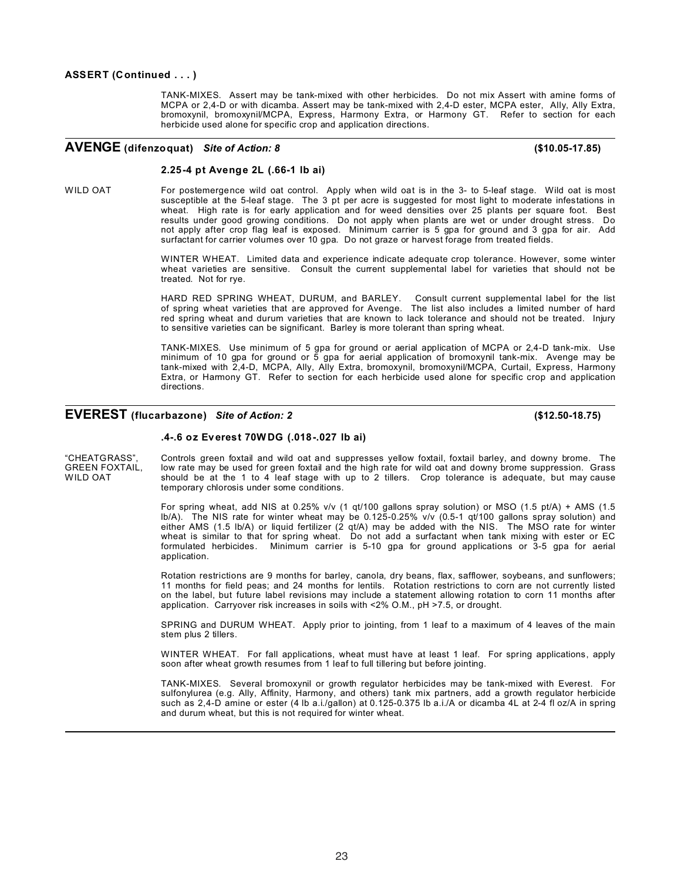**ASSERT (Continued . . . )**

TANK-MIXES. Assert may be tank-mixed with other herbicides. Do not mix Assert with amine forms of MCPA or 2,4-D or with dicamba. Assert may be tank-mixed with 2,4-D ester, MCPA ester, Ally, Ally Extra, bromoxynil, bromoxynil/MCPA, Express, Harmony Extra, or Harmony GT. Refer to section for each herbicide used alone for specific crop and application directions.

## AVENGE (difenzoquat) *Site of Action: 8* ($10.05-17.85)

**2.25-4 pt Avenge 2L (.66-1 lb ai)**

WILD OAT

For postemergence wild oat control. Apply when wild oat is in the 3- to 5-leaf stage. Wild oat is most susceptible at the 5-leaf stage. The 3 pt per acre is suggested for most light to moderate infestations in wheat. High rate is for early application and for weed densities over 25 plants per square foot. Best results under good growing conditions. Do not apply when plants are wet or under drought stress. Do not apply after crop flag leaf is exposed. Minimum carrier is 5 gpa for ground and 3 gpa for air. Add surfactant for carrier volumes over 10 gpa. Do not graze or harvest forage from treated fields.

WINTER WHEAT. Limited data and experience indicate adequate crop tolerance. However, some winter wheat varieties are sensitive. Consult the current supplemental label for varieties that should not be treated. Not for rye.

HARD RED SPRING WHEAT, DURUM, and BARLEY. Consult current supplemental label for the list of spring wheat varieties that are approved for Avenge. The list also includes a limited number of hard red spring wheat and durum varieties that are known to lack tolerance and should not be treated. Injury to sensitive varieties can be significant. Barley is more tolerant than spring wheat.

TANK-MIXES. Use minimum of 5 gpa for ground or aerial application of MCPA or 2,4-D tank-mix. Use minimum of 10 gpa for ground or 5 gpa for aerial application of bromoxynil tank-mix. Avenge may be tank-mixed with 2,4-D, MCPA, Ally, Ally Extra, bromoxynil, bromoxynil/MCPA, Curtail, Express, Harmony Extra, or Harmony GT. Refer to section for each herbicide used alone for specific crop and application directions.

## EVEREST (flucarbazone) *Site of Action: 2* ($12.50-18.75)

**.4-.6 oz Everest 70WDG (.018-.027 lb ai)**

"CHEATGRASS", GREEN FOXTAIL, WILD OAT

Controls green foxtail and wild oat and suppresses yellow foxtail, foxtail barley, and downy brome. The low rate may be used for green foxtail and the high rate for wild oat and downy brome suppression. Grass should be at the 1 to 4 leaf stage with up to 2 tillers. Crop tolerance is adequate, but may cause temporary chlorosis under some conditions.

For spring wheat, add NIS at 0.25% v/v (1 qt/100 gallons spray solution) or MSO (1.5 pt/A) + AMS (1.5 lb/A). The NIS rate for winter wheat may be 0.125-0.25% v/v (0.5-1 qt/100 gallons spray solution) and either AMS (1.5 lb/A) or liquid fertilizer (2 qt/A) may be added with the NIS. The MSO rate for winter wheat is similar to that for spring wheat. Do not add a surfactant when tank mixing with ester or EC formulated herbicides. Minimum carrier is 5-10 gpa for ground applications or 3-5 gpa for aerial application.

Rotation restrictions are 9 months for barley, canola, dry beans, flax, safflower, soybeans, and sunflowers; 11 months for field peas; and 24 months for lentils. Rotation restrictions to corn are not currently listed on the label, but future label revisions may include a statement allowing rotation to corn 11 months after application. Carryover risk increases in soils with <2% O.M., pH >7.5, or drought.

SPRING and DURUM WHEAT. Apply prior to jointing, from 1 leaf to a maximum of 4 leaves of the main stem plus 2 tillers.

WINTER WHEAT. For fall applications, wheat must have at least 1 leaf. For spring applications, apply soon after wheat growth resumes from 1 leaf to full tillering but before jointing.

TANK-MIXES. Several bromoxynil or growth regulator herbicides may be tank-mixed with Everest. For sulfonylurea (e.g. Ally, Affinity, Harmony, and others) tank mix partners, add a growth regulator herbicide such as 2,4-D amine or ester (4 lb a.i./gallon) at 0.125-0.375 lb a.i./A or dicamba 4L at 2-4 fl oz/A in spring and durum wheat, but this is not required for winter wheat.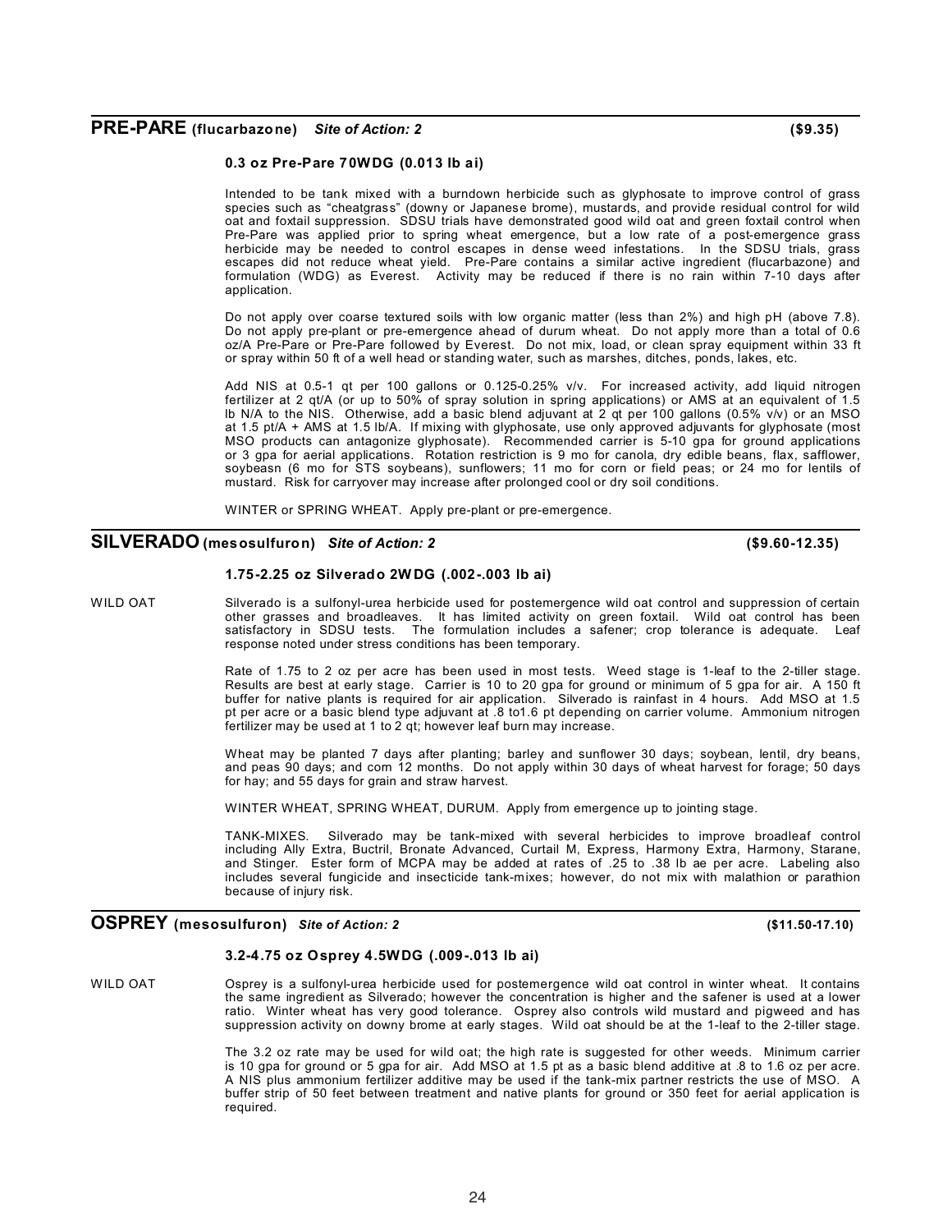## PRE-PARE (flucarbazone) *Site of Action: 2* ($9.35)

**0.3 oz Pre-Pare 70WDG (0.013 lb ai)**

Intended to be tank mixed with a burndown herbicide such as glyphosate to improve control of grass species such as "cheatgrass" (downy or Japanese brome), mustards, and provide residual control for wild oat and foxtail suppression. SDSU trials have demonstrated good wild oat and green foxtail control when Pre-Pare was applied prior to spring wheat emergence, but a low rate of a post-emergence grass herbicide may be needed to control escapes in dense weed infestations. In the SDSU trials, grass escapes did not reduce wheat yield. Pre-Pare contains a similar active ingredient (flucarbazone) and formulation (WDG) as Everest. Activity may be reduced if there is no rain within 7-10 days after application.

Do not apply over coarse textured soils with low organic matter (less than 2%) and high pH (above 7.8). Do not apply pre-plant or pre-emergence ahead of durum wheat. Do not apply more than a total of 0.6 oz/A Pre-Pare or Pre-Pare followed by Everest. Do not mix, load, or clean spray equipment within 33 ft or spray within 50 ft of a well head or standing water, such as marshes, ditches, ponds, lakes, etc.

Add NIS at 0.5-1 qt per 100 gallons or 0.125-0.25% v/v. For increased activity, add liquid nitrogen fertilizer at 2 qt/A (or up to 50% of spray solution in spring applications) or AMS at an equivalent of 1.5 lb N/A to the NIS. Otherwise, add a basic blend adjuvant at 2 qt per 100 gallons (0.5% v/v) or an MSO at 1.5 pt/A + AMS at 1.5 lb/A. If mixing with glyphosate, use only approved adjuvants for glyphosate (most MSO products can antagonize glyphosate). Recommended carrier is 5-10 gpa for ground applications or 3 gpa for aerial applications. Rotation restriction is 9 mo for canola, dry edible beans, flax, safflower, soybeasn (6 mo for STS soybeans), sunflowers; 11 mo for corn or field peas; or 24 mo for lentils of mustard. Risk for carryover may increase after prolonged cool or dry soil conditions.

WINTER or SPRING WHEAT. Apply pre-plant or pre-emergence.

## SILVERADO (mesosulfuron) *Site of Action: 2* ($9.60-12.35)

**1.75-2.25 oz Silverado 2WDG (.002-.003 lb ai)**

WILD OAT

Silverado is a sulfonyl-urea herbicide used for postemergence wild oat control and suppression of certain other grasses and broadleaves. It has limited activity on green foxtail. Wild oat control has been satisfactory in SDSU tests. The formulation includes a safener; crop tolerance is adequate. Leaf response noted under stress conditions has been temporary.

Rate of 1.75 to 2 oz per acre has been used in most tests. Weed stage is 1-leaf to the 2-tiller stage. Results are best at early stage. Carrier is 10 to 20 gpa for ground or minimum of 5 gpa for air. A 150 ft buffer for native plants is required for air application. Silverado is rainfast in 4 hours. Add MSO at 1.5 pt per acre or a basic blend type adjuvant at .8 to1.6 pt depending on carrier volume. Ammonium nitrogen fertilizer may be used at 1 to 2 qt; however leaf burn may increase.

Wheat may be planted 7 days after planting; barley and sunflower 30 days; soybean, lentil, dry beans, and peas 90 days; and corn 12 months. Do not apply within 30 days of wheat harvest for forage; 50 days for hay; and 55 days for grain and straw harvest.

WINTER WHEAT, SPRING WHEAT, DURUM. Apply from emergence up to jointing stage.

TANK-MIXES. Silverado may be tank-mixed with several herbicides to improve broadleaf control including Ally Extra, Buctril, Bronate Advanced, Curtail M, Express, Harmony Extra, Harmony, Starane, and Stinger. Ester form of MCPA may be added at rates of .25 to .38 lb ae per acre. Labeling also includes several fungicide and insecticide tank-mixes; however, do not mix with malathion or parathion because of injury risk.

## OSPREY (mesosulfuron) *Site of Action: 2* ($11.50-17.10)

**3.2-4.75 oz Osprey 4.5WDG (.009-.013 lb ai)**

WILD OAT

Osprey is a sulfonyl-urea herbicide used for postemergence wild oat control in winter wheat. It contains the same ingredient as Silverado; however the concentration is higher and the safener is used at a lower ratio. Winter wheat has very good tolerance. Osprey also controls wild mustard and pigweed and has suppression activity on downy brome at early stages. Wild oat should be at the 1-leaf to the 2-tiller stage.

The 3.2 oz rate may be used for wild oat; the high rate is suggested for other weeds. Minimum carrier is 10 gpa for ground or 5 gpa for air. Add MSO at 1.5 pt as a basic blend additive at .8 to 1.6 oz per acre. A NIS plus ammonium fertilizer additive may be used if the tank-mix partner restricts the use of MSO. A buffer strip of 50 feet between treatment and native plants for ground or 350 feet for aerial application is required.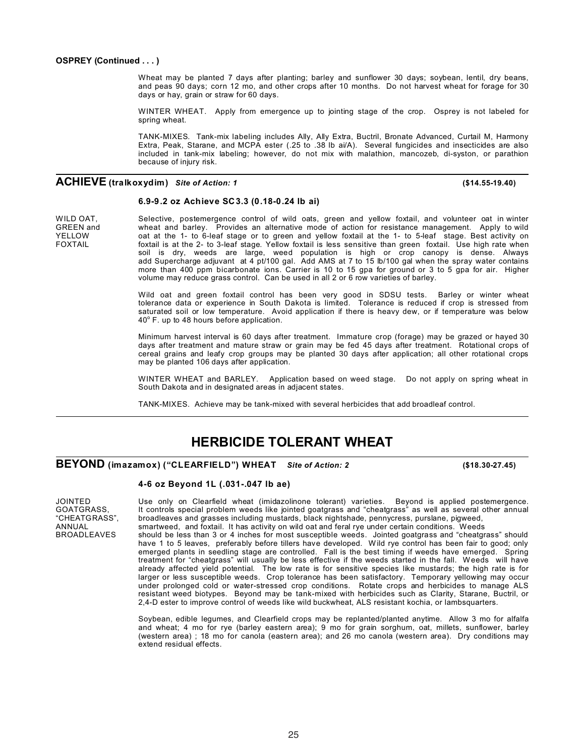**OSPREY (Continued . . . )**

Wheat may be planted 7 days after planting; barley and sunflower 30 days; soybean, lentil, dry beans, and peas 90 days; corn 12 mo, and other crops after 10 months. Do not harvest wheat for forage for 30 days or hay, grain or straw for 60 days.

WINTER WHEAT. Apply from emergence up to jointing stage of the crop. Osprey is not labeled for spring wheat.

TANK-MIXES. Tank-mix labeling includes Ally, Ally Extra, Buctril, Bronate Advanced, Curtail M, Harmony Extra, Peak, Starane, and MCPA ester (.25 to .38 lb ai/A). Several fungicides and insecticides are also included in tank-mix labeling; however, do not mix with malathion, mancozeb, di-syston, or parathion because of injury risk.

## ACHIEVE (tralkoxydim) *Site of Action: 1* **($14.55-19.40)**

**6.9-9.2 oz Achieve SC3.3 (0.18-0.24 lb ai)**

WILD OAT, GREEN and YELLOW FOXTAIL

Selective, postemergence control of wild oats, green and yellow foxtail, and volunteer oat in winter wheat and barley. Provides an alternative mode of action for resistance management. Apply to wild oat at the 1- to 6-leaf stage or to green and yellow foxtail at the 1- to 5-leaf stage. Best activity on foxtail is at the 2- to 3-leaf stage. Yellow foxtail is less sensitive than green foxtail. Use high rate when soil is dry, weeds are large, weed population is high or crop canopy is dense. Always add Supercharge adjuvant at 4 pt/100 gal. Add AMS at 7 to 15 lb/100 gal when the spray water contains more than 400 ppm bicarbonate ions. Carrier is 10 to 15 gpa for ground or 3 to 5 gpa for air. Higher volume may reduce grass control. Can be used in all 2 or 6 row varieties of barley.

Wild oat and green foxtail control has been very good in SDSU tests. Barley or winter wheat tolerance data or experience in South Dakota is limited. Tolerance is reduced if crop is stressed from saturated soil or low temperature. Avoid application if there is heavy dew, or if temperature was below 40° F. up to 48 hours before application.

Minimum harvest interval is 60 days after treatment. Immature crop (forage) may be grazed or hayed 30 days after treatment and mature straw or grain may be fed 45 days after treatment. Rotational crops of cereal grains and leafy crop groups may be planted 30 days after application; all other rotational crops may be planted 106 days after application.

WINTER WHEAT and BARLEY. Application based on weed stage. Do not apply on spring wheat in South Dakota and in designated areas in adjacent states.

TANK-MIXES. Achieve may be tank-mixed with several herbicides that add broadleaf control.

# HERBICIDE TOLERANT WHEAT

## BEYOND (imazamox) ("CLEARFIELD") WHEAT *Site of Action: 2* **($18.30-27.45)**

**4-6 oz Beyond 1L (.031-.047 lb ae)**

JOINTED GOATGRASS, "CHEATGRASS", ANNUAL BROADLEAVES

Use only on Clearfield wheat (imidazolinone tolerant) varieties. Beyond is applied postemergence. It controls special problem weeds like jointed goatgrass and "cheatgrass" as well as several other annual broadleaves and grasses including mustards, black nightshade, pennycress, purslane, pigweed, smartweed, and foxtail. It has activity on wild oat and feral rye under certain conditions. Weeds should be less than 3 or 4 inches for most susceptible weeds. Jointed goatgrass and "cheatgrass" should have 1 to 5 leaves, preferably before tillers have developed. Wild rye control has been fair to good; only emerged plants in seedling stage are controlled. Fall is the best timing if weeds have emerged. Spring treatment for "cheatgrass" will usually be less effective if the weeds started in the fall. Weeds will have already affected yield potential. The low rate is for sensitive species like mustards; the high rate is for larger or less susceptible weeds. Crop tolerance has been satisfactory. Temporary yellowing may occur under prolonged cold or water-stressed crop conditions. Rotate crops and herbicides to manage ALS resistant weed biotypes. Beyond may be tank-mixed with herbicides such as Clarity, Starane, Buctril, or 2,4-D ester to improve control of weeds like wild buckwheat, ALS resistant kochia, or lambsquarters.

Soybean, edible legumes, and Clearfield crops may be replanted/planted anytime. Allow 3 mo for alfalfa and wheat; 4 mo for rye (barley eastern area); 9 mo for grain sorghum, oat, millets, sunflower, barley (western area) ; 18 mo for canola (eastern area); and 26 mo canola (western area). Dry conditions may extend residual effects.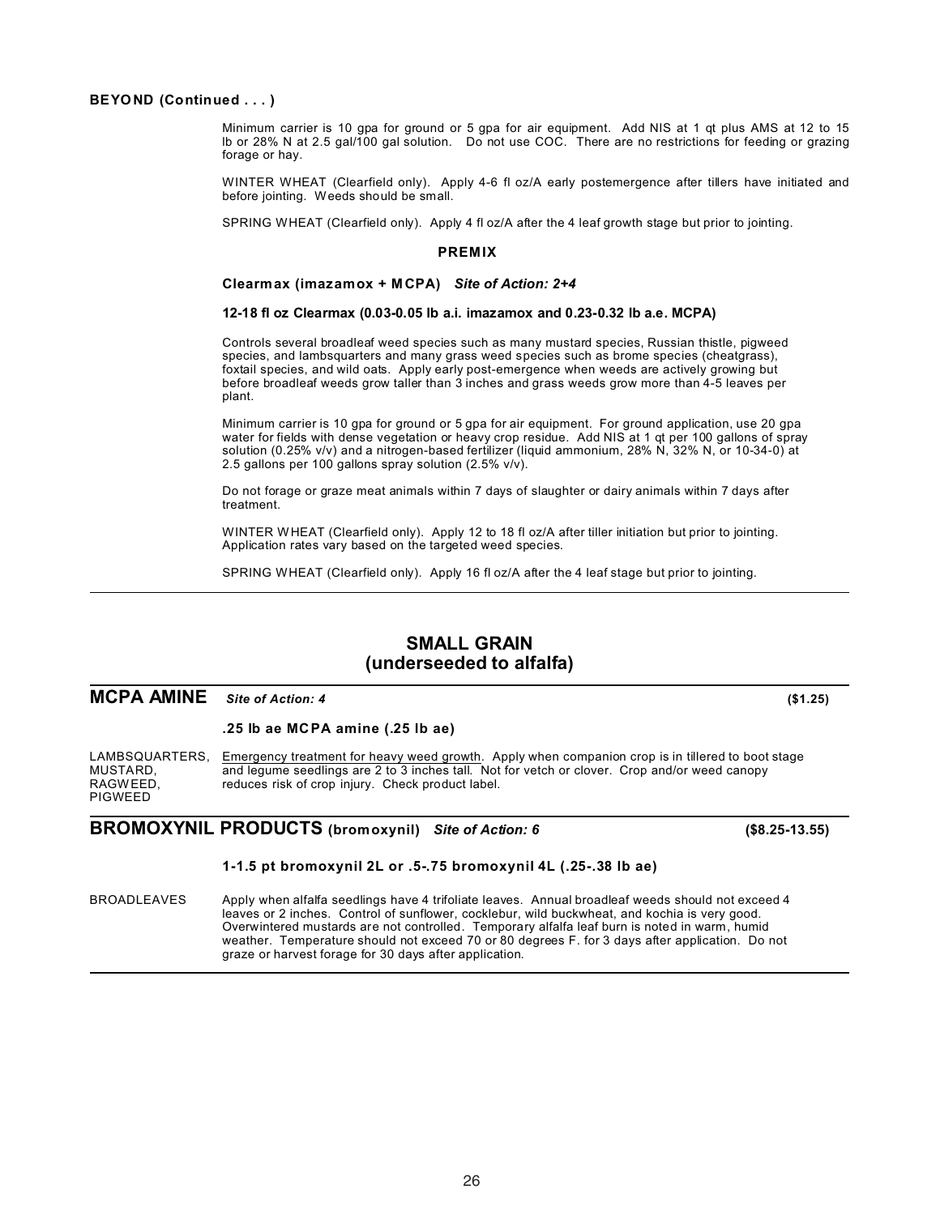**BEYOND (Continued . . . )**

Minimum carrier is 10 gpa for ground or 5 gpa for air equipment. Add NIS at 1 qt plus AMS at 12 to 15 lb or 28% N at 2.5 gal/100 gal solution. Do not use COC. There are no restrictions for feeding or grazing forage or hay.

WINTER WHEAT (Clearfield only). Apply 4-6 fl oz/A early postemergence after tillers have initiated and before jointing. Weeds should be small.

SPRING WHEAT (Clearfield only). Apply 4 fl oz/A after the 4 leaf growth stage but prior to jointing.

**PREMIX**

**Clearmax (imazamox + MCPA)** ***Site of Action: 2+4***

**12-18 fl oz Clearmax (0.03-0.05 lb a.i. imazamox and 0.23-0.32 lb a.e. MCPA)**

Controls several broadleaf weed species such as many mustard species, Russian thistle, pigweed species, and lambsquarters and many grass weed species such as brome species (cheatgrass), foxtail species, and wild oats. Apply early post-emergence when weeds are actively growing but before broadleaf weeds grow taller than 3 inches and grass weeds grow more than 4-5 leaves per plant.

Minimum carrier is 10 gpa for ground or 5 gpa for air equipment. For ground application, use 20 gpa water for fields with dense vegetation or heavy crop residue. Add NIS at 1 qt per 100 gallons of spray solution (0.25% v/v) and a nitrogen-based fertilizer (liquid ammonium, 28% N, 32% N, or 10-34-0) at 2.5 gallons per 100 gallons spray solution (2.5% v/v).

Do not forage or graze meat animals within 7 days of slaughter or dairy animals within 7 days after treatment.

WINTER WHEAT (Clearfield only). Apply 12 to 18 fl oz/A after tiller initiation but prior to jointing. Application rates vary based on the targeted weed species.

SPRING WHEAT (Clearfield only). Apply 16 fl oz/A after the 4 leaf stage but prior to jointing.

---

## SMALL GRAIN (underseeded to alfalfa)

---

## MCPA AMINE *Site of Action: 4* (\$1.25)

**.25 lb ae MCPA amine (.25 lb ae)**

LAMBSQUARTERS, MUSTARD, RAGWEED, PIGWEED

Emergency treatment for heavy weed growth. Apply when companion crop is in tillered to boot stage and legume seedlings are 2 to 3 inches tall. Not for vetch or clover. Crop and/or weed canopy reduces risk of crop injury. Check product label.

---

## BROMOXYNIL PRODUCTS (bromoxynil) *Site of Action: 6* (\$8.25-13.55)

**1-1.5 pt bromoxynil 2L or .5-.75 bromoxynil 4L (.25-.38 lb ae)**

BROADLEAVES

Apply when alfalfa seedlings have 4 trifoliate leaves. Annual broadleaf weeds should not exceed 4 leaves or 2 inches. Control of sunflower, cocklebur, wild buckwheat, and kochia is very good. Overwintered mustards are not controlled. Temporary alfalfa leaf burn is noted in warm, humid weather. Temperature should not exceed 70 or 80 degrees F. for 3 days after application. Do not graze or harvest forage for 30 days after application.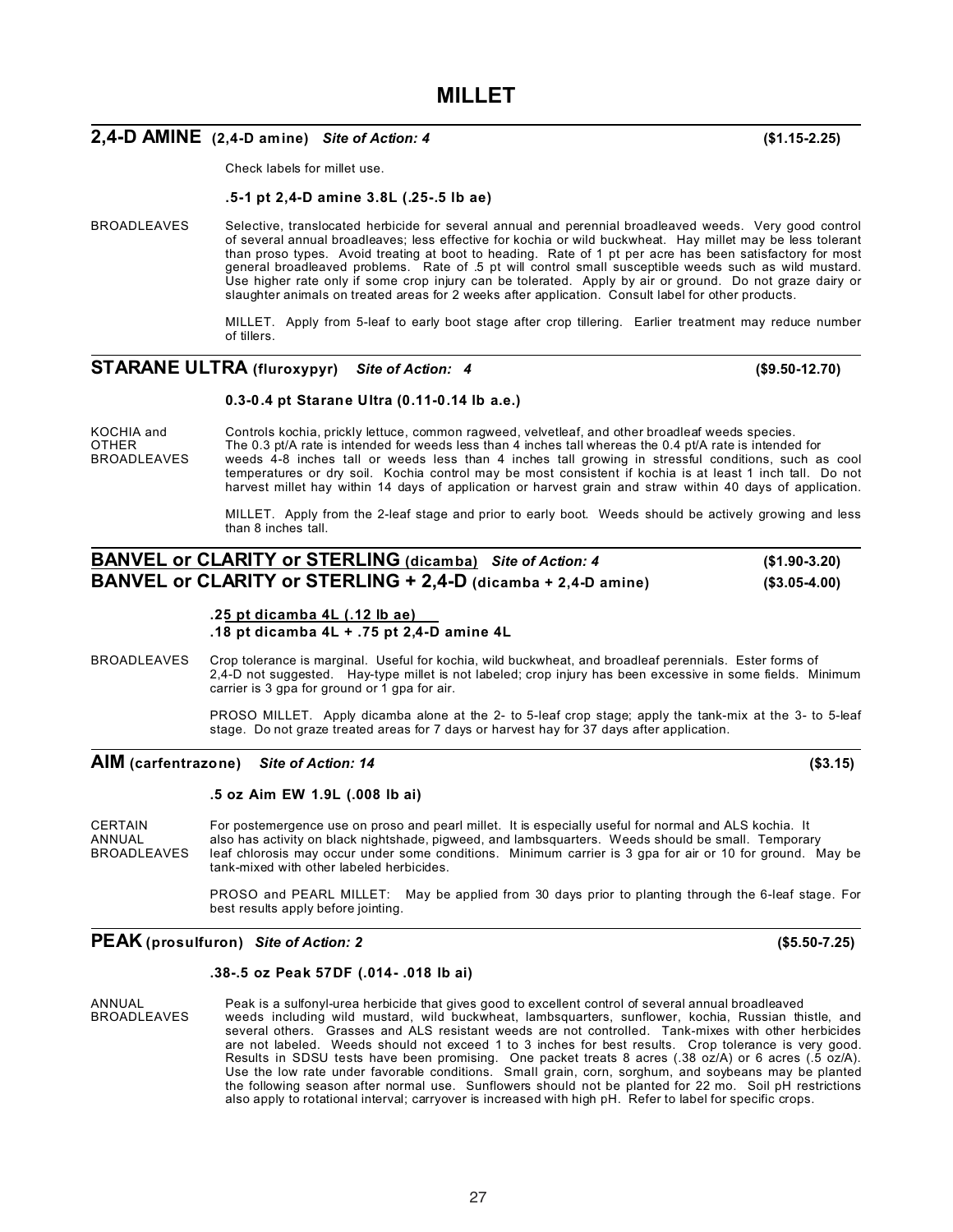# MILLET

## 2,4-D AMINE (2,4-D amine) *Site of Action: 4* ($1.15-2.25)

Check labels for millet use.

**.5-1 pt 2,4-D amine 3.8L (.25-.5 lb ae)**

BROADLEAVES — Selective, translocated herbicide for several annual and perennial broadleaved weeds. Very good control of several annual broadleaves; less effective for kochia or wild buckwheat. Hay millet may be less tolerant than proso types. Avoid treating at boot to heading. Rate of 1 pt per acre has been satisfactory for most general broadleaved problems. Rate of .5 pt will control small susceptible weeds such as wild mustard. Use higher rate only if some crop injury can be tolerated. Apply by air or ground. Do not graze dairy or slaughter animals on treated areas for 2 weeks after application. Consult label for other products.

MILLET. Apply from 5-leaf to early boot stage after crop tillering. Earlier treatment may reduce number of tillers.

## STARANE ULTRA (fluroxypyr) *Site of Action: 4* ($9.50-12.70)

**0.3-0.4 pt Starane Ultra (0.11-0.14 lb a.e.)**

KOCHIA and OTHER BROADLEAVES — Controls kochia, prickly lettuce, common ragweed, velvetleaf, and other broadleaf weeds species. The 0.3 pt/A rate is intended for weeds less than 4 inches tall whereas the 0.4 pt/A rate is intended for weeds 4-8 inches tall or weeds less than 4 inches tall growing in stressful conditions, such as cool temperatures or dry soil. Kochia control may be most consistent if kochia is at least 1 inch tall. Do not harvest millet hay within 14 days of application or harvest grain and straw within 40 days of application.

MILLET. Apply from the 2-leaf stage and prior to early boot. Weeds should be actively growing and less than 8 inches tall.

## BANVEL or CLARITY or STERLING (dicamba) *Site of Action: 4* ($1.90-3.20)
## BANVEL or CLARITY or STERLING + 2,4-D (dicamba + 2,4-D amine) ($3.05-4.00)

**.25 pt dicamba 4L (.12 lb ae)**
**.18 pt dicamba 4L + .75 pt 2,4-D amine 4L**

BROADLEAVES — Crop tolerance is marginal. Useful for kochia, wild buckwheat, and broadleaf perennials. Ester forms of 2,4-D not suggested. Hay-type millet is not labeled; crop injury has been excessive in some fields. Minimum carrier is 3 gpa for ground or 1 gpa for air.

PROSO MILLET. Apply dicamba alone at the 2- to 5-leaf crop stage; apply the tank-mix at the 3- to 5-leaf stage. Do not graze treated areas for 7 days or harvest hay for 37 days after application.

## AIM (carfentrazone) *Site of Action: 14* ($3.15)

**.5 oz Aim EW 1.9L (.008 lb ai)**

CERTAIN ANNUAL BROADLEAVES — For postemergence use on proso and pearl millet. It is especially useful for normal and ALS kochia. It also has activity on black nightshade, pigweed, and lambsquarters. Weeds should be small. Temporary leaf chlorosis may occur under some conditions. Minimum carrier is 3 gpa for air or 10 for ground. May be tank-mixed with other labeled herbicides.

PROSO and PEARL MILLET: May be applied from 30 days prior to planting through the 6-leaf stage. For best results apply before jointing.

## PEAK (prosulfuron) *Site of Action: 2* ($5.50-7.25)

**.38-.5 oz Peak 57DF (.014- .018 lb ai)**

ANNUAL BROADLEAVES — Peak is a sulfonyl-urea herbicide that gives good to excellent control of several annual broadleaved weeds including wild mustard, wild buckwheat, lambsquarters, sunflower, kochia, Russian thistle, and several others. Grasses and ALS resistant weeds are not controlled. Tank-mixes with other herbicides are not labeled. Weeds should not exceed 1 to 3 inches for best results. Crop tolerance is very good. Results in SDSU tests have been promising. One packet treats 8 acres (.38 oz/A) or 6 acres (.5 oz/A). Use the low rate under favorable conditions. Small grain, corn, sorghum, and soybeans may be planted the following season after normal use. Sunflowers should not be planted for 22 mo. Soil pH restrictions also apply to rotational interval; carryover is increased with high pH. Refer to label for specific crops.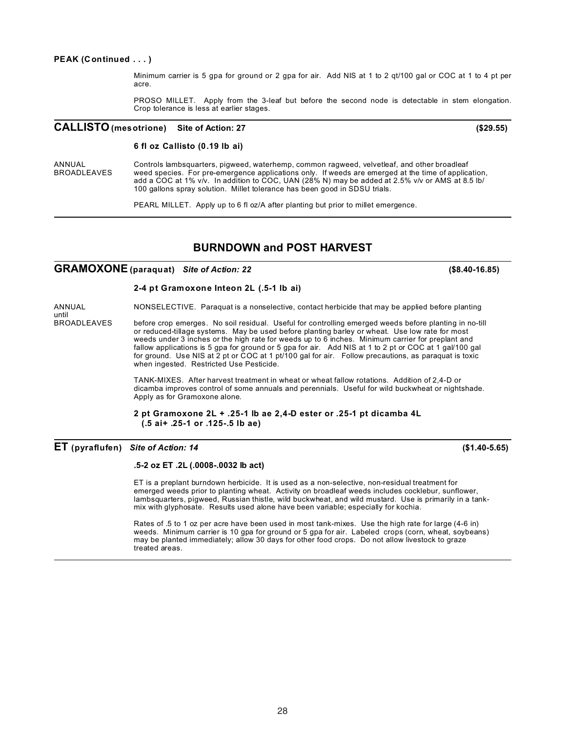**PEAK (Continued . . . )**

Minimum carrier is 5 gpa for ground or 2 gpa for air. Add NIS at 1 to 2 qt/100 gal or COC at 1 to 4 pt per acre.

PROSO MILLET. Apply from the 3-leaf but before the second node is detectable in stem elongation. Crop tolerance is less at earlier stages.

## CALLISTO (mesotrione) Site of Action: 27 ($29.55)

**6 fl oz Callisto (0.19 lb ai)**

ANNUAL BROADLEAVES

Controls lambsquarters, pigweed, waterhemp, common ragweed, velvetleaf, and other broadleaf weed species. For pre-emergence applications only. If weeds are emerged at the time of application, add a COC at 1% v/v. In addition to COC, UAN (28% N) may be added at 2.5% v/v or AMS at 8.5 lb/ 100 gallons spray solution. Millet tolerance has been good in SDSU trials.

PEARL MILLET. Apply up to 6 fl oz/A after planting but prior to millet emergence.

# BURNDOWN and POST HARVEST

## GRAMOXONE (paraquat) *Site of Action: 22* ($8.40-16.85)

**2-4 pt Gramoxone Inteon 2L (.5-1 lb ai)**

ANNUAL BROADLEAVES

NONSELECTIVE. Paraquat is a nonselective, contact herbicide that may be applied before planting until before crop emerges. No soil residual. Useful for controlling emerged weeds before planting in no-till or reduced-tillage systems. May be used before planting barley or wheat. Use low rate for most weeds under 3 inches or the high rate for weeds up to 6 inches. Minimum carrier for preplant and fallow applications is 5 gpa for ground or 5 gpa for air. Add NIS at 1 to 2 pt or COC at 1 gal/100 gal for ground. Use NIS at 2 pt or COC at 1 pt/100 gal for air. Follow precautions, as paraquat is toxic when ingested. Restricted Use Pesticide.

TANK-MIXES. After harvest treatment in wheat or wheat fallow rotations. Addition of 2,4-D or dicamba improves control of some annuals and perennials. Useful for wild buckwheat or nightshade. Apply as for Gramoxone alone.

**2 pt Gramoxone 2L + .25-1 lb ae 2,4-D ester or .25-1 pt dicamba 4L (.5 ai+ .25-1 or .125-.5 lb ae)**

## ET (pyraflufen) *Site of Action: 14* ($1.40-5.65)

**.5-2 oz ET .2L (.0008-.0032 lb act)**

ET is a preplant burndown herbicide. It is used as a non-selective, non-residual treatment for emerged weeds prior to planting wheat. Activity on broadleaf weeds includes cocklebur, sunflower, lambsquarters, pigweed, Russian thistle, wild buckwheat, and wild mustard. Use is primarily in a tank-mix with glyphosate. Results used alone have been variable; especially for kochia.

Rates of .5 to 1 oz per acre have been used in most tank-mixes. Use the high rate for large (4-6 in) weeds. Minimum carrier is 10 gpa for ground or 5 gpa for air. Labeled crops (corn, wheat, soybeans) may be planted immediately; allow 30 days for other food crops. Do not allow livestock to graze treated areas.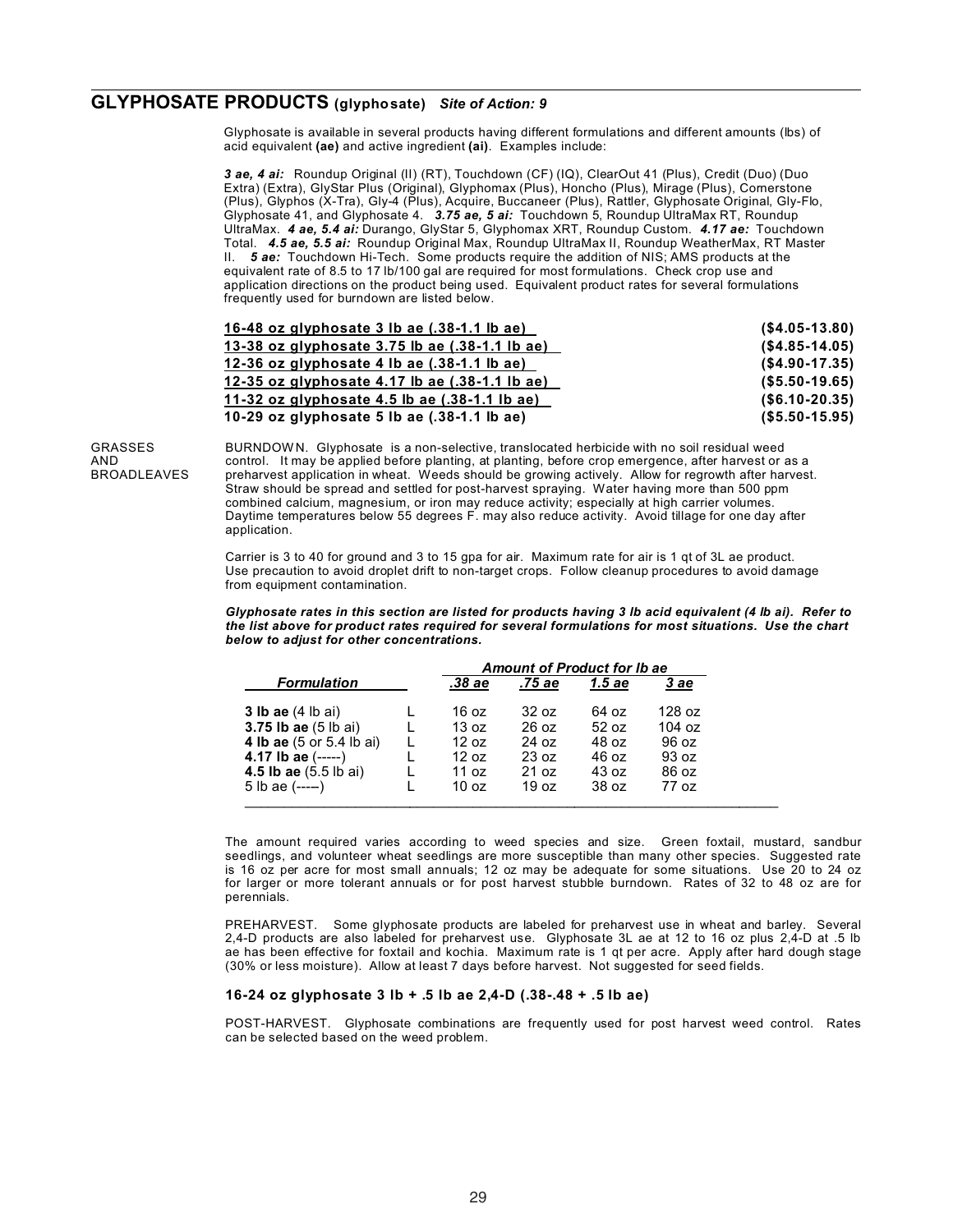## GLYPHOSATE PRODUCTS (glyphosate) *Site of Action: 9*

Glyphosate is available in several products having different formulations and different amounts (lbs) of acid equivalent **(ae)** and active ingredient **(ai)**. Examples include:

***3 ae, 4 ai:*** Roundup Original (II) (RT), Touchdown (CF) (IQ), ClearOut 41 (Plus), Credit (Duo) (Duo Extra) (Extra), GlyStar Plus (Original), Glyphomax (Plus), Honcho (Plus), Mirage (Plus), Cornerstone (Plus), Glyphos (X-Tra), Gly-4 (Plus), Acquire, Buccaneer (Plus), Rattler, Glyphosate Original, Gly-Flo, Glyphosate 41, and Glyphosate 4. ***3.75 ae, 5 ai:*** Touchdown 5, Roundup UltraMax RT, Roundup UltraMax. ***4 ae, 5.4 ai:*** Durango, GlyStar 5, Glyphomax XRT, Roundup Custom. ***4.17 ae:*** Touchdown Total. ***4.5 ae, 5.5 ai:*** Roundup Original Max, Roundup UltraMax II, Roundup WeatherMax, RT Master II. ***5 ae:*** Touchdown Hi-Tech. Some products require the addition of NIS; AMS products at the equivalent rate of 8.5 to 17 lb/100 gal are required for most formulations. Check crop use and application directions on the product being used. Equivalent product rates for several formulations frequently used for burndown are listed below.

**16-48 oz glyphosate 3 lb ae (.38-1.1 lb ae)** **($4.05-13.80)**
**13-38 oz glyphosate 3.75 lb ae (.38-1.1 lb ae)** **($4.85-14.05)**
**12-36 oz glyphosate 4 lb ae (.38-1.1 lb ae)** **($4.90-17.35)**
**12-35 oz glyphosate 4.17 lb ae (.38-1.1 lb ae)** **($5.50-19.65)**
**11-32 oz glyphosate 4.5 lb ae (.38-1.1 lb ae)** **($6.10-20.35)**
**10-29 oz glyphosate 5 lb ae (.38-1.1 lb ae)** **($5.50-15.95)**

GRASSES AND BROADLEAVES

BURNDOWN. Glyphosate is a non-selective, translocated herbicide with no soil residual weed control. It may be applied before planting, at planting, before crop emergence, after harvest or as a preharvest application in wheat. Weeds should be growing actively. Allow for regrowth after harvest. Straw should be spread and settled for post-harvest spraying. Water having more than 500 ppm combined calcium, magnesium, or iron may reduce activity; especially at high carrier volumes. Daytime temperatures below 55 degrees F. may also reduce activity. Avoid tillage for one day after application.

Carrier is 3 to 40 for ground and 3 to 15 gpa for air. Maximum rate for air is 1 qt of 3L ae product. Use precaution to avoid droplet drift to non-target crops. Follow cleanup procedures to avoid damage from equipment contamination.

***Glyphosate rates in this section are listed for products having 3 lb acid equivalent (4 lb ai). Refer to the list above for product rates required for several formulations for most situations. Use the chart below to adjust for other concentrations.***

| *Formulation* | | *Amount of Product for lb ae* | | | |
|---|---|---|---|---|---|
| | | *.38 ae* | *.75 ae* | *1.5 ae* | *3 ae* |
| **3 lb ae** (4 lb ai) | L | 16 oz | 32 oz | 64 oz | 128 oz |
| **3.75 lb ae** (5 lb ai) | L | 13 oz | 26 oz | 52 oz | 104 oz |
| **4 lb ae** (5 or 5.4 lb ai) | L | 12 oz | 24 oz | 48 oz | 96 oz |
| **4.17 lb ae** (-----) | L | 12 oz | 23 oz | 46 oz | 93 oz |
| **4.5 lb ae** (5.5 lb ai) | L | 11 oz | 21 oz | 43 oz | 86 oz |
| 5 lb ae (-----) | L | 10 oz | 19 oz | 38 oz | 77 oz |

The amount required varies according to weed species and size. Green foxtail, mustard, sandbur seedlings, and volunteer wheat seedlings are more susceptible than many other species. Suggested rate is 16 oz per acre for most small annuals; 12 oz may be adequate for some situations. Use 20 to 24 oz for larger or more tolerant annuals or for post harvest stubble burndown. Rates of 32 to 48 oz are for perennials.

PREHARVEST. Some glyphosate products are labeled for preharvest use in wheat and barley. Several 2,4-D products are also labeled for preharvest use. Glyphosate 3L ae at 12 to 16 oz plus 2,4-D at .5 lb ae has been effective for foxtail and kochia. Maximum rate is 1 qt per acre. Apply after hard dough stage (30% or less moisture). Allow at least 7 days before harvest. Not suggested for seed fields.

**16-24 oz glyphosate 3 lb + .5 lb ae 2,4-D (.38-.48 + .5 lb ae)**

POST-HARVEST. Glyphosate combinations are frequently used for post harvest weed control. Rates can be selected based on the weed problem.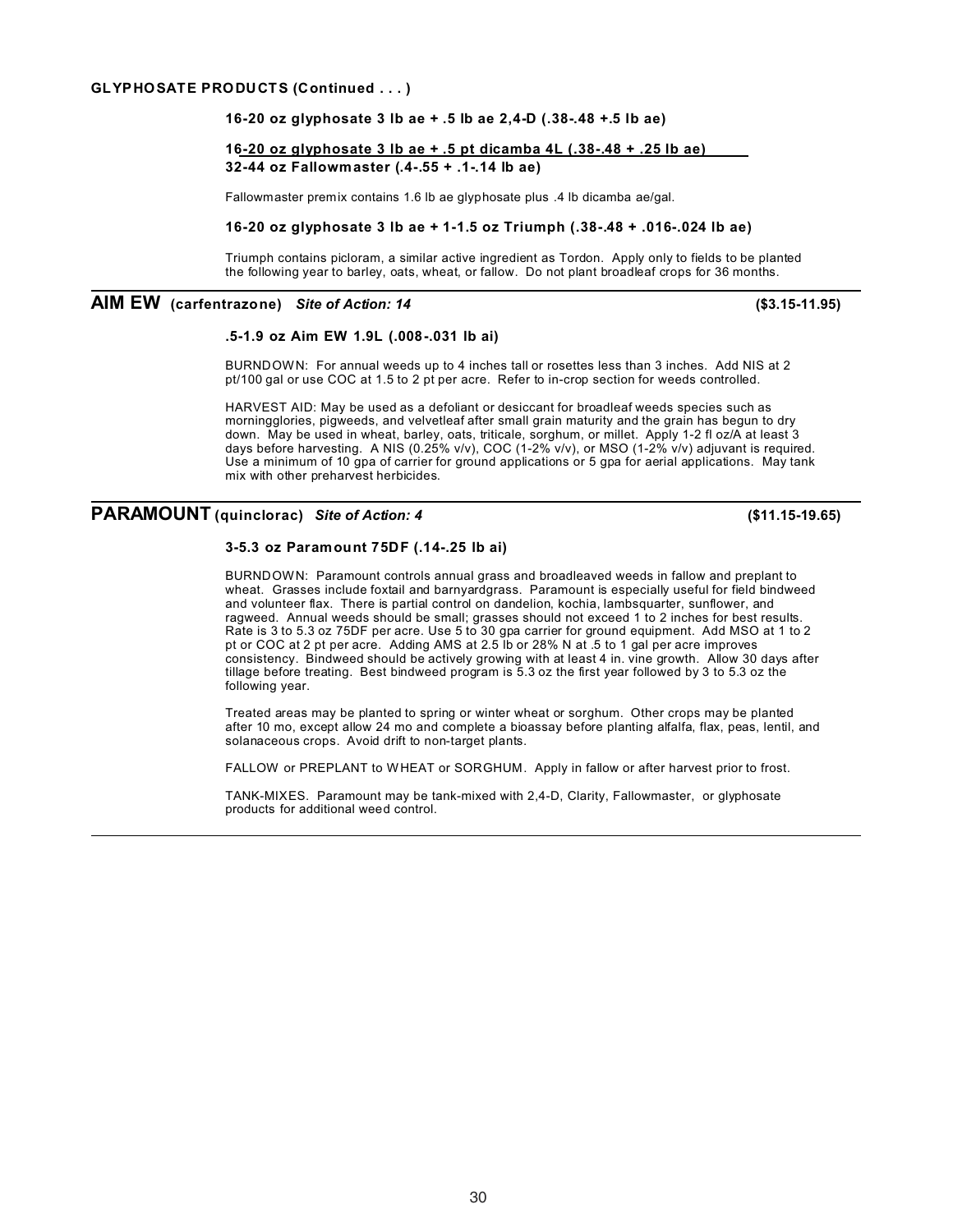**GLYPHOSATE PRODUCTS (Continued . . . )**

**16-20 oz glyphosate 3 lb ae + .5 lb ae 2,4-D (.38-.48 +.5 lb ae)**

**16-20 oz glyphosate 3 lb ae + .5 pt dicamba 4L (.38-.48 + .25 lb ae)**
**32-44 oz Fallowmaster (.4-.55 + .1-.14 lb ae)**

Fallowmaster premix contains 1.6 lb ae glyphosate plus .4 lb dicamba ae/gal.

**16-20 oz glyphosate 3 lb ae + 1-1.5 oz Triumph (.38-.48 + .016-.024 lb ae)**

Triumph contains picloram, a similar active ingredient as Tordon. Apply only to fields to be planted the following year to barley, oats, wheat, or fallow. Do not plant broadleaf crops for 36 months.

## AIM EW (carfentrazone) *Site of Action: 14* ($3.15-11.95)

**.5-1.9 oz Aim EW 1.9L (.008-.031 lb ai)**

BURNDOWN: For annual weeds up to 4 inches tall or rosettes less than 3 inches. Add NIS at 2 pt/100 gal or use COC at 1.5 to 2 pt per acre. Refer to in-crop section for weeds controlled.

HARVEST AID: May be used as a defoliant or desiccant for broadleaf weeds species such as morningglories, pigweeds, and velvetleaf after small grain maturity and the grain has begun to dry down. May be used in wheat, barley, oats, triticale, sorghum, or millet. Apply 1-2 fl oz/A at least 3 days before harvesting. A NIS (0.25% v/v), COC (1-2% v/v), or MSO (1-2% v/v) adjuvant is required. Use a minimum of 10 gpa of carrier for ground applications or 5 gpa for aerial applications. May tank mix with other preharvest herbicides.

## PARAMOUNT (quinclorac) *Site of Action: 4* ($11.15-19.65)

**3-5.3 oz Paramount 75DF (.14-.25 lb ai)**

BURNDOWN: Paramount controls annual grass and broadleaved weeds in fallow and preplant to wheat. Grasses include foxtail and barnyardgrass. Paramount is especially useful for field bindweed and volunteer flax. There is partial control on dandelion, kochia, lambsquarter, sunflower, and ragweed. Annual weeds should be small; grasses should not exceed 1 to 2 inches for best results. Rate is 3 to 5.3 oz 75DF per acre. Use 5 to 30 gpa carrier for ground equipment. Add MSO at 1 to 2 pt or COC at 2 pt per acre. Adding AMS at 2.5 lb or 28% N at .5 to 1 gal per acre improves consistency. Bindweed should be actively growing with at least 4 in. vine growth. Allow 30 days after tillage before treating. Best bindweed program is 5.3 oz the first year followed by 3 to 5.3 oz the following year.

Treated areas may be planted to spring or winter wheat or sorghum. Other crops may be planted after 10 mo, except allow 24 mo and complete a bioassay before planting alfalfa, flax, peas, lentil, and solanaceous crops. Avoid drift to non-target plants.

FALLOW or PREPLANT to WHEAT or SORGHUM. Apply in fallow or after harvest prior to frost.

TANK-MIXES. Paramount may be tank-mixed with 2,4-D, Clarity, Fallowmaster, or glyphosate products for additional weed control.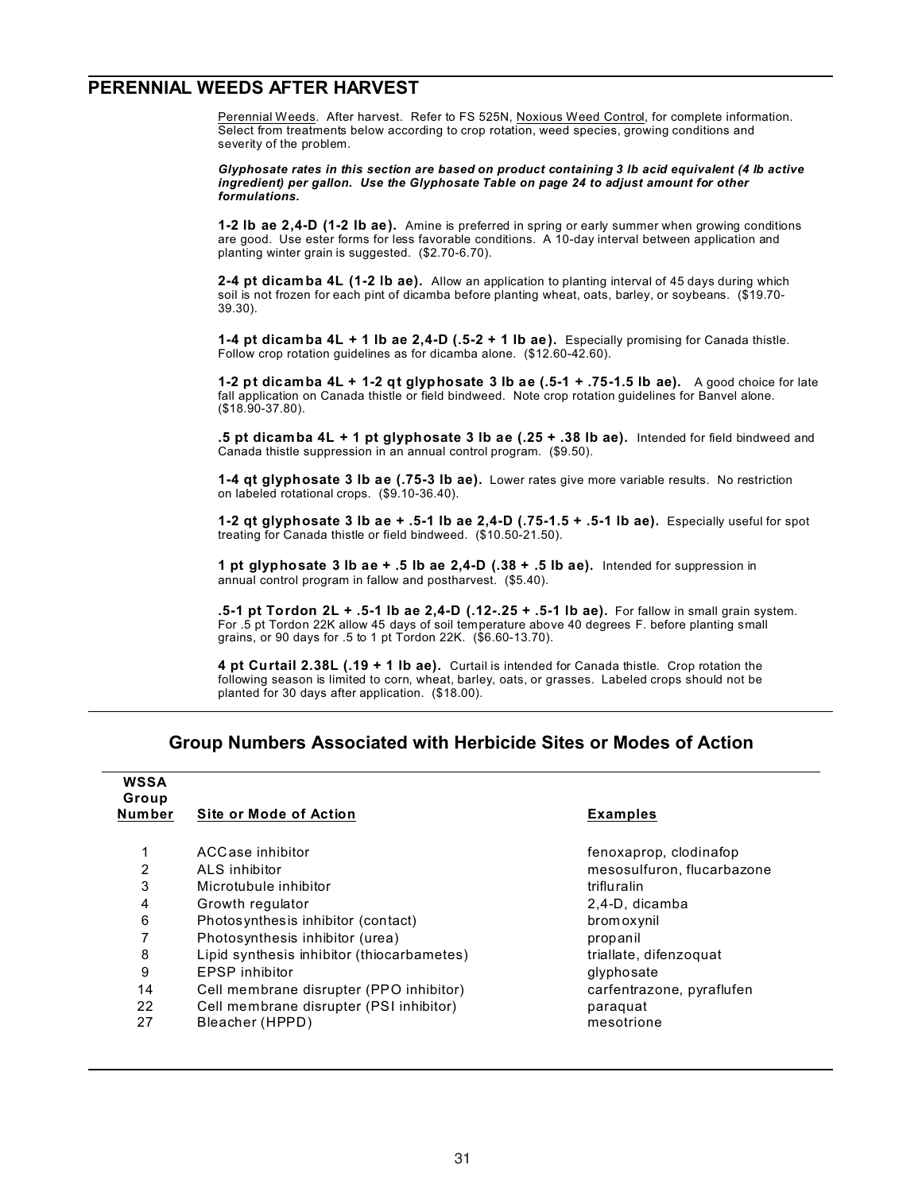## PERENNIAL WEEDS AFTER HARVEST

Perennial Weeds. After harvest. Refer to FS 525N, Noxious Weed Control, for complete information. Select from treatments below according to crop rotation, weed species, growing conditions and severity of the problem.

***Glyphosate rates in this section are based on product containing 3 lb acid equivalent (4 lb active ingredient) per gallon. Use the Glyphosate Table on page 24 to adjust amount for other formulations.***

**1-2 lb ae 2,4-D (1-2 lb ae).** Amine is preferred in spring or early summer when growing conditions are good. Use ester forms for less favorable conditions. A 10-day interval between application and planting winter grain is suggested. ($2.70-6.70).

**2-4 pt dicamba 4L (1-2 lb ae).** Allow an application to planting interval of 45 days during which soil is not frozen for each pint of dicamba before planting wheat, oats, barley, or soybeans. ($19.70-39.30).

**1-4 pt dicamba 4L + 1 lb ae 2,4-D (.5-2 + 1 lb ae).** Especially promising for Canada thistle. Follow crop rotation guidelines as for dicamba alone. ($12.60-42.60).

**1-2 pt dicamba 4L + 1-2 qt glyphosate 3 lb ae (.5-1 + .75-1.5 lb ae).** A good choice for late fall application on Canada thistle or field bindweed. Note crop rotation guidelines for Banvel alone. ($18.90-37.80).

**.5 pt dicamba 4L + 1 pt glyphosate 3 lb ae (.25 + .38 lb ae).** Intended for field bindweed and Canada thistle suppression in an annual control program. ($9.50).

**1-4 qt glyphosate 3 lb ae (.75-3 lb ae).** Lower rates give more variable results. No restriction on labeled rotational crops. ($9.10-36.40).

**1-2 qt glyphosate 3 lb ae + .5-1 lb ae 2,4-D (.75-1.5 + .5-1 lb ae).** Especially useful for spot treating for Canada thistle or field bindweed. ($10.50-21.50).

**1 pt glyphosate 3 lb ae + .5 lb ae 2,4-D (.38 + .5 lb ae).** Intended for suppression in annual control program in fallow and postharvest. ($5.40).

**.5-1 pt Tordon 2L + .5-1 lb ae 2,4-D (.12-.25 + .5-1 lb ae).** For fallow in small grain system. For .5 pt Tordon 22K allow 45 days of soil temperature above 40 degrees F. before planting small grains, or 90 days for .5 to 1 pt Tordon 22K. ($6.60-13.70).

**4 pt Curtail 2.38L (.19 + 1 lb ae).** Curtail is intended for Canada thistle. Crop rotation the following season is limited to corn, wheat, barley, oats, or grasses. Labeled crops should not be planted for 30 days after application. ($18.00).

## Group Numbers Associated with Herbicide Sites or Modes of Action

| WSSA Group Number | Site or Mode of Action | Examples |
|---|---|---|
| 1 | ACCase inhibitor | fenoxaprop, clodinafop |
| 2 | ALS inhibitor | mesosulfuron, flucarbazone |
| 3 | Microtubule inhibitor | trifluralin |
| 4 | Growth regulator | 2,4-D, dicamba |
| 6 | Photosynthesis inhibitor (contact) | bromoxynil |
| 7 | Photosynthesis inhibitor (urea) | propanil |
| 8 | Lipid synthesis inhibitor (thiocarbametes) | triallate, difenzoquat |
| 9 | EPSP inhibitor | glyphosate |
| 14 | Cell membrane disrupter (PPO inhibitor) | carfentrazone, pyraflufen |
| 22 | Cell membrane disrupter (PSI inhibitor) | paraquat |
| 27 | Bleacher (HPPD) | mesotrione |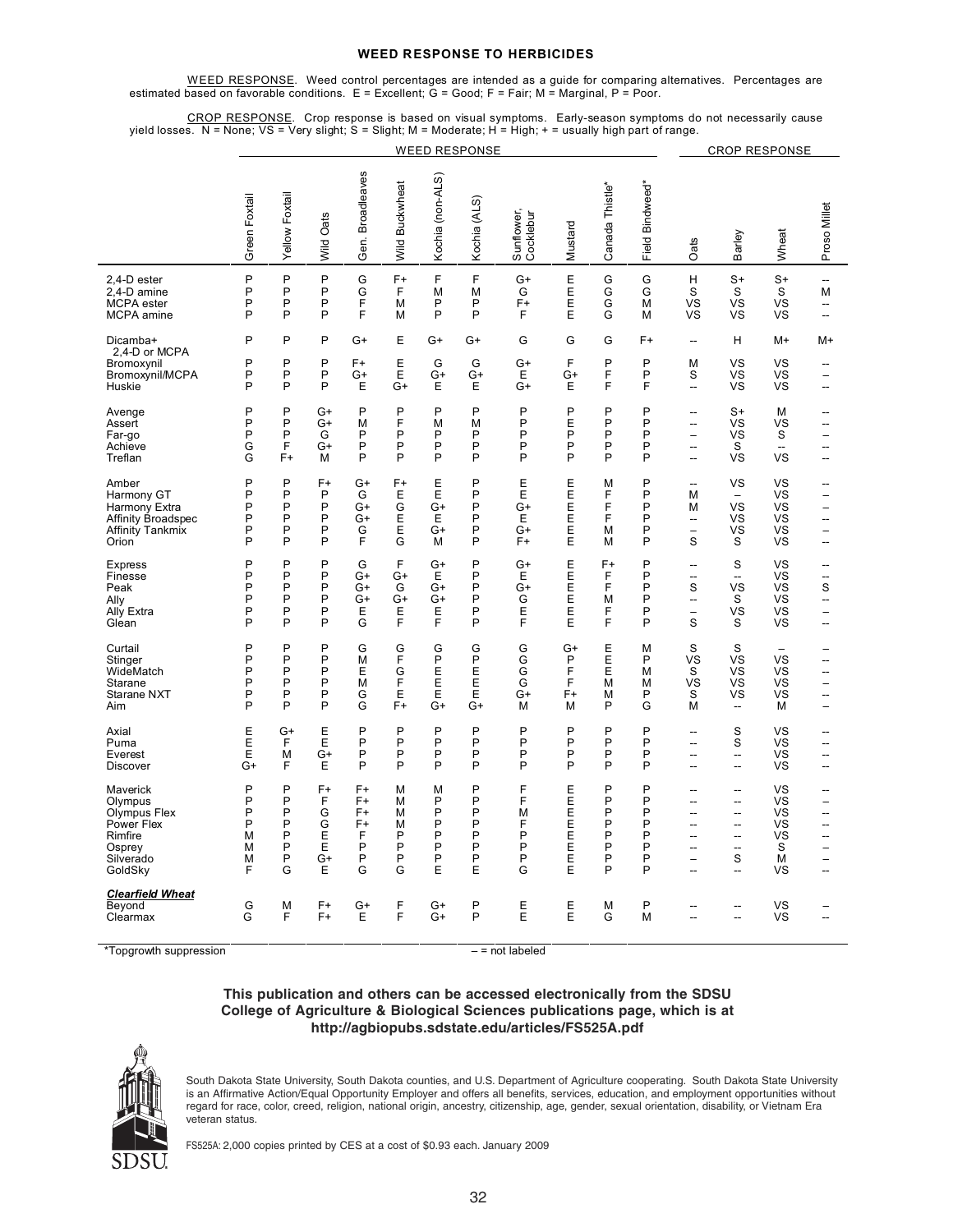**WEED RESPONSE TO HERBICIDES**

WEED RESPONSE. Weed control percentages are intended as a guide for comparing alternatives. Percentages are estimated based on favorable conditions. E = Excellent; G = Good; F = Fair; M = Marginal, P = Poor.

CROP RESPONSE. Crop response is based on visual symptoms. Early-season symptoms do not necessarily cause yield losses. N = None; VS = Very slight; S = Slight; M = Moderate; H = High; + = usually high part of range.

| | WEED RESPONSE | | | | | | | | | | | CROP RESPONSE | | | |
|---|---|---|---|---|---|---|---|---|---|---|---|---|---|---|---|
| | Green Foxtail | Yellow Foxtail | Wild Oats | Gen. Broadleaves | Wild Buckwheat | Kochia (non-ALS) | Kochia (ALS) | Sunflower, Cocklebur | Mustard | Canada Thistle* | Field Bindweed* | Oats | Barley | Wheat | Proso Millet |
| 2,4-D ester | P | P | P | G | F+ | F | F | G+ | E | G | G | H | S+ | S+ | -- |
| 2,4-D amine | P | P | P | G | F | M | M | G | E | G | G | S | S | S | M |
| MCPA ester | P | P | P | F | M | P | P | F+ | E | G | M | VS | VS | VS | -- |
| MCPA amine | P | P | P | F | M | P | P | F | E | G | M | VS | VS | VS | -- |
| Dicamba+ 2,4-D or MCPA | P | P | P | G+ | E | G+ | G+ | G | G | G | F+ | -- | H | M+ | M+ |
| Bromoxynil | P | P | P | F+ | E | G | G | G+ | F | P | P | M | VS | VS | -- |
| Bromoxynil/MCPA | P | P | P | G+ | E | G+ | G+ | E | G+ | F | P | S | VS | VS | -- |
| Huskie | P | P | P | E | G+ | E | E | G+ | E | F | F | -- | VS | VS | -- |
| Avenge | P | P | G+ | P | P | P | P | P | P | P | P | -- | S+ | M | -- |
| Assert | P | P | G+ | M | F | M | M | P | E | P | P | -- | VS | VS | -- |
| Far-go | P | P | G | P | P | P | P | P | P | P | P | -- | VS | S | -- |
| Achieve | G | F | G+ | P | P | P | P | P | P | P | P | -- | S | -- | -- |
| Treflan | G | F+ | M | P | P | P | P | P | P | P | P | -- | VS | VS | -- |
| Amber | P | P | F+ | G+ | F+ | E | P | E | E | M | P | -- | VS | VS | -- |
| Harmony GT | P | P | P | G | E | E | P | E | E | F | P | M | – | VS | – |
| Harmony Extra | P | P | P | G+ | G | G+ | P | G+ | E | F | P | M | VS | VS | – |
| Affinity Broadspec | P | P | P | G+ | E | E | P | E | E | F | P | -- | VS | VS | -- |
| Affinity Tankmix | P | P | P | G | E | G+ | P | G+ | E | M | P | – | VS | VS | – |
| Orion | P | P | P | F | G | M | P | F+ | E | M | P | S | S | VS | -- |
| Express | P | P | P | G | F | G+ | P | G+ | E | F+ | P | -- | S | VS | -- |
| Finesse | P | P | P | G+ | G+ | E | P | E | E | F | P | -- | -- | VS | -- |
| Peak | P | P | P | G+ | G | G+ | P | G+ | E | F | P | S | VS | VS | S |
| Ally | P | P | P | G+ | G+ | G+ | P | G | E | M | P | -- | S | VS | -- |
| Ally Extra | P | P | P | E | E | E | P | E | E | F | P | – | VS | VS | – |
| Glean | P | P | P | G | F | F | P | F | E | F | P | S | S | VS | -- |
| Curtail | P | P | P | G | G | G | G | G | G+ | E | M | S | S | – | – |
| Stinger | P | P | P | M | F | P | P | G | P | E | P | VS | VS | VS | -- |
| WideMatch | P | P | P | E | G | E | E | G | F | E | M | S | VS | VS | -- |
| Starane | P | P | P | M | F | E | E | G | F | M | M | VS | VS | VS | – |
| Starane NXT | P | P | P | G | E | E | E | G+ | F+ | M | P | S | VS | VS | -- |
| Aim | P | P | P | G | F+ | G+ | G+ | M | M | P | G | M | -- | M | – |
| Axial | E | G+ | E | P | P | P | P | P | P | P | P | -- | S | VS | -- |
| Puma | E | F | E | P | P | P | P | P | P | P | P | -- | S | VS | -- |
| Everest | E | M | G+ | P | P | P | P | P | P | P | P | -- | -- | VS | -- |
| Discover | G+ | F | E | P | P | P | P | P | P | P | P | -- | -- | VS | -- |
| Maverick | P | P | F+ | F+ | M | M | P | F | E | P | P | -- | -- | VS | -- |
| Olympus | P | P | F | F+ | M | P | P | F | E | P | P | -- | -- | VS | – |
| Olympus Flex | P | P | G | F+ | M | P | P | M | E | P | P | -- | -- | VS | -- |
| Power Flex | P | P | G | F+ | M | P | P | F | E | P | P | -- | -- | VS | -- |
| Rimfire | M | P | E | F | P | P | P | P | E | P | P | -- | -- | VS | -- |
| Osprey | M | P | E | P | P | P | P | P | E | P | P | -- | -- | S | – |
| Silverado | M | P | G+ | P | P | P | P | P | E | P | P | – | S | M | – |
| GoldSky | F | G | E | G | G | E | E | G | E | P | P | -- | -- | VS | -- |
| ***Clearfield Wheat*** | | | | | | | | | | | | | | | |
| Beyond | G | M | F+ | G+ | F | G+ | P | E | E | M | P | -- | -- | VS | – |
| Clearmax | G | F | F+ | E | F | G+ | P | E | E | G | M | -- | -- | VS | -- |

*Topgrowth suppression

– = not labeled

**This publication and others can be accessed electronically from the SDSU College of Agriculture & Biological Sciences publications page, which is at http://agbiopubs.sdstate.edu/articles/FS525A.pdf**

South Dakota State University, South Dakota counties, and U.S. Department of Agriculture cooperating. South Dakota State University is an Affirmative Action/Equal Opportunity Employer and offers all benefits, services, education, and employment opportunities without regard for race, color, creed, religion, national origin, ancestry, citizenship, age, gender, sexual orientation, disability, or Vietnam Era veteran status.

FS525A: 2,000 copies printed by CES at a cost of $0.93 each. January 2009